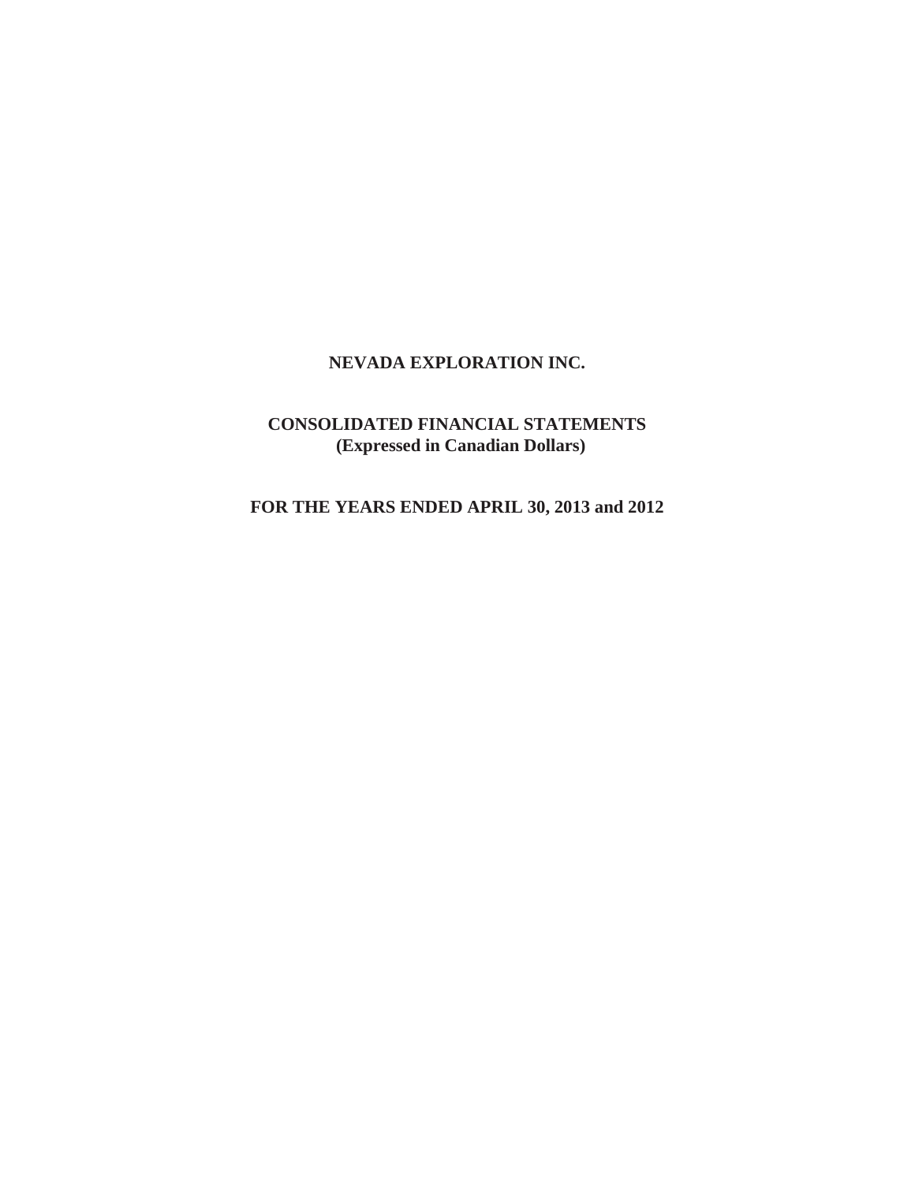# NEVADA EXPLORATION INC.

## CONSOLIDATED FINANCIAL STATEMENTS
**(Expressed in Canadian Dollars)**

**FOR THE YEARS ENDED APRIL 30, 2013 and 2012**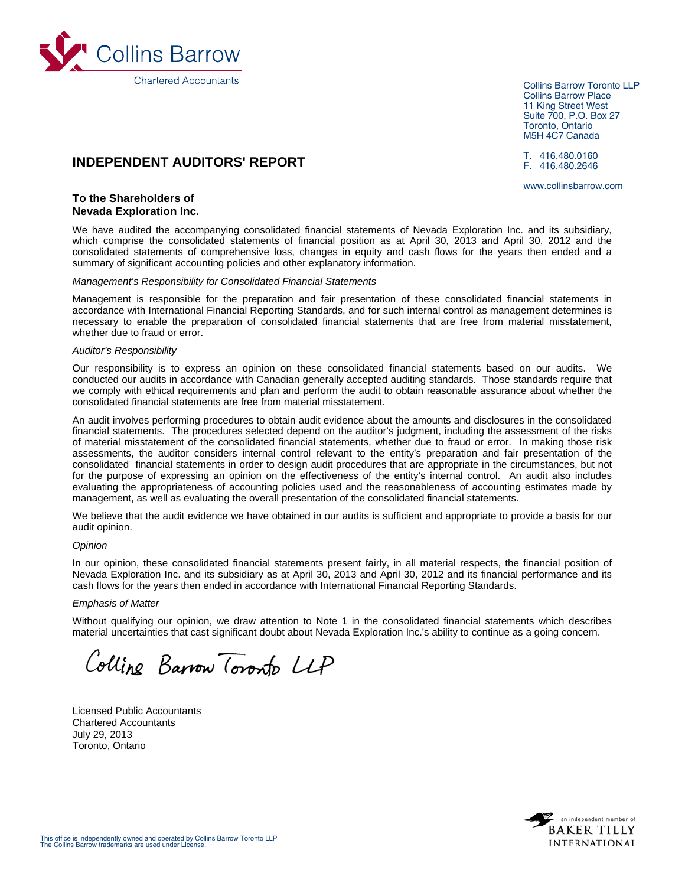Collins Barrow

Chartered Accountants

Collins Barrow Toronto LLP
Collins Barrow Place
11 King Street West
Suite 700, P.O. Box 27
Toronto, Ontario
M5H 4C7 Canada

T. 416.480.0160
F. 416.480.2646

www.collinsbarrow.com

# INDEPENDENT AUDITORS' REPORT

**To the Shareholders of**
**Nevada Exploration Inc.**

We have audited the accompanying consolidated financial statements of Nevada Exploration Inc. and its subsidiary, which comprise the consolidated statements of financial position as at April 30, 2013 and April 30, 2012 and the consolidated statements of comprehensive loss, changes in equity and cash flows for the years then ended and a summary of significant accounting policies and other explanatory information.

*Management's Responsibility for Consolidated Financial Statements*

Management is responsible for the preparation and fair presentation of these consolidated financial statements in accordance with International Financial Reporting Standards, and for such internal control as management determines is necessary to enable the preparation of consolidated financial statements that are free from material misstatement, whether due to fraud or error.

*Auditor's Responsibility*

Our responsibility is to express an opinion on these consolidated financial statements based on our audits. We conducted our audits in accordance with Canadian generally accepted auditing standards. Those standards require that we comply with ethical requirements and plan and perform the audit to obtain reasonable assurance about whether the consolidated financial statements are free from material misstatement.

An audit involves performing procedures to obtain audit evidence about the amounts and disclosures in the consolidated financial statements. The procedures selected depend on the auditor's judgment, including the assessment of the risks of material misstatement of the consolidated financial statements, whether due to fraud or error. In making those risk assessments, the auditor considers internal control relevant to the entity's preparation and fair presentation of the consolidated financial statements in order to design audit procedures that are appropriate in the circumstances, but not for the purpose of expressing an opinion on the effectiveness of the entity's internal control. An audit also includes evaluating the appropriateness of accounting policies used and the reasonableness of accounting estimates made by management, as well as evaluating the overall presentation of the consolidated financial statements.

We believe that the audit evidence we have obtained in our audits is sufficient and appropriate to provide a basis for our audit opinion.

*Opinion*

In our opinion, these consolidated financial statements present fairly, in all material respects, the financial position of Nevada Exploration Inc. and its subsidiary as at April 30, 2013 and April 30, 2012 and its financial performance and its cash flows for the years then ended in accordance with International Financial Reporting Standards.

*Emphasis of Matter*

Without qualifying our opinion, we draw attention to Note 1 in the consolidated financial statements which describes material uncertainties that cast significant doubt about Nevada Exploration Inc.'s ability to continue as a going concern.

Collins Barrow Toronto LLP

Licensed Public Accountants
Chartered Accountants
July 29, 2013
Toronto, Ontario

This office is independently owned and operated by Collins Barrow Toronto LLP
The Collins Barrow trademarks are used under License.

an independent member of BAKER TILLY INTERNATIONAL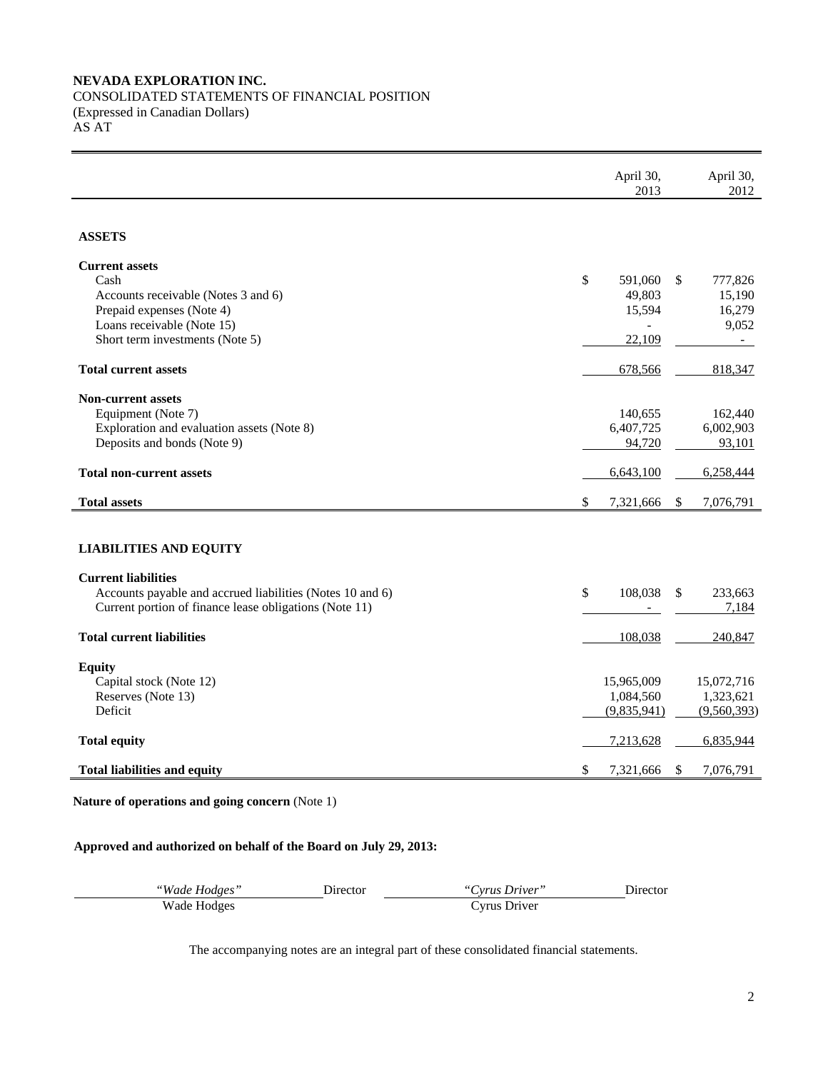**NEVADA EXPLORATION INC.**
CONSOLIDATED STATEMENTS OF FINANCIAL POSITION
(Expressed in Canadian Dollars)
AS AT

| | April 30, 2013 | April 30, 2012 |
|---|---|---|
| **ASSETS** | | |
| **Current assets** | | |
| Cash | $ 591,060 | $ 777,826 |
| Accounts receivable (Notes 3 and 6) | 49,803 | 15,190 |
| Prepaid expenses (Note 4) | 15,594 | 16,279 |
| Loans receivable (Note 15) | - | 9,052 |
| Short term investments (Note 5) | 22,109 | - |
| **Total current assets** | 678,566 | 818,347 |
| **Non-current assets** | | |
| Equipment (Note 7) | 140,655 | 162,440 |
| Exploration and evaluation assets (Note 8) | 6,407,725 | 6,002,903 |
| Deposits and bonds (Note 9) | 94,720 | 93,101 |
| **Total non-current assets** | 6,643,100 | 6,258,444 |
| **Total assets** | $ 7,321,666 | $ 7,076,791 |
| **LIABILITIES AND EQUITY** | | |
| **Current liabilities** | | |
| Accounts payable and accrued liabilities (Notes 10 and 6) | $ 108,038 | $ 233,663 |
| Current portion of finance lease obligations (Note 11) | - | 7,184 |
| **Total current liabilities** | 108,038 | 240,847 |
| **Equity** | | |
| Capital stock (Note 12) | 15,965,009 | 15,072,716 |
| Reserves (Note 13) | 1,084,560 | 1,323,621 |
| Deficit | (9,835,941) | (9,560,393) |
| **Total equity** | 7,213,628 | 6,835,944 |
| **Total liabilities and equity** | $ 7,321,666 | $ 7,076,791 |

**Nature of operations and going concern** (Note 1)

**Approved and authorized on behalf of the Board on July 29, 2013:**

| *"Wade Hodges"* | Director | *"Cyrus Driver"* | Director |
|---|---|---|---|
| Wade Hodges | | Cyrus Driver | |

The accompanying notes are an integral part of these consolidated financial statements.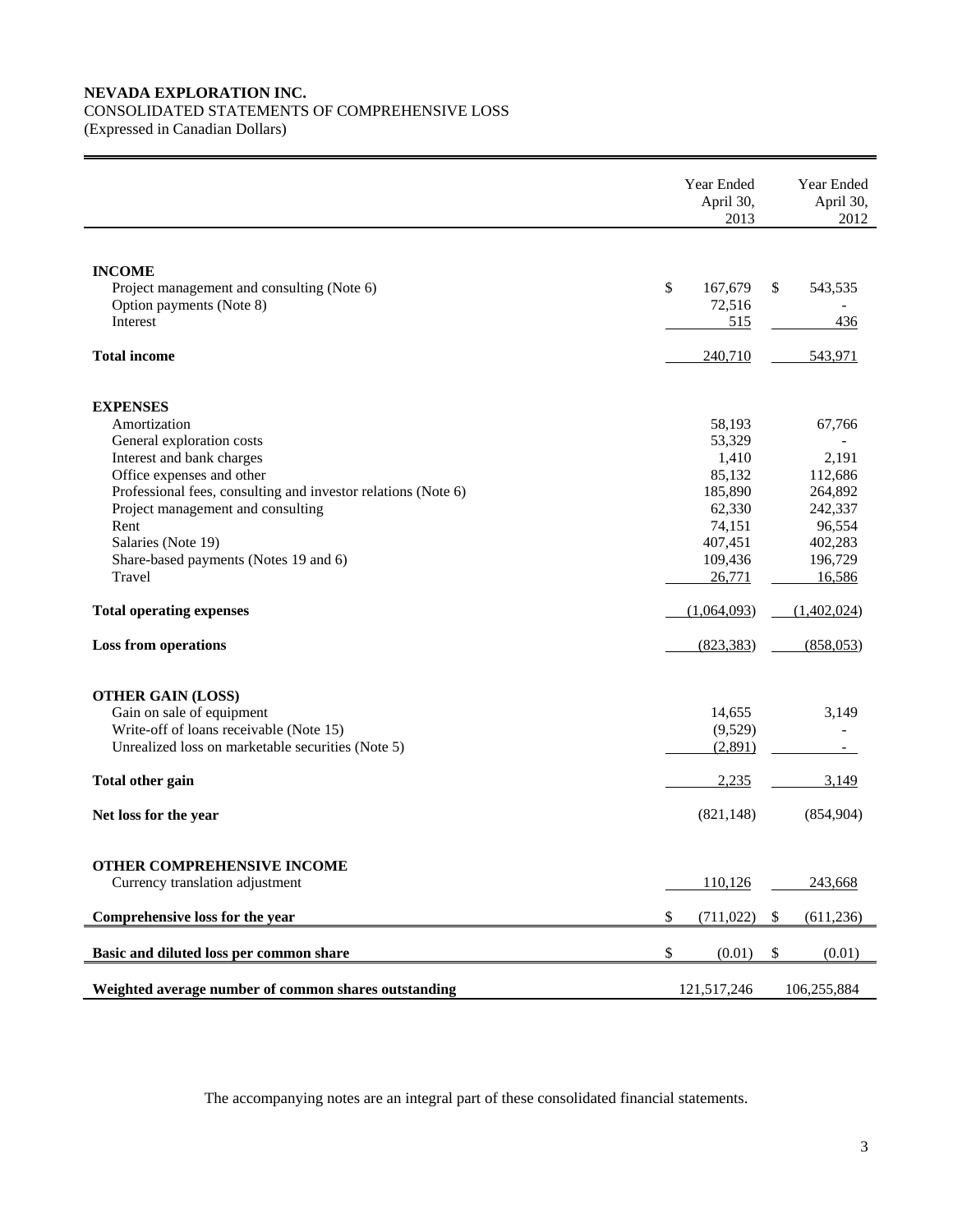**NEVADA EXPLORATION INC.**
CONSOLIDATED STATEMENTS OF COMPREHENSIVE LOSS
(Expressed in Canadian Dollars)

| | Year Ended April 30, 2013 | Year Ended April 30, 2012 |
|---|---|---|
| **INCOME** | | |
| Project management and consulting (Note 6) | $ 167,679 | $ 543,535 |
| Option payments (Note 8) | 72,516 | - |
| Interest | 515 | 436 |
| **Total income** | 240,710 | 543,971 |
| **EXPENSES** | | |
| Amortization | 58,193 | 67,766 |
| General exploration costs | 53,329 | - |
| Interest and bank charges | 1,410 | 2,191 |
| Office expenses and other | 85,132 | 112,686 |
| Professional fees, consulting and investor relations (Note 6) | 185,890 | 264,892 |
| Project management and consulting | 62,330 | 242,337 |
| Rent | 74,151 | 96,554 |
| Salaries (Note 19) | 407,451 | 402,283 |
| Share-based payments (Notes 19 and 6) | 109,436 | 196,729 |
| Travel | 26,771 | 16,586 |
| **Total operating expenses** | (1,064,093) | (1,402,024) |
| **Loss from operations** | (823,383) | (858,053) |
| **OTHER GAIN (LOSS)** | | |
| Gain on sale of equipment | 14,655 | 3,149 |
| Write-off of loans receivable (Note 15) | (9,529) | - |
| Unrealized loss on marketable securities (Note 5) | (2,891) | - |
| **Total other gain** | 2,235 | 3,149 |
| **Net loss for the year** | (821,148) | (854,904) |
| **OTHER COMPREHENSIVE INCOME** | | |
| Currency translation adjustment | 110,126 | 243,668 |
| **Comprehensive loss for the year** | $ (711,022) | $ (611,236) |
| **Basic and diluted loss per common share** | $ (0.01) | $ (0.01) |
| **Weighted average number of common shares outstanding** | 121,517,246 | 106,255,884 |

The accompanying notes are an integral part of these consolidated financial statements.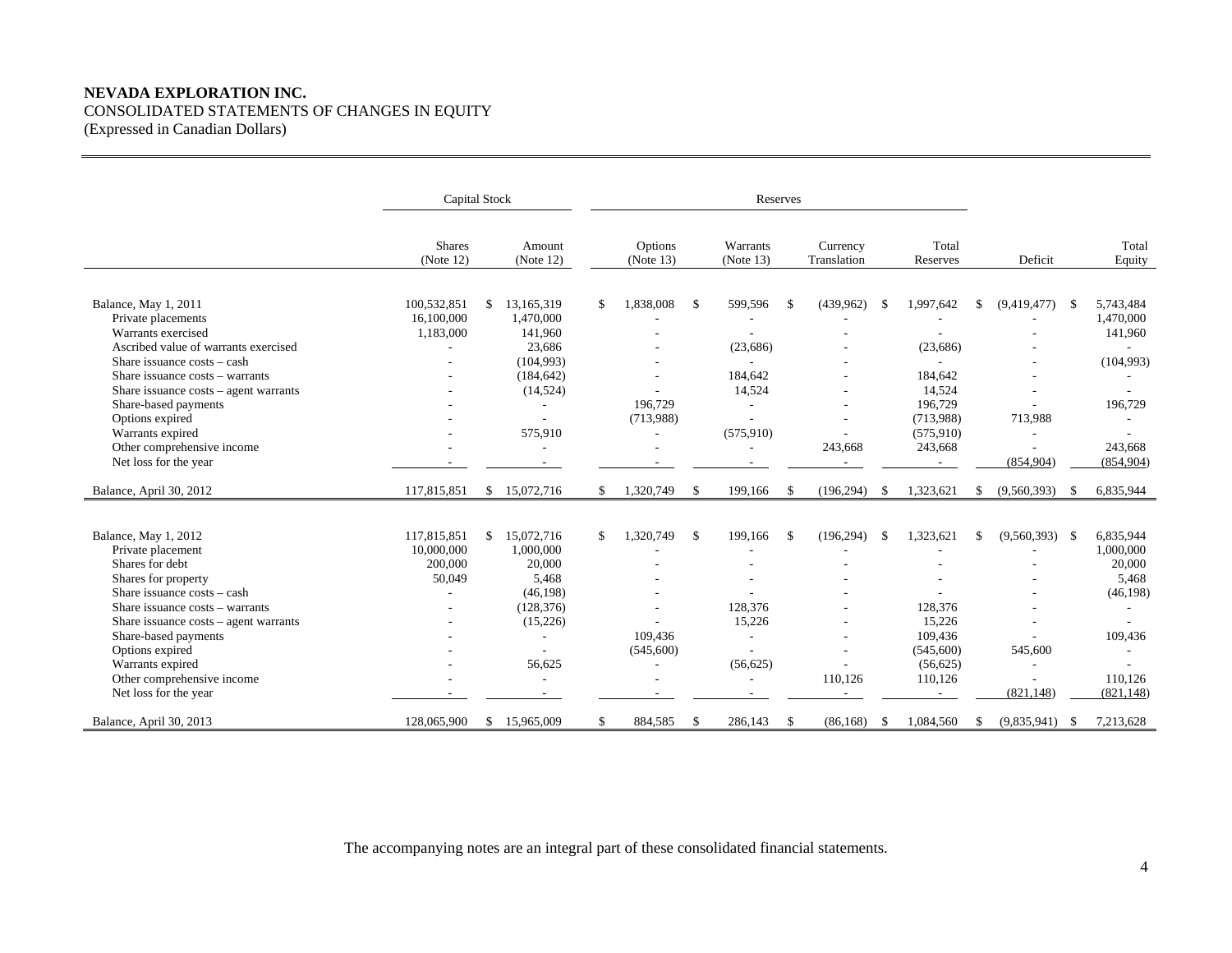**NEVADA EXPLORATION INC.**
CONSOLIDATED STATEMENTS OF CHANGES IN EQUITY
(Expressed in Canadian Dollars)

| | Capital Stock | | Reserves | | | | | |
|---|---|---|---|---|---|---|---|---|
| | Shares (Note 12) | Amount (Note 12) | Options (Note 13) | Warrants (Note 13) | Currency Translation | Total Reserves | Deficit | Total Equity |
| Balance, May 1, 2011 | 100,532,851 | $ 13,165,319 | $ 1,838,008 | $ 599,596 | $ (439,962) | $ 1,997,642 | $ (9,419,477) | $ 5,743,484 |
| Private placements | 16,100,000 | 1,470,000 | - | - | - | - | - | 1,470,000 |
| Warrants exercised | 1,183,000 | 141,960 | - | - | - | - | - | 141,960 |
| Ascribed value of warrants exercised | - | 23,686 | - | (23,686) | - | (23,686) | - | - |
| Share issuance costs – cash | - | (104,993) | - | - | - | - | - | (104,993) |
| Share issuance costs – warrants | - | (184,642) | - | 184,642 | - | 184,642 | - | - |
| Share issuance costs – agent warrants | - | (14,524) | - | 14,524 | - | 14,524 | - | - |
| Share-based payments | - | - | 196,729 | - | - | 196,729 | - | 196,729 |
| Options expired | - | - | (713,988) | - | - | (713,988) | 713,988 | - |
| Warrants expired | - | 575,910 | - | (575,910) | - | (575,910) | - | - |
| Other comprehensive income | - | - | - | - | 243,668 | 243,668 | - | 243,668 |
| Net loss for the year | - | - | - | - | - | - | (854,904) | (854,904) |
| Balance, April 30, 2012 | 117,815,851 | $ 15,072,716 | $ 1,320,749 | $ 199,166 | $ (196,294) | $ 1,323,621 | $ (9,560,393) | $ 6,835,944 |
| | | | | | | | | |
| Balance, May 1, 2012 | 117,815,851 | $ 15,072,716 | $ 1,320,749 | $ 199,166 | $ (196,294) | $ 1,323,621 | $ (9,560,393) | $ 6,835,944 |
| Private placement | 10,000,000 | 1,000,000 | - | - | - | - | - | 1,000,000 |
| Shares for debt | 200,000 | 20,000 | - | - | - | - | - | 20,000 |
| Shares for property | 50,049 | 5,468 | - | - | - | - | - | 5,468 |
| Share issuance costs – cash | - | (46,198) | - | - | - | - | - | (46,198) |
| Share issuance costs – warrants | - | (128,376) | - | 128,376 | - | 128,376 | - | - |
| Share issuance costs – agent warrants | - | (15,226) | - | 15,226 | - | 15,226 | - | - |
| Share-based payments | - | - | 109,436 | - | - | 109,436 | - | 109,436 |
| Options expired | - | - | (545,600) | - | - | (545,600) | 545,600 | - |
| Warrants expired | - | 56,625 | - | (56,625) | - | (56,625) | - | - |
| Other comprehensive income | - | - | - | - | 110,126 | 110,126 | - | 110,126 |
| Net loss for the year | - | - | - | - | - | - | (821,148) | (821,148) |
| Balance, April 30, 2013 | 128,065,900 | $ 15,965,009 | $ 884,585 | $ 286,143 | $ (86,168) | $ 1,084,560 | $ (9,835,941) | $ 7,213,628 |

The accompanying notes are an integral part of these consolidated financial statements.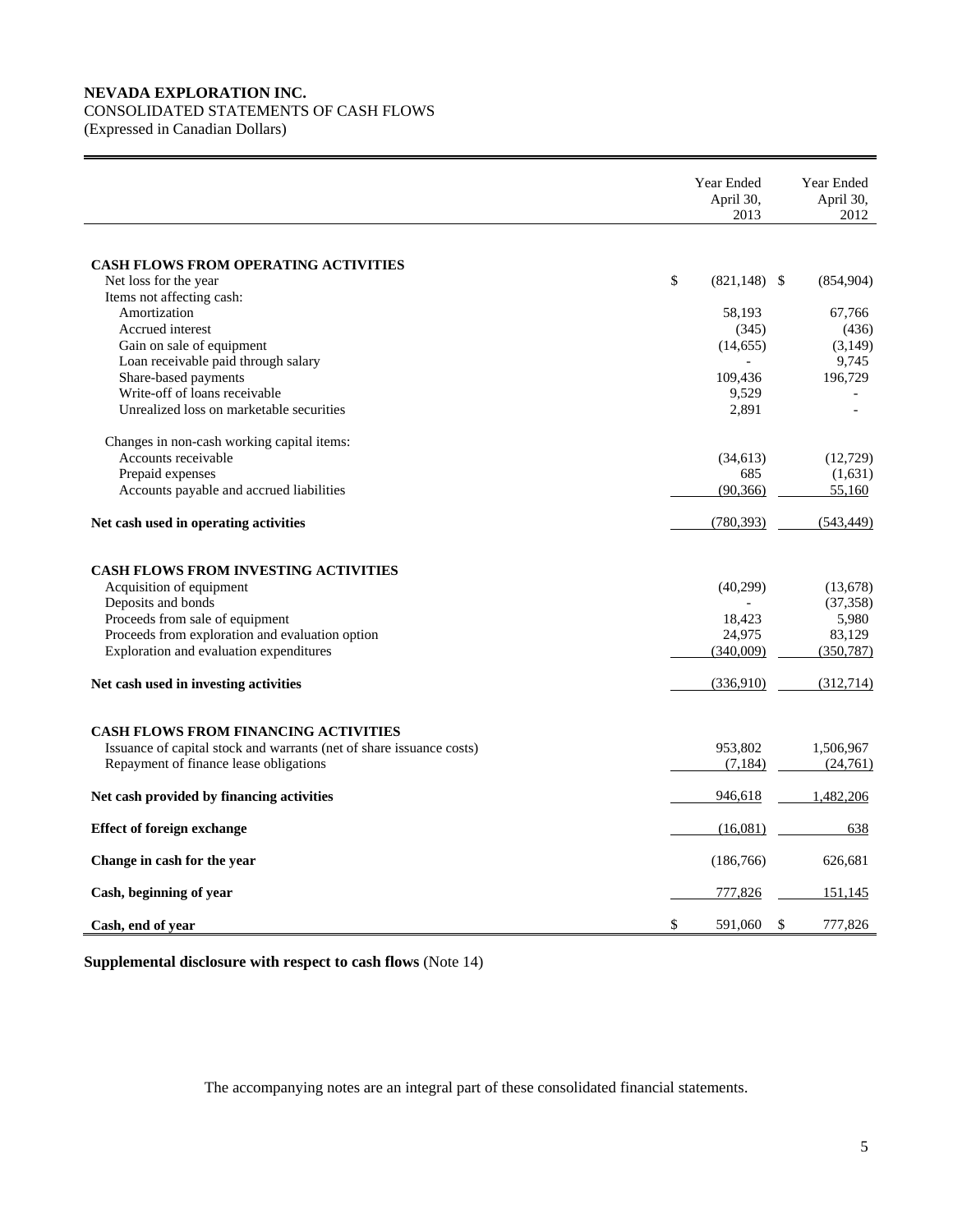**NEVADA EXPLORATION INC.**
CONSOLIDATED STATEMENTS OF CASH FLOWS
(Expressed in Canadian Dollars)

| | Year Ended April 30, 2013 | Year Ended April 30, 2012 |
|---|---|---|
| **CASH FLOWS FROM OPERATING ACTIVITIES** | | |
| Net loss for the year | $ (821,148) | $ (854,904) |
| Items not affecting cash: | | |
| Amortization | 58,193 | 67,766 |
| Accrued interest | (345) | (436) |
| Gain on sale of equipment | (14,655) | (3,149) |
| Loan receivable paid through salary | - | 9,745 |
| Share-based payments | 109,436 | 196,729 |
| Write-off of loans receivable | 9,529 | - |
| Unrealized loss on marketable securities | 2,891 | - |
| Changes in non-cash working capital items: | | |
| Accounts receivable | (34,613) | (12,729) |
| Prepaid expenses | 685 | (1,631) |
| Accounts payable and accrued liabilities | (90,366) | 55,160 |
| **Net cash used in operating activities** | (780,393) | (543,449) |
| **CASH FLOWS FROM INVESTING ACTIVITIES** | | |
| Acquisition of equipment | (40,299) | (13,678) |
| Deposits and bonds | - | (37,358) |
| Proceeds from sale of equipment | 18,423 | 5,980 |
| Proceeds from exploration and evaluation option | 24,975 | 83,129 |
| Exploration and evaluation expenditures | (340,009) | (350,787) |
| **Net cash used in investing activities** | (336,910) | (312,714) |
| **CASH FLOWS FROM FINANCING ACTIVITIES** | | |
| Issuance of capital stock and warrants (net of share issuance costs) | 953,802 | 1,506,967 |
| Repayment of finance lease obligations | (7,184) | (24,761) |
| **Net cash provided by financing activities** | 946,618 | 1,482,206 |
| **Effect of foreign exchange** | (16,081) | 638 |
| **Change in cash for the year** | (186,766) | 626,681 |
| **Cash, beginning of year** | 777,826 | 151,145 |
| **Cash, end of year** | $ 591,060 | $ 777,826 |

**Supplemental disclosure with respect to cash flows** (Note 14)

The accompanying notes are an integral part of these consolidated financial statements.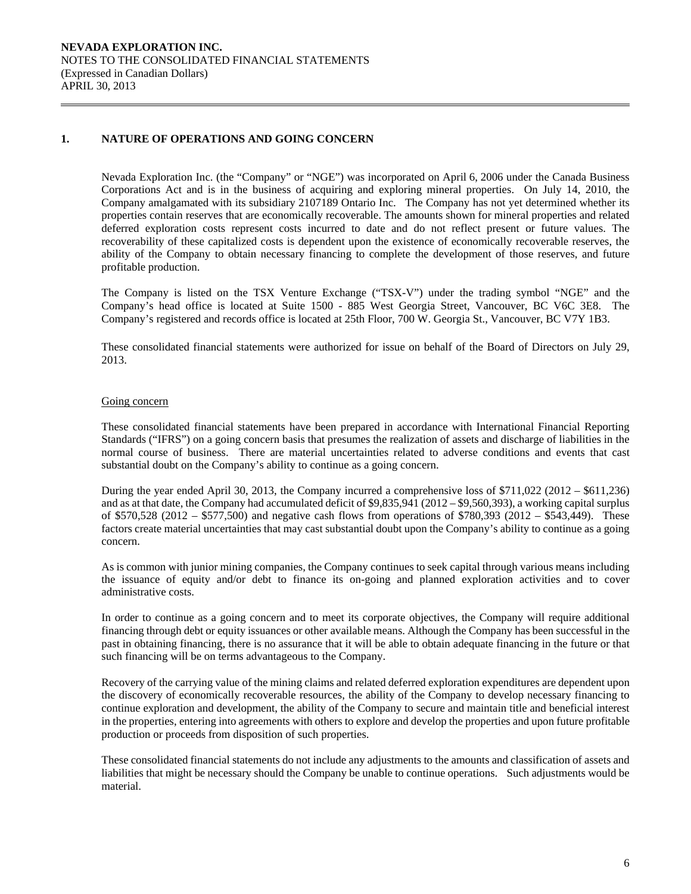## 1. NATURE OF OPERATIONS AND GOING CONCERN

Nevada Exploration Inc. (the "Company" or "NGE") was incorporated on April 6, 2006 under the Canada Business Corporations Act and is in the business of acquiring and exploring mineral properties. On July 14, 2010, the Company amalgamated with its subsidiary 2107189 Ontario Inc. The Company has not yet determined whether its properties contain reserves that are economically recoverable. The amounts shown for mineral properties and related deferred exploration costs represent costs incurred to date and do not reflect present or future values. The recoverability of these capitalized costs is dependent upon the existence of economically recoverable reserves, the ability of the Company to obtain necessary financing to complete the development of those reserves, and future profitable production.

The Company is listed on the TSX Venture Exchange ("TSX-V") under the trading symbol "NGE" and the Company's head office is located at Suite 1500 - 885 West Georgia Street, Vancouver, BC V6C 3E8. The Company's registered and records office is located at 25th Floor, 700 W. Georgia St., Vancouver, BC V7Y 1B3.

These consolidated financial statements were authorized for issue on behalf of the Board of Directors on July 29, 2013.

### Going concern

These consolidated financial statements have been prepared in accordance with International Financial Reporting Standards ("IFRS") on a going concern basis that presumes the realization of assets and discharge of liabilities in the normal course of business. There are material uncertainties related to adverse conditions and events that cast substantial doubt on the Company's ability to continue as a going concern.

During the year ended April 30, 2013, the Company incurred a comprehensive loss of $711,022 (2012 – $611,236) and as at that date, the Company had accumulated deficit of $9,835,941 (2012 – $9,560,393), a working capital surplus of $570,528 (2012 – $577,500) and negative cash flows from operations of $780,393 (2012 – $543,449). These factors create material uncertainties that may cast substantial doubt upon the Company's ability to continue as a going concern.

As is common with junior mining companies, the Company continues to seek capital through various means including the issuance of equity and/or debt to finance its on-going and planned exploration activities and to cover administrative costs.

In order to continue as a going concern and to meet its corporate objectives, the Company will require additional financing through debt or equity issuances or other available means. Although the Company has been successful in the past in obtaining financing, there is no assurance that it will be able to obtain adequate financing in the future or that such financing will be on terms advantageous to the Company.

Recovery of the carrying value of the mining claims and related deferred exploration expenditures are dependent upon the discovery of economically recoverable resources, the ability of the Company to develop necessary financing to continue exploration and development, the ability of the Company to secure and maintain title and beneficial interest in the properties, entering into agreements with others to explore and develop the properties and upon future profitable production or proceeds from disposition of such properties.

These consolidated financial statements do not include any adjustments to the amounts and classification of assets and liabilities that might be necessary should the Company be unable to continue operations. Such adjustments would be material.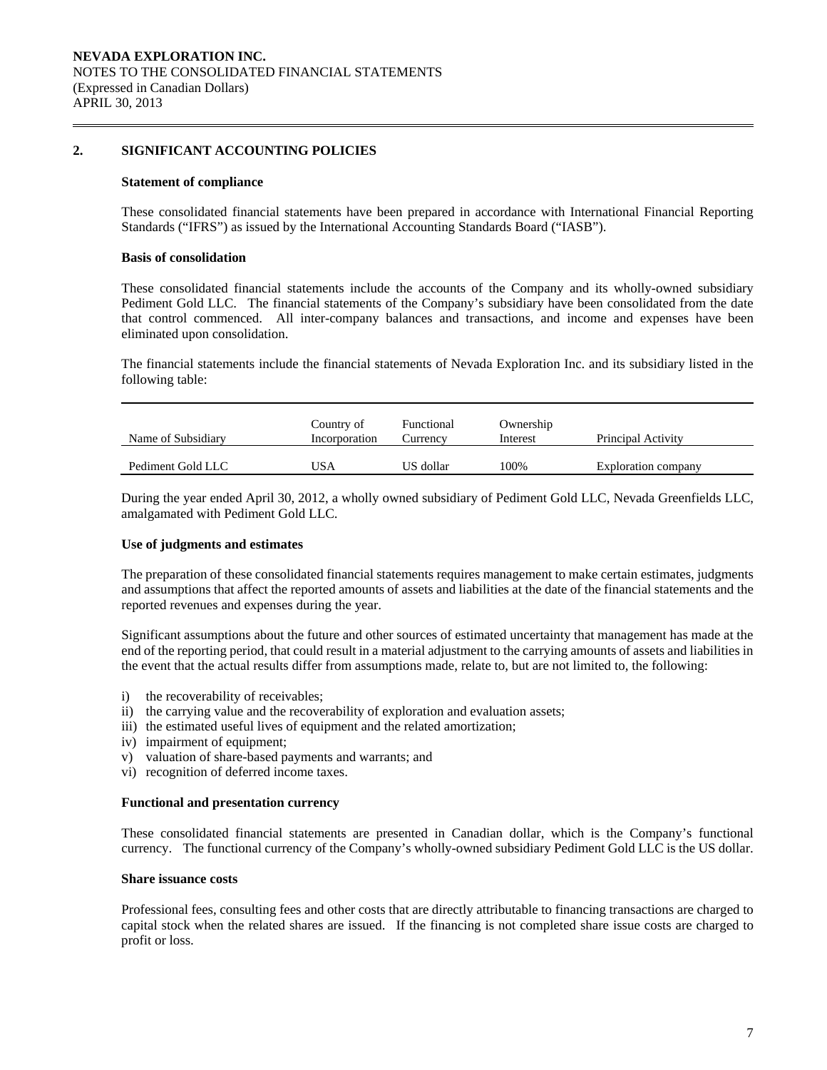## 2. SIGNIFICANT ACCOUNTING POLICIES

### Statement of compliance

These consolidated financial statements have been prepared in accordance with International Financial Reporting Standards ("IFRS") as issued by the International Accounting Standards Board ("IASB").

### Basis of consolidation

These consolidated financial statements include the accounts of the Company and its wholly-owned subsidiary Pediment Gold LLC. The financial statements of the Company's subsidiary have been consolidated from the date that control commenced. All inter-company balances and transactions, and income and expenses have been eliminated upon consolidation.

The financial statements include the financial statements of Nevada Exploration Inc. and its subsidiary listed in the following table:

| Name of Subsidiary | Country of Incorporation | Functional Currency | Ownership Interest | Principal Activity |
|---|---|---|---|---|
| Pediment Gold LLC | USA | US dollar | 100% | Exploration company |

During the year ended April 30, 2012, a wholly owned subsidiary of Pediment Gold LLC, Nevada Greenfields LLC, amalgamated with Pediment Gold LLC.

### Use of judgments and estimates

The preparation of these consolidated financial statements requires management to make certain estimates, judgments and assumptions that affect the reported amounts of assets and liabilities at the date of the financial statements and the reported revenues and expenses during the year.

Significant assumptions about the future and other sources of estimated uncertainty that management has made at the end of the reporting period, that could result in a material adjustment to the carrying amounts of assets and liabilities in the event that the actual results differ from assumptions made, relate to, but are not limited to, the following:

i) the recoverability of receivables;
ii) the carrying value and the recoverability of exploration and evaluation assets;
iii) the estimated useful lives of equipment and the related amortization;
iv) impairment of equipment;
v) valuation of share-based payments and warrants; and
vi) recognition of deferred income taxes.

### Functional and presentation currency

These consolidated financial statements are presented in Canadian dollar, which is the Company's functional currency. The functional currency of the Company's wholly-owned subsidiary Pediment Gold LLC is the US dollar.

### Share issuance costs

Professional fees, consulting fees and other costs that are directly attributable to financing transactions are charged to capital stock when the related shares are issued. If the financing is not completed share issue costs are charged to profit or loss.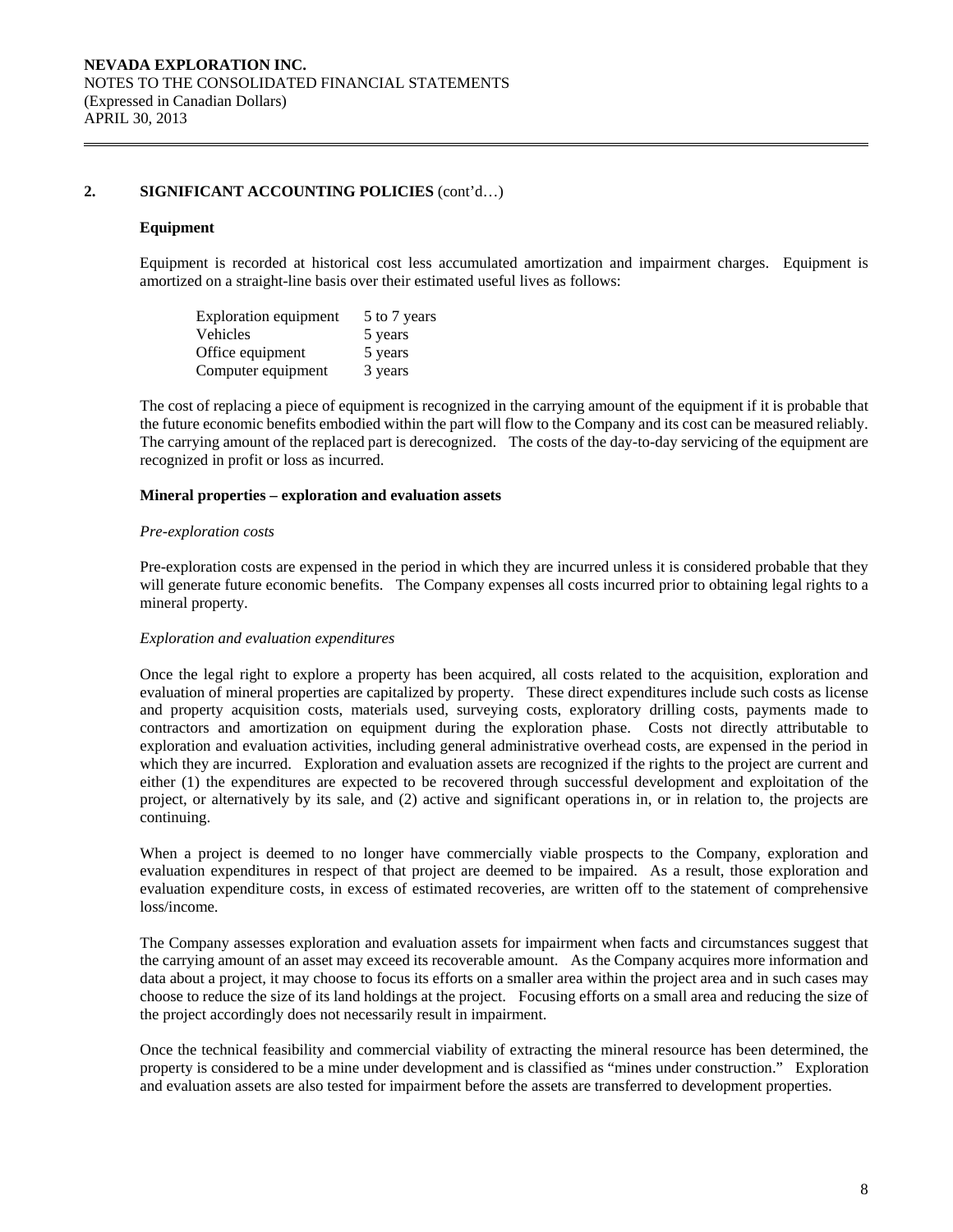## 2. SIGNIFICANT ACCOUNTING POLICIES (cont'd…)

### Equipment

Equipment is recorded at historical cost less accumulated amortization and impairment charges. Equipment is amortized on a straight-line basis over their estimated useful lives as follows:

| | |
|---|---|
| Exploration equipment | 5 to 7 years |
| Vehicles | 5 years |
| Office equipment | 5 years |
| Computer equipment | 3 years |

The cost of replacing a piece of equipment is recognized in the carrying amount of the equipment if it is probable that the future economic benefits embodied within the part will flow to the Company and its cost can be measured reliably. The carrying amount of the replaced part is derecognized. The costs of the day-to-day servicing of the equipment are recognized in profit or loss as incurred.

### Mineral properties – exploration and evaluation assets

*Pre-exploration costs*

Pre-exploration costs are expensed in the period in which they are incurred unless it is considered probable that they will generate future economic benefits. The Company expenses all costs incurred prior to obtaining legal rights to a mineral property.

*Exploration and evaluation expenditures*

Once the legal right to explore a property has been acquired, all costs related to the acquisition, exploration and evaluation of mineral properties are capitalized by property. These direct expenditures include such costs as license and property acquisition costs, materials used, surveying costs, exploratory drilling costs, payments made to contractors and amortization on equipment during the exploration phase. Costs not directly attributable to exploration and evaluation activities, including general administrative overhead costs, are expensed in the period in which they are incurred. Exploration and evaluation assets are recognized if the rights to the project are current and either (1) the expenditures are expected to be recovered through successful development and exploitation of the project, or alternatively by its sale, and (2) active and significant operations in, or in relation to, the projects are continuing.

When a project is deemed to no longer have commercially viable prospects to the Company, exploration and evaluation expenditures in respect of that project are deemed to be impaired. As a result, those exploration and evaluation expenditure costs, in excess of estimated recoveries, are written off to the statement of comprehensive loss/income.

The Company assesses exploration and evaluation assets for impairment when facts and circumstances suggest that the carrying amount of an asset may exceed its recoverable amount. As the Company acquires more information and data about a project, it may choose to focus its efforts on a smaller area within the project area and in such cases may choose to reduce the size of its land holdings at the project. Focusing efforts on a small area and reducing the size of the project accordingly does not necessarily result in impairment.

Once the technical feasibility and commercial viability of extracting the mineral resource has been determined, the property is considered to be a mine under development and is classified as "mines under construction." Exploration and evaluation assets are also tested for impairment before the assets are transferred to development properties.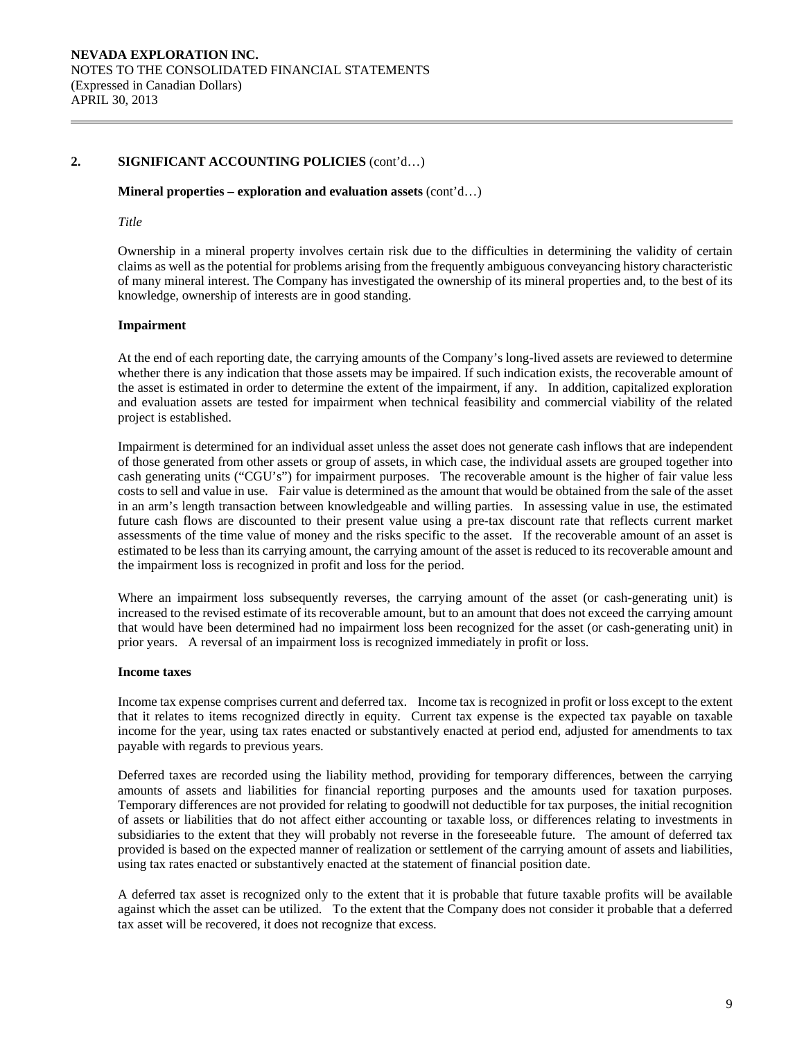## 2. SIGNIFICANT ACCOUNTING POLICIES (cont'd…)

**Mineral properties – exploration and evaluation assets** (cont'd…)

*Title*

Ownership in a mineral property involves certain risk due to the difficulties in determining the validity of certain claims as well as the potential for problems arising from the frequently ambiguous conveyancing history characteristic of many mineral interest. The Company has investigated the ownership of its mineral properties and, to the best of its knowledge, ownership of interests are in good standing.

**Impairment**

At the end of each reporting date, the carrying amounts of the Company's long-lived assets are reviewed to determine whether there is any indication that those assets may be impaired. If such indication exists, the recoverable amount of the asset is estimated in order to determine the extent of the impairment, if any. In addition, capitalized exploration and evaluation assets are tested for impairment when technical feasibility and commercial viability of the related project is established.

Impairment is determined for an individual asset unless the asset does not generate cash inflows that are independent of those generated from other assets or group of assets, in which case, the individual assets are grouped together into cash generating units ("CGU's") for impairment purposes. The recoverable amount is the higher of fair value less costs to sell and value in use. Fair value is determined as the amount that would be obtained from the sale of the asset in an arm's length transaction between knowledgeable and willing parties. In assessing value in use, the estimated future cash flows are discounted to their present value using a pre-tax discount rate that reflects current market assessments of the time value of money and the risks specific to the asset. If the recoverable amount of an asset is estimated to be less than its carrying amount, the carrying amount of the asset is reduced to its recoverable amount and the impairment loss is recognized in profit and loss for the period.

Where an impairment loss subsequently reverses, the carrying amount of the asset (or cash-generating unit) is increased to the revised estimate of its recoverable amount, but to an amount that does not exceed the carrying amount that would have been determined had no impairment loss been recognized for the asset (or cash-generating unit) in prior years. A reversal of an impairment loss is recognized immediately in profit or loss.

**Income taxes**

Income tax expense comprises current and deferred tax. Income tax is recognized in profit or loss except to the extent that it relates to items recognized directly in equity. Current tax expense is the expected tax payable on taxable income for the year, using tax rates enacted or substantively enacted at period end, adjusted for amendments to tax payable with regards to previous years.

Deferred taxes are recorded using the liability method, providing for temporary differences, between the carrying amounts of assets and liabilities for financial reporting purposes and the amounts used for taxation purposes. Temporary differences are not provided for relating to goodwill not deductible for tax purposes, the initial recognition of assets or liabilities that do not affect either accounting or taxable loss, or differences relating to investments in subsidiaries to the extent that they will probably not reverse in the foreseeable future. The amount of deferred tax provided is based on the expected manner of realization or settlement of the carrying amount of assets and liabilities, using tax rates enacted or substantively enacted at the statement of financial position date.

A deferred tax asset is recognized only to the extent that it is probable that future taxable profits will be available against which the asset can be utilized. To the extent that the Company does not consider it probable that a deferred tax asset will be recovered, it does not recognize that excess.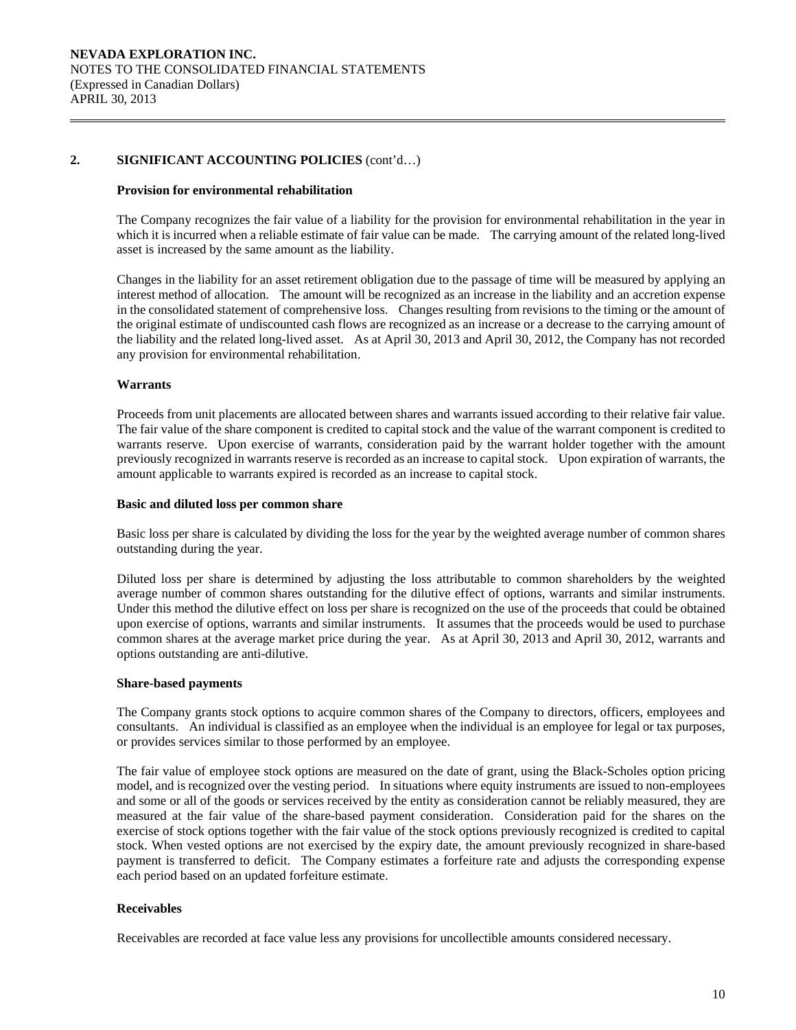## 2. SIGNIFICANT ACCOUNTING POLICIES (cont'd…)

### Provision for environmental rehabilitation

The Company recognizes the fair value of a liability for the provision for environmental rehabilitation in the year in which it is incurred when a reliable estimate of fair value can be made. The carrying amount of the related long-lived asset is increased by the same amount as the liability.

Changes in the liability for an asset retirement obligation due to the passage of time will be measured by applying an interest method of allocation. The amount will be recognized as an increase in the liability and an accretion expense in the consolidated statement of comprehensive loss. Changes resulting from revisions to the timing or the amount of the original estimate of undiscounted cash flows are recognized as an increase or a decrease to the carrying amount of the liability and the related long-lived asset. As at April 30, 2013 and April 30, 2012, the Company has not recorded any provision for environmental rehabilitation.

### Warrants

Proceeds from unit placements are allocated between shares and warrants issued according to their relative fair value. The fair value of the share component is credited to capital stock and the value of the warrant component is credited to warrants reserve. Upon exercise of warrants, consideration paid by the warrant holder together with the amount previously recognized in warrants reserve is recorded as an increase to capital stock. Upon expiration of warrants, the amount applicable to warrants expired is recorded as an increase to capital stock.

### Basic and diluted loss per common share

Basic loss per share is calculated by dividing the loss for the year by the weighted average number of common shares outstanding during the year.

Diluted loss per share is determined by adjusting the loss attributable to common shareholders by the weighted average number of common shares outstanding for the dilutive effect of options, warrants and similar instruments. Under this method the dilutive effect on loss per share is recognized on the use of the proceeds that could be obtained upon exercise of options, warrants and similar instruments. It assumes that the proceeds would be used to purchase common shares at the average market price during the year. As at April 30, 2013 and April 30, 2012, warrants and options outstanding are anti-dilutive.

### Share-based payments

The Company grants stock options to acquire common shares of the Company to directors, officers, employees and consultants. An individual is classified as an employee when the individual is an employee for legal or tax purposes, or provides services similar to those performed by an employee.

The fair value of employee stock options are measured on the date of grant, using the Black-Scholes option pricing model, and is recognized over the vesting period. In situations where equity instruments are issued to non-employees and some or all of the goods or services received by the entity as consideration cannot be reliably measured, they are measured at the fair value of the share-based payment consideration. Consideration paid for the shares on the exercise of stock options together with the fair value of the stock options previously recognized is credited to capital stock. When vested options are not exercised by the expiry date, the amount previously recognized in share-based payment is transferred to deficit. The Company estimates a forfeiture rate and adjusts the corresponding expense each period based on an updated forfeiture estimate.

### Receivables

Receivables are recorded at face value less any provisions for uncollectible amounts considered necessary.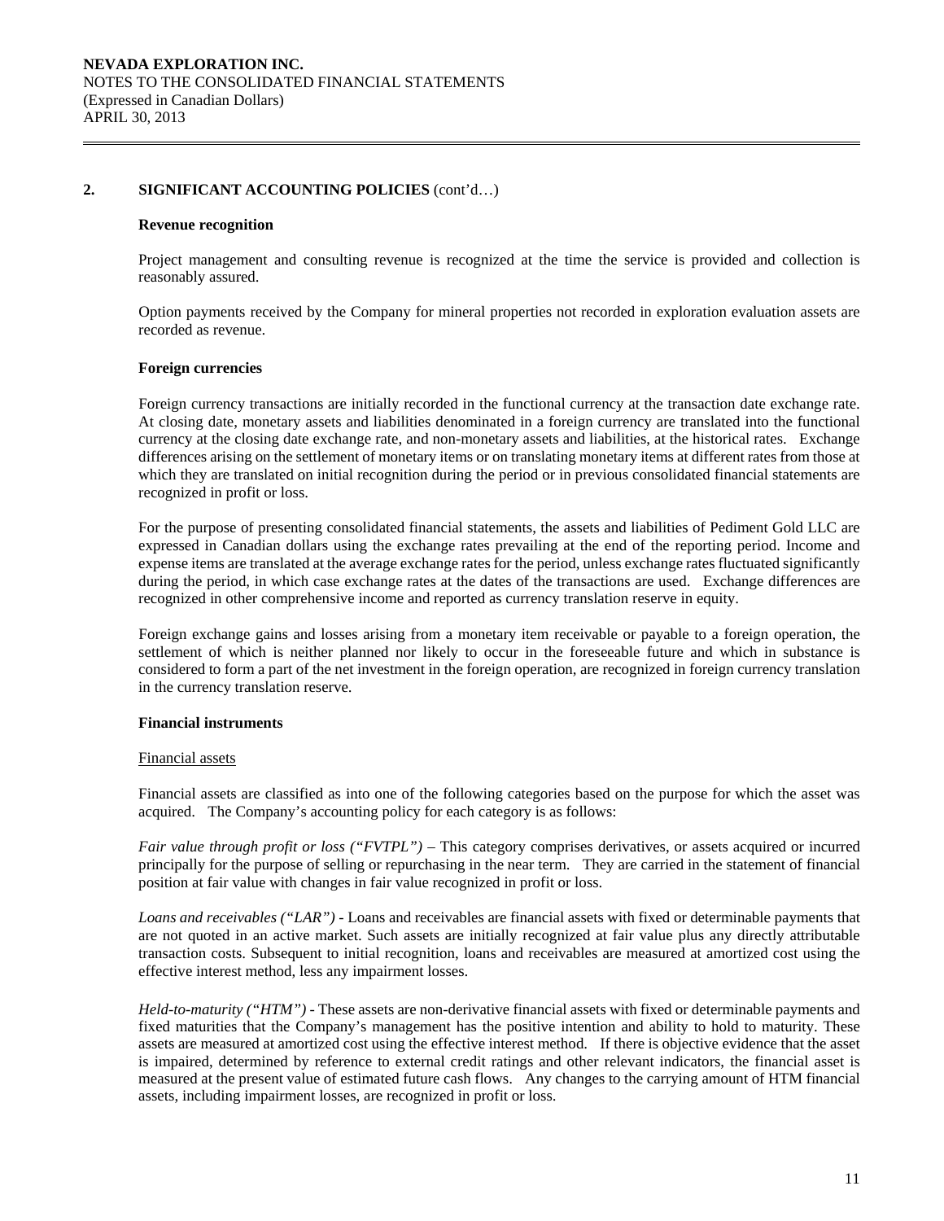## 2. SIGNIFICANT ACCOUNTING POLICIES (cont'd…)

### Revenue recognition

Project management and consulting revenue is recognized at the time the service is provided and collection is reasonably assured.

Option payments received by the Company for mineral properties not recorded in exploration evaluation assets are recorded as revenue.

### Foreign currencies

Foreign currency transactions are initially recorded in the functional currency at the transaction date exchange rate. At closing date, monetary assets and liabilities denominated in a foreign currency are translated into the functional currency at the closing date exchange rate, and non-monetary assets and liabilities, at the historical rates. Exchange differences arising on the settlement of monetary items or on translating monetary items at different rates from those at which they are translated on initial recognition during the period or in previous consolidated financial statements are recognized in profit or loss.

For the purpose of presenting consolidated financial statements, the assets and liabilities of Pediment Gold LLC are expressed in Canadian dollars using the exchange rates prevailing at the end of the reporting period. Income and expense items are translated at the average exchange rates for the period, unless exchange rates fluctuated significantly during the period, in which case exchange rates at the dates of the transactions are used. Exchange differences are recognized in other comprehensive income and reported as currency translation reserve in equity.

Foreign exchange gains and losses arising from a monetary item receivable or payable to a foreign operation, the settlement of which is neither planned nor likely to occur in the foreseeable future and which in substance is considered to form a part of the net investment in the foreign operation, are recognized in foreign currency translation in the currency translation reserve.

### Financial instruments

Financial assets

Financial assets are classified as into one of the following categories based on the purpose for which the asset was acquired. The Company's accounting policy for each category is as follows:

*Fair value through profit or loss ("FVTPL")* – This category comprises derivatives, or assets acquired or incurred principally for the purpose of selling or repurchasing in the near term. They are carried in the statement of financial position at fair value with changes in fair value recognized in profit or loss.

*Loans and receivables ("LAR")* - Loans and receivables are financial assets with fixed or determinable payments that are not quoted in an active market. Such assets are initially recognized at fair value plus any directly attributable transaction costs. Subsequent to initial recognition, loans and receivables are measured at amortized cost using the effective interest method, less any impairment losses.

*Held-to-maturity ("HTM")* - These assets are non-derivative financial assets with fixed or determinable payments and fixed maturities that the Company's management has the positive intention and ability to hold to maturity. These assets are measured at amortized cost using the effective interest method. If there is objective evidence that the asset is impaired, determined by reference to external credit ratings and other relevant indicators, the financial asset is measured at the present value of estimated future cash flows. Any changes to the carrying amount of HTM financial assets, including impairment losses, are recognized in profit or loss.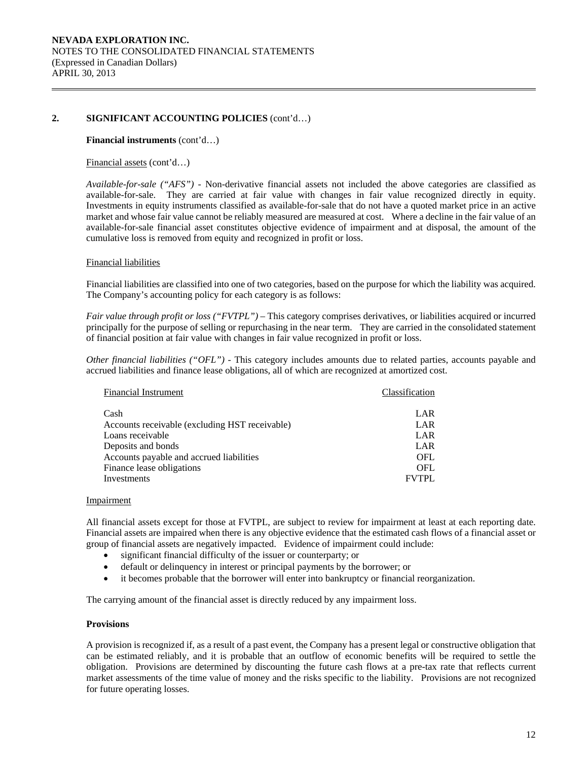## 2. SIGNIFICANT ACCOUNTING POLICIES (cont'd…)

**Financial instruments** (cont'd…)

Financial assets (cont'd…)

*Available-for-sale ("AFS")* - Non-derivative financial assets not included the above categories are classified as available-for-sale. They are carried at fair value with changes in fair value recognized directly in equity. Investments in equity instruments classified as available-for-sale that do not have a quoted market price in an active market and whose fair value cannot be reliably measured are measured at cost. Where a decline in the fair value of an available-for-sale financial asset constitutes objective evidence of impairment and at disposal, the amount of the cumulative loss is removed from equity and recognized in profit or loss.

Financial liabilities

Financial liabilities are classified into one of two categories, based on the purpose for which the liability was acquired. The Company's accounting policy for each category is as follows:

*Fair value through profit or loss ("FVTPL")* – This category comprises derivatives, or liabilities acquired or incurred principally for the purpose of selling or repurchasing in the near term. They are carried in the consolidated statement of financial position at fair value with changes in fair value recognized in profit or loss.

*Other financial liabilities ("OFL")* - This category includes amounts due to related parties, accounts payable and accrued liabilities and finance lease obligations, all of which are recognized at amortized cost.

| Financial Instrument | Classification |
|---|---|
| Cash | LAR |
| Accounts receivable (excluding HST receivable) | LAR |
| Loans receivable | LAR |
| Deposits and bonds | LAR |
| Accounts payable and accrued liabilities | OFL |
| Finance lease obligations | OFL |
| Investments | FVTPL |

Impairment

All financial assets except for those at FVTPL, are subject to review for impairment at least at each reporting date. Financial assets are impaired when there is any objective evidence that the estimated cash flows of a financial asset or group of financial assets are negatively impacted. Evidence of impairment could include:

- significant financial difficulty of the issuer or counterparty; or
- default or delinquency in interest or principal payments by the borrower; or
- it becomes probable that the borrower will enter into bankruptcy or financial reorganization.

The carrying amount of the financial asset is directly reduced by any impairment loss.

**Provisions**

A provision is recognized if, as a result of a past event, the Company has a present legal or constructive obligation that can be estimated reliably, and it is probable that an outflow of economic benefits will be required to settle the obligation. Provisions are determined by discounting the future cash flows at a pre-tax rate that reflects current market assessments of the time value of money and the risks specific to the liability. Provisions are not recognized for future operating losses.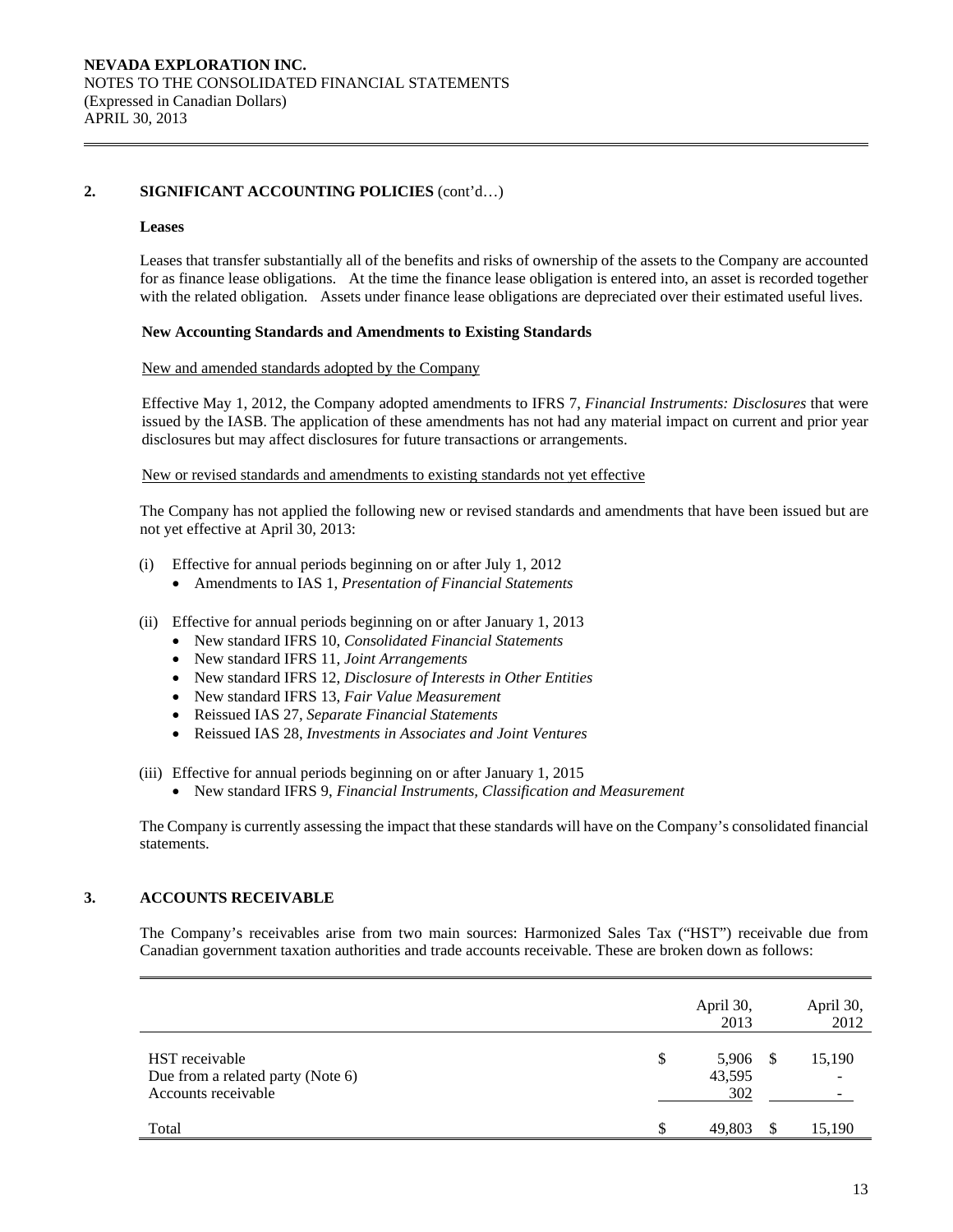NEVADA EXPLORATION INC.
NOTES TO THE CONSOLIDATED FINANCIAL STATEMENTS
(Expressed in Canadian Dollars)
APRIL 30, 2013

## 2. SIGNIFICANT ACCOUNTING POLICIES (cont'd…)

**Leases**

Leases that transfer substantially all of the benefits and risks of ownership of the assets to the Company are accounted for as finance lease obligations. At the time the finance lease obligation is entered into, an asset is recorded together with the related obligation. Assets under finance lease obligations are depreciated over their estimated useful lives.

**New Accounting Standards and Amendments to Existing Standards**

New and amended standards adopted by the Company

Effective May 1, 2012, the Company adopted amendments to IFRS 7, *Financial Instruments: Disclosures* that were issued by the IASB. The application of these amendments has not had any material impact on current and prior year disclosures but may affect disclosures for future transactions or arrangements.

New or revised standards and amendments to existing standards not yet effective

The Company has not applied the following new or revised standards and amendments that have been issued but are not yet effective at April 30, 2013:

(i) Effective for annual periods beginning on or after July 1, 2012
- Amendments to IAS 1, *Presentation of Financial Statements*

(ii) Effective for annual periods beginning on or after January 1, 2013
- New standard IFRS 10, *Consolidated Financial Statements*
- New standard IFRS 11, *Joint Arrangements*
- New standard IFRS 12, *Disclosure of Interests in Other Entities*
- New standard IFRS 13, *Fair Value Measurement*
- Reissued IAS 27, *Separate Financial Statements*
- Reissued IAS 28, *Investments in Associates and Joint Ventures*

(iii) Effective for annual periods beginning on or after January 1, 2015
- New standard IFRS 9, *Financial Instruments, Classification and Measurement*

The Company is currently assessing the impact that these standards will have on the Company's consolidated financial statements.

## 3. ACCOUNTS RECEIVABLE

The Company's receivables arise from two main sources: Harmonized Sales Tax ("HST") receivable due from Canadian government taxation authorities and trade accounts receivable. These are broken down as follows:

| | April 30, 2013 | April 30, 2012 |
|---|---|---|
| HST receivable | $ 5,906 | $ 15,190 |
| Due from a related party (Note 6) | 43,595 | - |
| Accounts receivable | 302 | - |
| Total | $ 49,803 | $ 15,190 |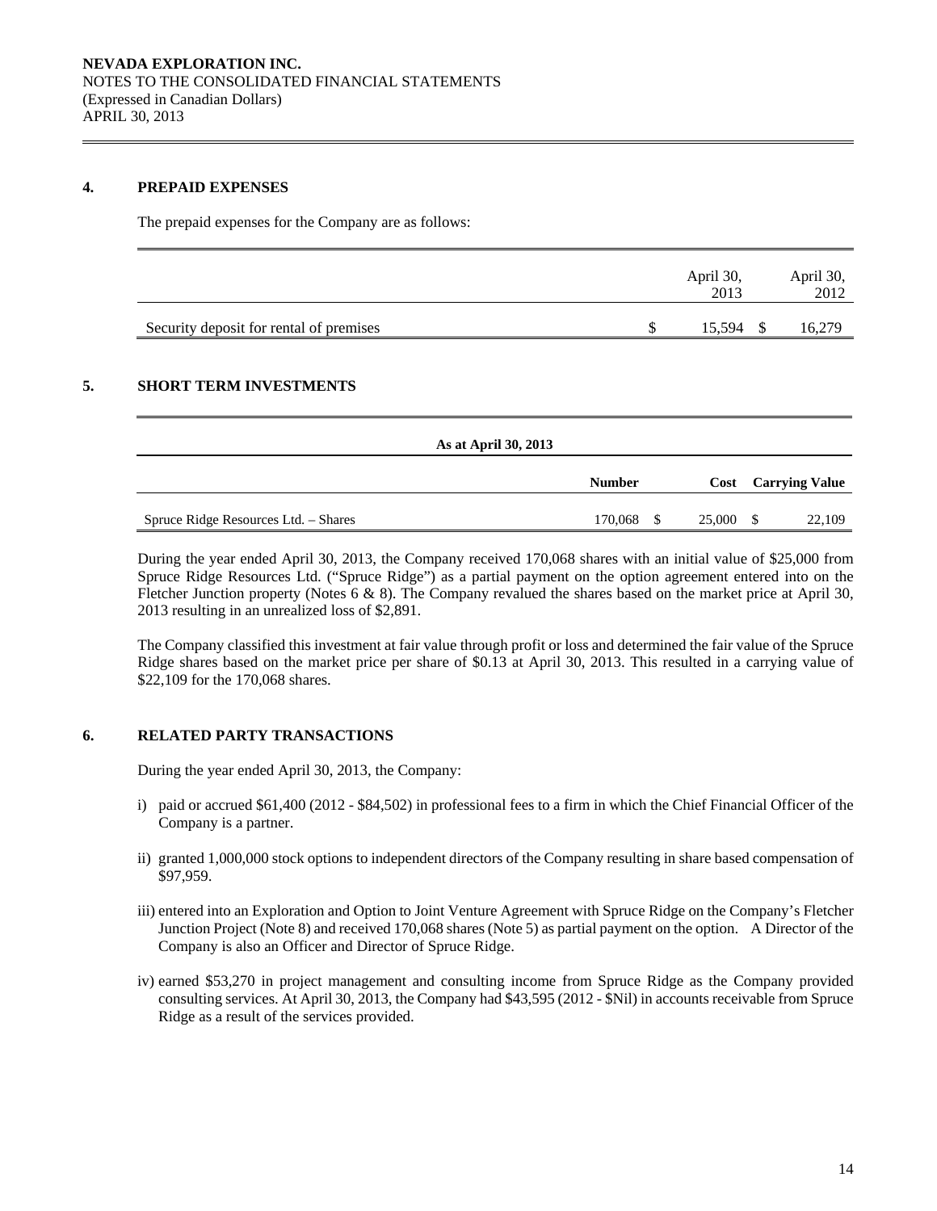## 4. PREPAID EXPENSES

The prepaid expenses for the Company are as follows:

| | April 30, 2013 | April 30, 2012 |
|---|---|---|
| Security deposit for rental of premises | $ 15,594 | $ 16,279 |

## 5. SHORT TERM INVESTMENTS

| As at April 30, 2013 | | | |
|---|---|---|---|
| | Number | Cost | Carrying Value |
| Spruce Ridge Resources Ltd. – Shares | 170,068 | $ 25,000 | $ 22,109 |

During the year ended April 30, 2013, the Company received 170,068 shares with an initial value of $25,000 from Spruce Ridge Resources Ltd. ("Spruce Ridge") as a partial payment on the option agreement entered into on the Fletcher Junction property (Notes 6 & 8). The Company revalued the shares based on the market price at April 30, 2013 resulting in an unrealized loss of $2,891.

The Company classified this investment at fair value through profit or loss and determined the fair value of the Spruce Ridge shares based on the market price per share of $0.13 at April 30, 2013. This resulted in a carrying value of $22,109 for the 170,068 shares.

## 6. RELATED PARTY TRANSACTIONS

During the year ended April 30, 2013, the Company:

i) paid or accrued $61,400 (2012 - $84,502) in professional fees to a firm in which the Chief Financial Officer of the Company is a partner.

ii) granted 1,000,000 stock options to independent directors of the Company resulting in share based compensation of $97,959.

iii) entered into an Exploration and Option to Joint Venture Agreement with Spruce Ridge on the Company's Fletcher Junction Project (Note 8) and received 170,068 shares (Note 5) as partial payment on the option. A Director of the Company is also an Officer and Director of Spruce Ridge.

iv) earned $53,270 in project management and consulting income from Spruce Ridge as the Company provided consulting services. At April 30, 2013, the Company had $43,595 (2012 - $Nil) in accounts receivable from Spruce Ridge as a result of the services provided.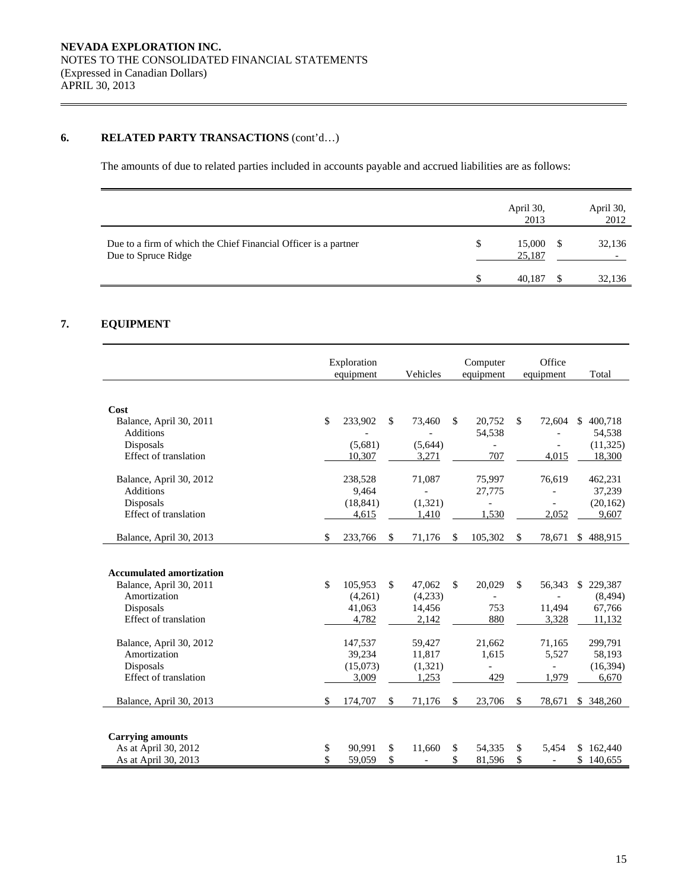## 6. RELATED PARTY TRANSACTIONS (cont'd…)

The amounts of due to related parties included in accounts payable and accrued liabilities are as follows:

| | April 30, 2013 | April 30, 2012 |
|---|---|---|
| Due to a firm of which the Chief Financial Officer is a partner | $ 15,000 | $ 32,136 |
| Due to Spruce Ridge | 25,187 | - |
| | $ 40,187 | $ 32,136 |

## 7. EQUIPMENT

| | Exploration equipment | Vehicles | Computer equipment | Office equipment | Total |
|---|---|---|---|---|---|
| **Cost** | | | | | |
| Balance, April 30, 2011 | $ 233,902 | $ 73,460 | $ 20,752 | $ 72,604 | $ 400,718 |
| Additions | - | - | 54,538 | - | 54,538 |
| Disposals | (5,681) | (5,644) | - | - | (11,325) |
| Effect of translation | 10,307 | 3,271 | 707 | 4,015 | 18,300 |
| Balance, April 30, 2012 | 238,528 | 71,087 | 75,997 | 76,619 | 462,231 |
| Additions | 9,464 | - | 27,775 | - | 37,239 |
| Disposals | (18,841) | (1,321) | - | - | (20,162) |
| Effect of translation | 4,615 | 1,410 | 1,530 | 2,052 | 9,607 |
| Balance, April 30, 2013 | $ 233,766 | $ 71,176 | $ 105,302 | $ 78,671 | $ 488,915 |
| **Accumulated amortization** | | | | | |
| Balance, April 30, 2011 | $ 105,953 | $ 47,062 | $ 20,029 | $ 56,343 | $ 229,387 |
| Amortization | (4,261) | (4,233) | - | - | (8,494) |
| Disposals | 41,063 | 14,456 | 753 | 11,494 | 67,766 |
| Effect of translation | 4,782 | 2,142 | 880 | 3,328 | 11,132 |
| Balance, April 30, 2012 | 147,537 | 59,427 | 21,662 | 71,165 | 299,791 |
| Amortization | 39,234 | 11,817 | 1,615 | 5,527 | 58,193 |
| Disposals | (15,073) | (1,321) | - | - | (16,394) |
| Effect of translation | 3,009 | 1,253 | 429 | 1,979 | 6,670 |
| Balance, April 30, 2013 | $ 174,707 | $ 71,176 | $ 23,706 | $ 78,671 | $ 348,260 |
| **Carrying amounts** | | | | | |
| As at April 30, 2012 | $ 90,991 | $ 11,660 | $ 54,335 | $ 5,454 | $ 162,440 |
| As at April 30, 2013 | $ 59,059 | $ - | $ 81,596 | $ - | $ 140,655 |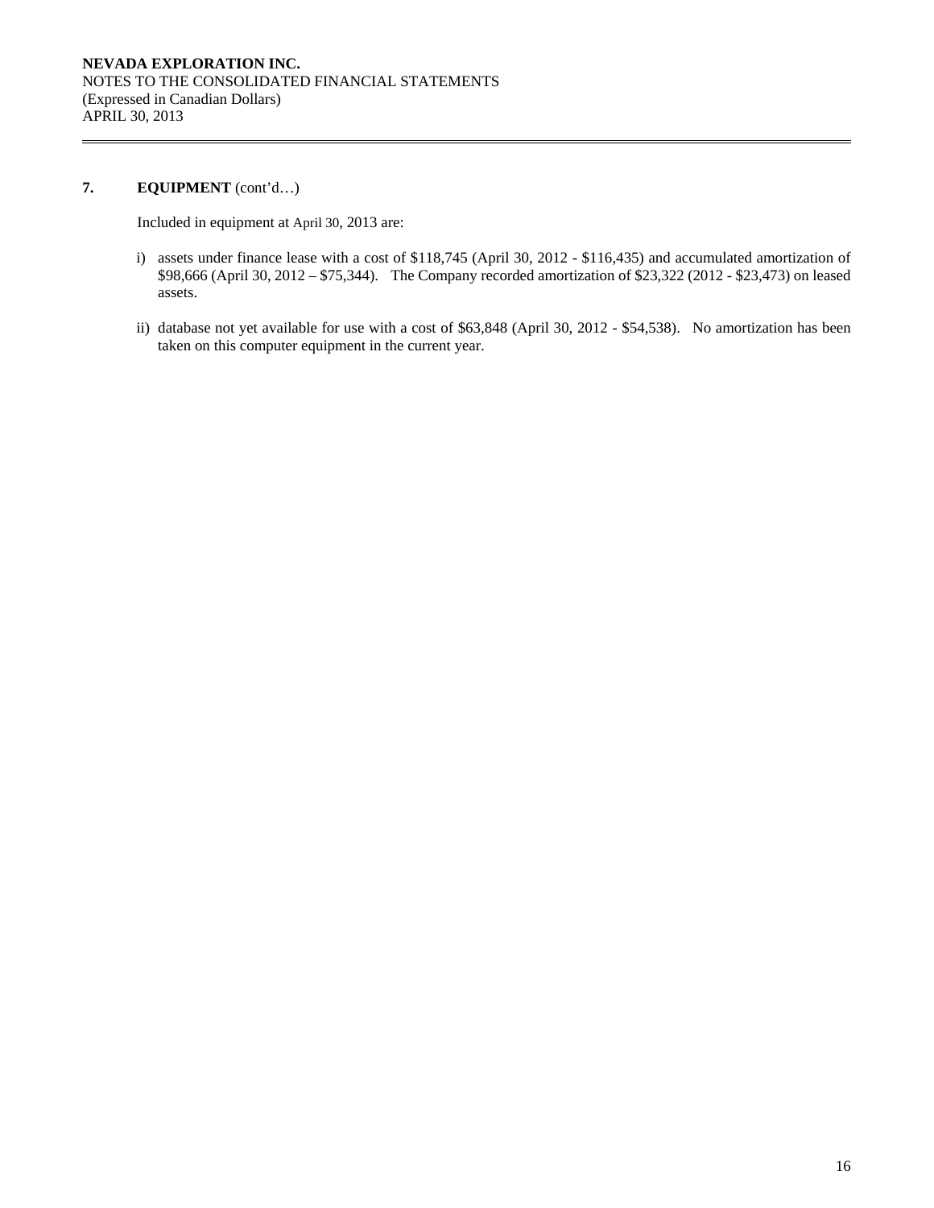## 7. EQUIPMENT (cont'd…)

Included in equipment at April 30, 2013 are:

i) assets under finance lease with a cost of $118,745 (April 30, 2012 - $116,435) and accumulated amortization of $98,666 (April 30, 2012 – $75,344). The Company recorded amortization of $23,322 (2012 - $23,473) on leased assets.

ii) database not yet available for use with a cost of $63,848 (April 30, 2012 - $54,538). No amortization has been taken on this computer equipment in the current year.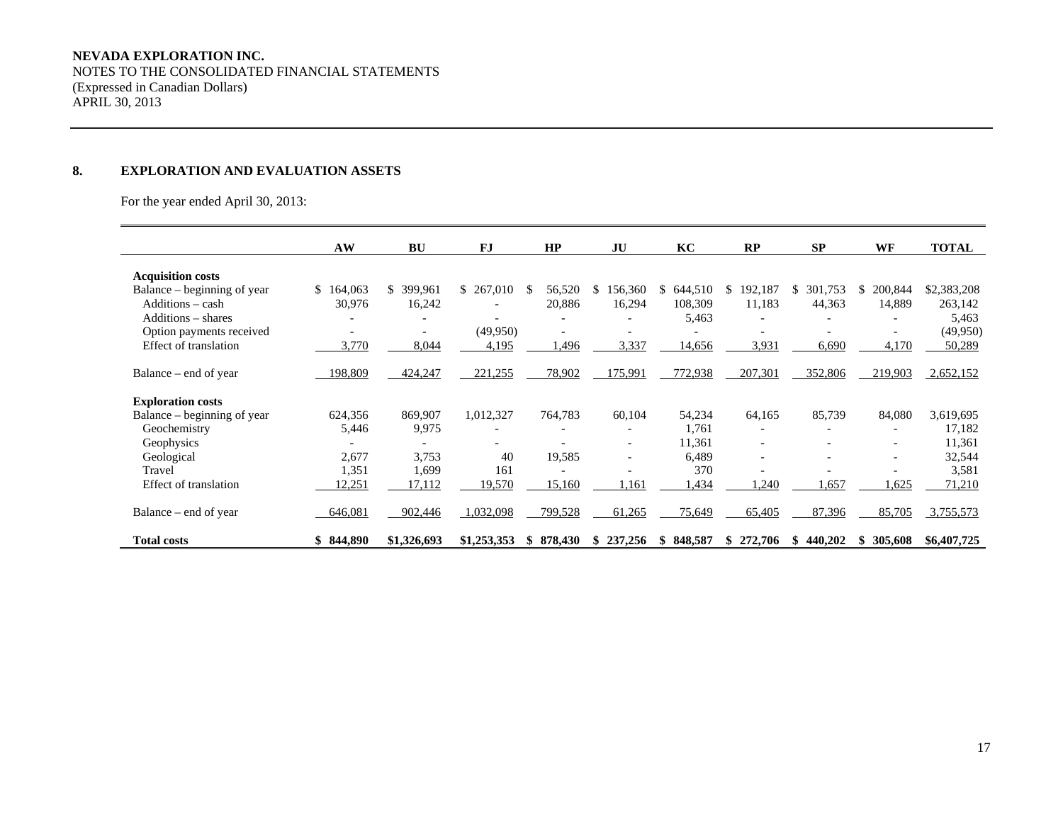NEVADA EXPLORATION INC.
NOTES TO THE CONSOLIDATED FINANCIAL STATEMENTS
(Expressed in Canadian Dollars)
APRIL 30, 2013

## 8. EXPLORATION AND EVALUATION ASSETS

For the year ended April 30, 2013:

| | AW | BU | FJ | HP | JU | KC | RP | SP | WF | TOTAL |
|---|---|---|---|---|---|---|---|---|---|---|
| **Acquisition costs** | | | | | | | | | | |
| Balance – beginning of year | $ 164,063 | $ 399,961 | $ 267,010 | $ 56,520 | $ 156,360 | $ 644,510 | $ 192,187 | $ 301,753 | $ 200,844 | $2,383,208 |
| Additions – cash | 30,976 | 16,242 | - | 20,886 | 16,294 | 108,309 | 11,183 | 44,363 | 14,889 | 263,142 |
| Additions – shares | - | - | - | - | - | 5,463 | - | - | - | 5,463 |
| Option payments received | - | - | (49,950) | - | - | - | - | - | - | (49,950) |
| Effect of translation | 3,770 | 8,044 | 4,195 | 1,496 | 3,337 | 14,656 | 3,931 | 6,690 | 4,170 | 50,289 |
| Balance – end of year | 198,809 | 424,247 | 221,255 | 78,902 | 175,991 | 772,938 | 207,301 | 352,806 | 219,903 | 2,652,152 |
| **Exploration costs** | | | | | | | | | | |
| Balance – beginning of year | 624,356 | 869,907 | 1,012,327 | 764,783 | 60,104 | 54,234 | 64,165 | 85,739 | 84,080 | 3,619,695 |
| Geochemistry | 5,446 | 9,975 | - | - | - | 1,761 | - | - | - | 17,182 |
| Geophysics | - | - | - | - | - | 11,361 | - | - | - | 11,361 |
| Geological | 2,677 | 3,753 | 40 | 19,585 | - | 6,489 | - | - | - | 32,544 |
| Travel | 1,351 | 1,699 | 161 | - | - | 370 | - | - | - | 3,581 |
| Effect of translation | 12,251 | 17,112 | 19,570 | 15,160 | 1,161 | 1,434 | 1,240 | 1,657 | 1,625 | 71,210 |
| Balance – end of year | 646,081 | 902,446 | 1,032,098 | 799,528 | 61,265 | 75,649 | 65,405 | 87,396 | 85,705 | 3,755,573 |
| **Total costs** | **$ 844,890** | **$1,326,693** | **$1,253,353** | **$ 878,430** | **$ 237,256** | **$ 848,587** | **$ 272,706** | **$ 440,202** | **$ 305,608** | **$6,407,725** |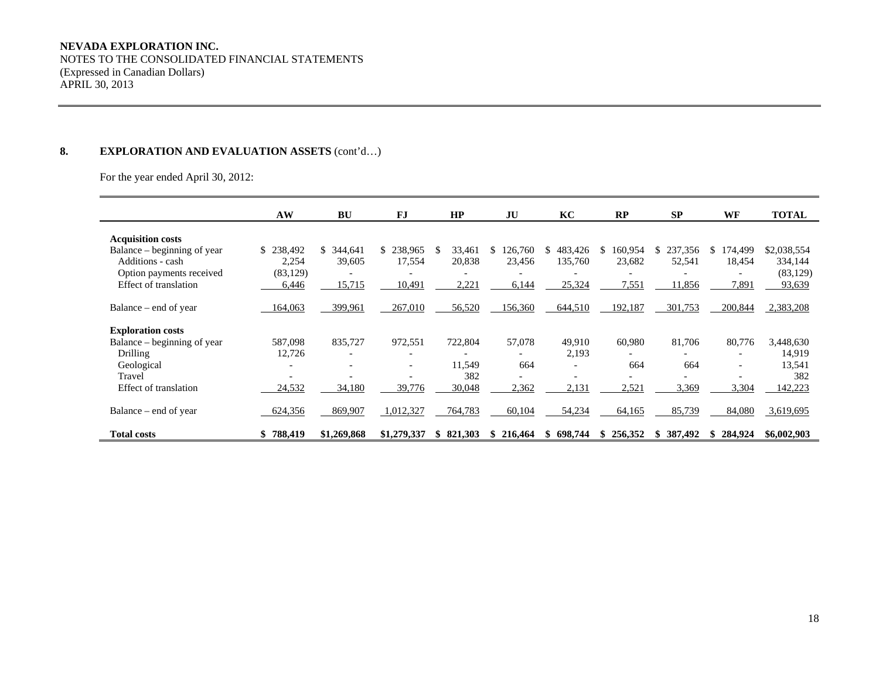**NEVADA EXPLORATION INC.**
NOTES TO THE CONSOLIDATED FINANCIAL STATEMENTS
(Expressed in Canadian Dollars)
APRIL 30, 2013

## 8. EXPLORATION AND EVALUATION ASSETS (cont'd…)

For the year ended April 30, 2012:

| | AW | BU | FJ | HP | JU | KC | RP | SP | WF | TOTAL |
|---|---|---|---|---|---|---|---|---|---|---|
| **Acquisition costs** | | | | | | | | | | |
| Balance – beginning of year | $ 238,492 | $ 344,641 | $ 238,965 | $ 33,461 | $ 126,760 | $ 483,426 | $ 160,954 | $ 237,356 | $ 174,499 | $2,038,554 |
| Additions - cash | 2,254 | 39,605 | 17,554 | 20,838 | 23,456 | 135,760 | 23,682 | 52,541 | 18,454 | 334,144 |
| Option payments received | (83,129) | - | - | - | - | - | - | - | - | (83,129) |
| Effect of translation | 6,446 | 15,715 | 10,491 | 2,221 | 6,144 | 25,324 | 7,551 | 11,856 | 7,891 | 93,639 |
| Balance – end of year | 164,063 | 399,961 | 267,010 | 56,520 | 156,360 | 644,510 | 192,187 | 301,753 | 200,844 | 2,383,208 |
| **Exploration costs** | | | | | | | | | | |
| Balance – beginning of year | 587,098 | 835,727 | 972,551 | 722,804 | 57,078 | 49,910 | 60,980 | 81,706 | 80,776 | 3,448,630 |
| Drilling | 12,726 | - | - | - | - | 2,193 | - | - | - | 14,919 |
| Geological | - | - | - | 11,549 | 664 | - | 664 | 664 | - | 13,541 |
| Travel | - | - | - | 382 | - | - | - | - | - | 382 |
| Effect of translation | 24,532 | 34,180 | 39,776 | 30,048 | 2,362 | 2,131 | 2,521 | 3,369 | 3,304 | 142,223 |
| Balance – end of year | 624,356 | 869,907 | 1,012,327 | 764,783 | 60,104 | 54,234 | 64,165 | 85,739 | 84,080 | 3,619,695 |
| **Total costs** | **$ 788,419** | **$1,269,868** | **$1,279,337** | **$ 821,303** | **$ 216,464** | **$ 698,744** | **$ 256,352** | **$ 387,492** | **$ 284,924** | **$6,002,903** |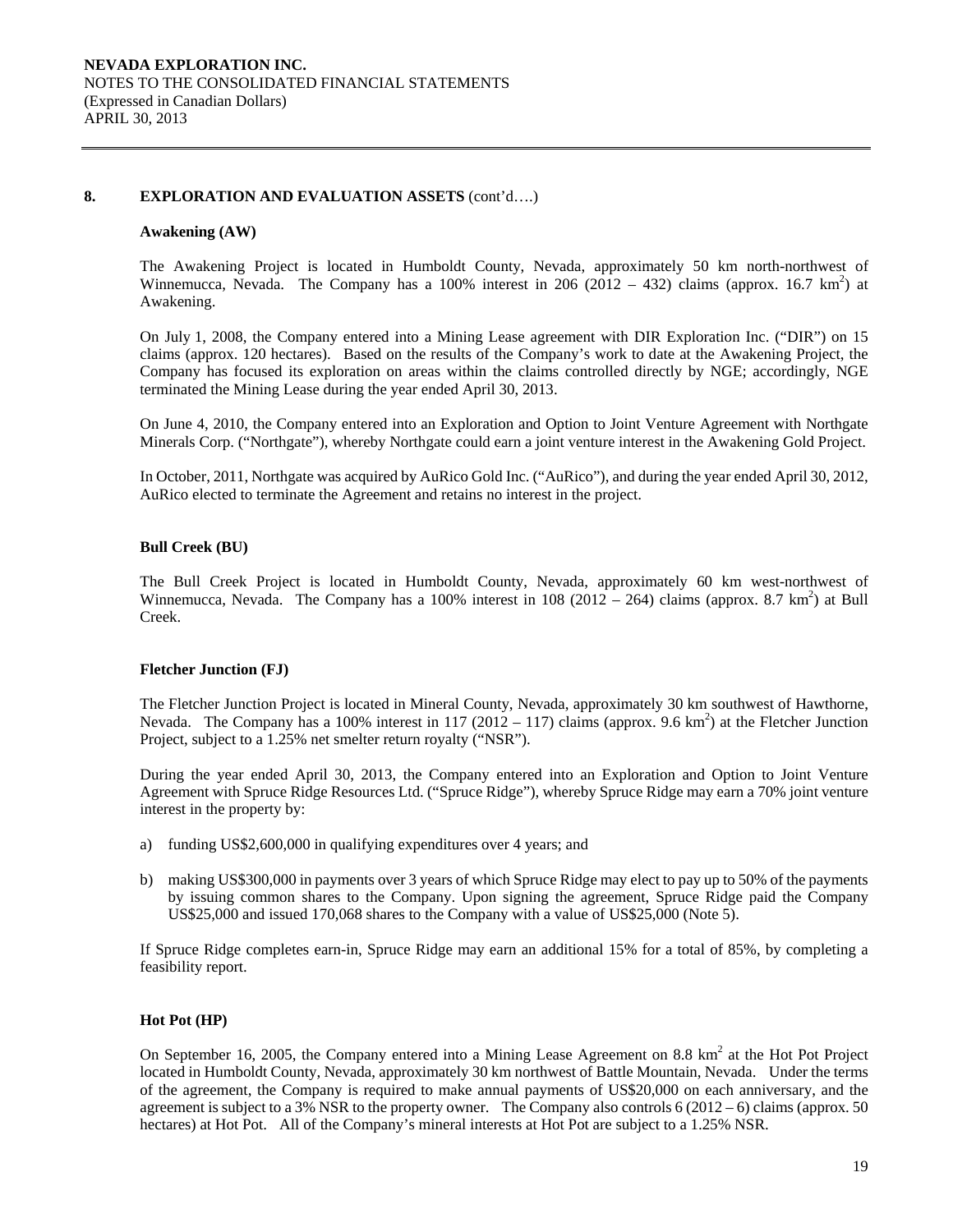NEVADA EXPLORATION INC.
NOTES TO THE CONSOLIDATED FINANCIAL STATEMENTS
(Expressed in Canadian Dollars)
APRIL 30, 2013

## 8. EXPLORATION AND EVALUATION ASSETS (cont'd….)

### Awakening (AW)

The Awakening Project is located in Humboldt County, Nevada, approximately 50 km north-northwest of Winnemucca, Nevada. The Company has a 100% interest in 206 (2012 – 432) claims (approx. 16.7 $km^2$) at Awakening.

On July 1, 2008, the Company entered into a Mining Lease agreement with DIR Exploration Inc. ("DIR") on 15 claims (approx. 120 hectares). Based on the results of the Company's work to date at the Awakening Project, the Company has focused its exploration on areas within the claims controlled directly by NGE; accordingly, NGE terminated the Mining Lease during the year ended April 30, 2013.

On June 4, 2010, the Company entered into an Exploration and Option to Joint Venture Agreement with Northgate Minerals Corp. ("Northgate"), whereby Northgate could earn a joint venture interest in the Awakening Gold Project.

In October, 2011, Northgate was acquired by AuRico Gold Inc. ("AuRico"), and during the year ended April 30, 2012, AuRico elected to terminate the Agreement and retains no interest in the project.

### Bull Creek (BU)

The Bull Creek Project is located in Humboldt County, Nevada, approximately 60 km west-northwest of Winnemucca, Nevada. The Company has a 100% interest in 108 (2012 – 264) claims (approx. 8.7 $km^2$) at Bull Creek.

### Fletcher Junction (FJ)

The Fletcher Junction Project is located in Mineral County, Nevada, approximately 30 km southwest of Hawthorne, Nevada. The Company has a 100% interest in 117 (2012 – 117) claims (approx. 9.6 $km^2$) at the Fletcher Junction Project, subject to a 1.25% net smelter return royalty ("NSR").

During the year ended April 30, 2013, the Company entered into an Exploration and Option to Joint Venture Agreement with Spruce Ridge Resources Ltd. ("Spruce Ridge"), whereby Spruce Ridge may earn a 70% joint venture interest in the property by:

a) funding US$2,600,000 in qualifying expenditures over 4 years; and

b) making US$300,000 in payments over 3 years of which Spruce Ridge may elect to pay up to 50% of the payments by issuing common shares to the Company. Upon signing the agreement, Spruce Ridge paid the Company US$25,000 and issued 170,068 shares to the Company with a value of US$25,000 (Note 5).

If Spruce Ridge completes earn-in, Spruce Ridge may earn an additional 15% for a total of 85%, by completing a feasibility report.

### Hot Pot (HP)

On September 16, 2005, the Company entered into a Mining Lease Agreement on 8.8 $km^2$ at the Hot Pot Project located in Humboldt County, Nevada, approximately 30 km northwest of Battle Mountain, Nevada. Under the terms of the agreement, the Company is required to make annual payments of US$20,000 on each anniversary, and the agreement is subject to a 3% NSR to the property owner. The Company also controls 6 (2012 – 6) claims (approx. 50 hectares) at Hot Pot. All of the Company's mineral interests at Hot Pot are subject to a 1.25% NSR.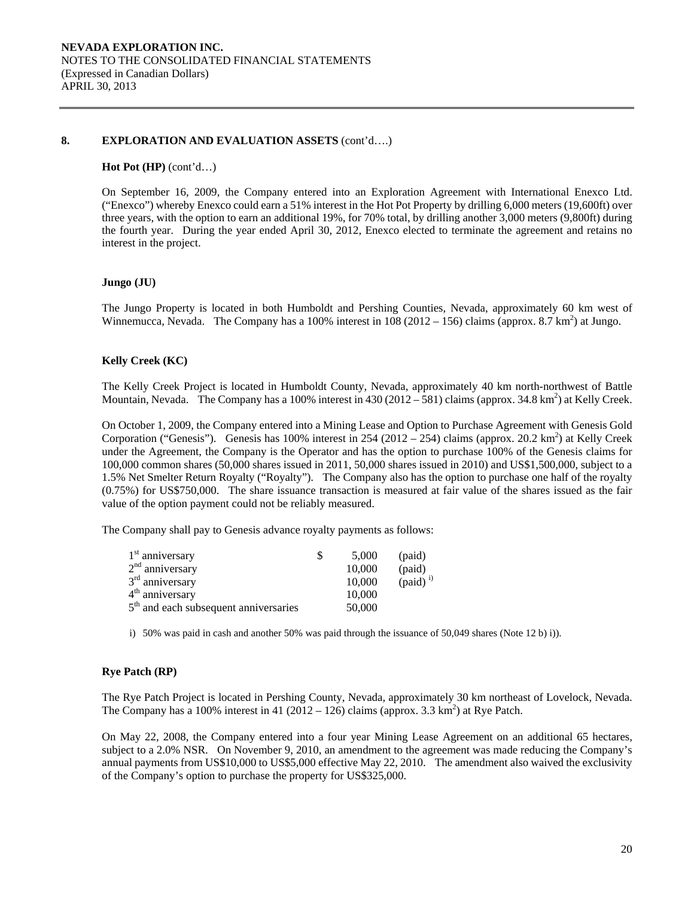## 8. EXPLORATION AND EVALUATION ASSETS (cont'd….)

**Hot Pot (HP)** (cont'd…)

On September 16, 2009, the Company entered into an Exploration Agreement with International Enexco Ltd. ("Enexco") whereby Enexco could earn a 51% interest in the Hot Pot Property by drilling 6,000 meters (19,600ft) over three years, with the option to earn an additional 19%, for 70% total, by drilling another 3,000 meters (9,800ft) during the fourth year. During the year ended April 30, 2012, Enexco elected to terminate the agreement and retains no interest in the project.

**Jungo (JU)**

The Jungo Property is located in both Humboldt and Pershing Counties, Nevada, approximately 60 km west of Winnemucca, Nevada. The Company has a 100% interest in 108 (2012 – 156) claims (approx. 8.7 $km^2$) at Jungo.

**Kelly Creek (KC)**

The Kelly Creek Project is located in Humboldt County, Nevada, approximately 40 km north-northwest of Battle Mountain, Nevada. The Company has a 100% interest in 430 (2012 – 581) claims (approx. 34.8 $km^2$) at Kelly Creek.

On October 1, 2009, the Company entered into a Mining Lease and Option to Purchase Agreement with Genesis Gold Corporation ("Genesis"). Genesis has 100% interest in 254 (2012 – 254) claims (approx. 20.2 $km^2$) at Kelly Creek under the Agreement, the Company is the Operator and has the option to purchase 100% of the Genesis claims for 100,000 common shares (50,000 shares issued in 2011, 50,000 shares issued in 2010) and US$1,500,000, subject to a 1.5% Net Smelter Return Royalty ("Royalty"). The Company also has the option to purchase one half of the royalty (0.75%) for US$750,000. The share issuance transaction is measured at fair value of the shares issued as the fair value of the option payment could not be reliably measured.

The Company shall pay to Genesis advance royalty payments as follows:

| | | | |
|---|---|---|---|
| 1st anniversary | $ | 5,000 | (paid) |
| 2nd anniversary | | 10,000 | (paid) |
| 3rd anniversary | | 10,000 | (paid) [i)] |
| 4th anniversary | | 10,000 | |
| 5th and each subsequent anniversaries | | 50,000 | |

i) 50% was paid in cash and another 50% was paid through the issuance of 50,049 shares (Note 12 b) i)).

**Rye Patch (RP)**

The Rye Patch Project is located in Pershing County, Nevada, approximately 30 km northeast of Lovelock, Nevada. The Company has a 100% interest in 41 (2012 – 126) claims (approx. 3.3 $km^2$) at Rye Patch.

On May 22, 2008, the Company entered into a four year Mining Lease Agreement on an additional 65 hectares, subject to a 2.0% NSR. On November 9, 2010, an amendment to the agreement was made reducing the Company's annual payments from US$10,000 to US$5,000 effective May 22, 2010. The amendment also waived the exclusivity of the Company's option to purchase the property for US$325,000.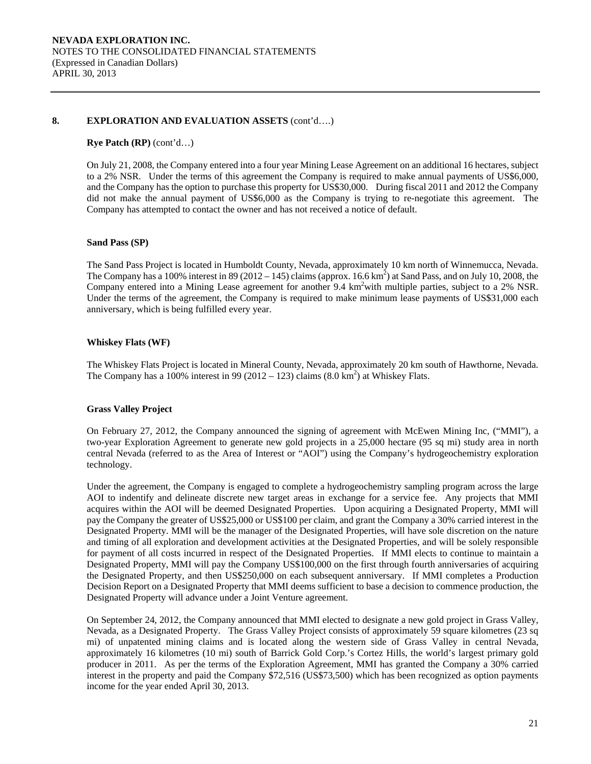## 8. EXPLORATION AND EVALUATION ASSETS (cont'd….)

**Rye Patch (RP)** (cont'd…)

On July 21, 2008, the Company entered into a four year Mining Lease Agreement on an additional 16 hectares, subject to a 2% NSR. Under the terms of this agreement the Company is required to make annual payments of US$6,000, and the Company has the option to purchase this property for US$30,000. During fiscal 2011 and 2012 the Company did not make the annual payment of US$6,000 as the Company is trying to re-negotiate this agreement. The Company has attempted to contact the owner and has not received a notice of default.

**Sand Pass (SP)**

The Sand Pass Project is located in Humboldt County, Nevada, approximately 10 km north of Winnemucca, Nevada. The Company has a 100% interest in 89 (2012 – 145) claims (approx. 16.6 $km^2$) at Sand Pass, and on July 10, 2008, the Company entered into a Mining Lease agreement for another 9.4 $km^2$with multiple parties, subject to a 2% NSR. Under the terms of the agreement, the Company is required to make minimum lease payments of US$31,000 each anniversary, which is being fulfilled every year.

**Whiskey Flats (WF)**

The Whiskey Flats Project is located in Mineral County, Nevada, approximately 20 km south of Hawthorne, Nevada. The Company has a 100% interest in 99 (2012 – 123) claims (8.0 $km^2$) at Whiskey Flats.

**Grass Valley Project**

On February 27, 2012, the Company announced the signing of agreement with McEwen Mining Inc, ("MMI"), a two-year Exploration Agreement to generate new gold projects in a 25,000 hectare (95 sq mi) study area in north central Nevada (referred to as the Area of Interest or "AOI") using the Company's hydrogeochemistry exploration technology.

Under the agreement, the Company is engaged to complete a hydrogeochemistry sampling program across the large AOI to indentify and delineate discrete new target areas in exchange for a service fee. Any projects that MMI acquires within the AOI will be deemed Designated Properties. Upon acquiring a Designated Property, MMI will pay the Company the greater of US$25,000 or US$100 per claim, and grant the Company a 30% carried interest in the Designated Property. MMI will be the manager of the Designated Properties, will have sole discretion on the nature and timing of all exploration and development activities at the Designated Properties, and will be solely responsible for payment of all costs incurred in respect of the Designated Properties. If MMI elects to continue to maintain a Designated Property, MMI will pay the Company US$100,000 on the first through fourth anniversaries of acquiring the Designated Property, and then US$250,000 on each subsequent anniversary. If MMI completes a Production Decision Report on a Designated Property that MMI deems sufficient to base a decision to commence production, the Designated Property will advance under a Joint Venture agreement.

On September 24, 2012, the Company announced that MMI elected to designate a new gold project in Grass Valley, Nevada, as a Designated Property. The Grass Valley Project consists of approximately 59 square kilometres (23 sq mi) of unpatented mining claims and is located along the western side of Grass Valley in central Nevada, approximately 16 kilometres (10 mi) south of Barrick Gold Corp.'s Cortez Hills, the world's largest primary gold producer in 2011. As per the terms of the Exploration Agreement, MMI has granted the Company a 30% carried interest in the property and paid the Company $72,516 (US$73,500) which has been recognized as option payments income for the year ended April 30, 2013.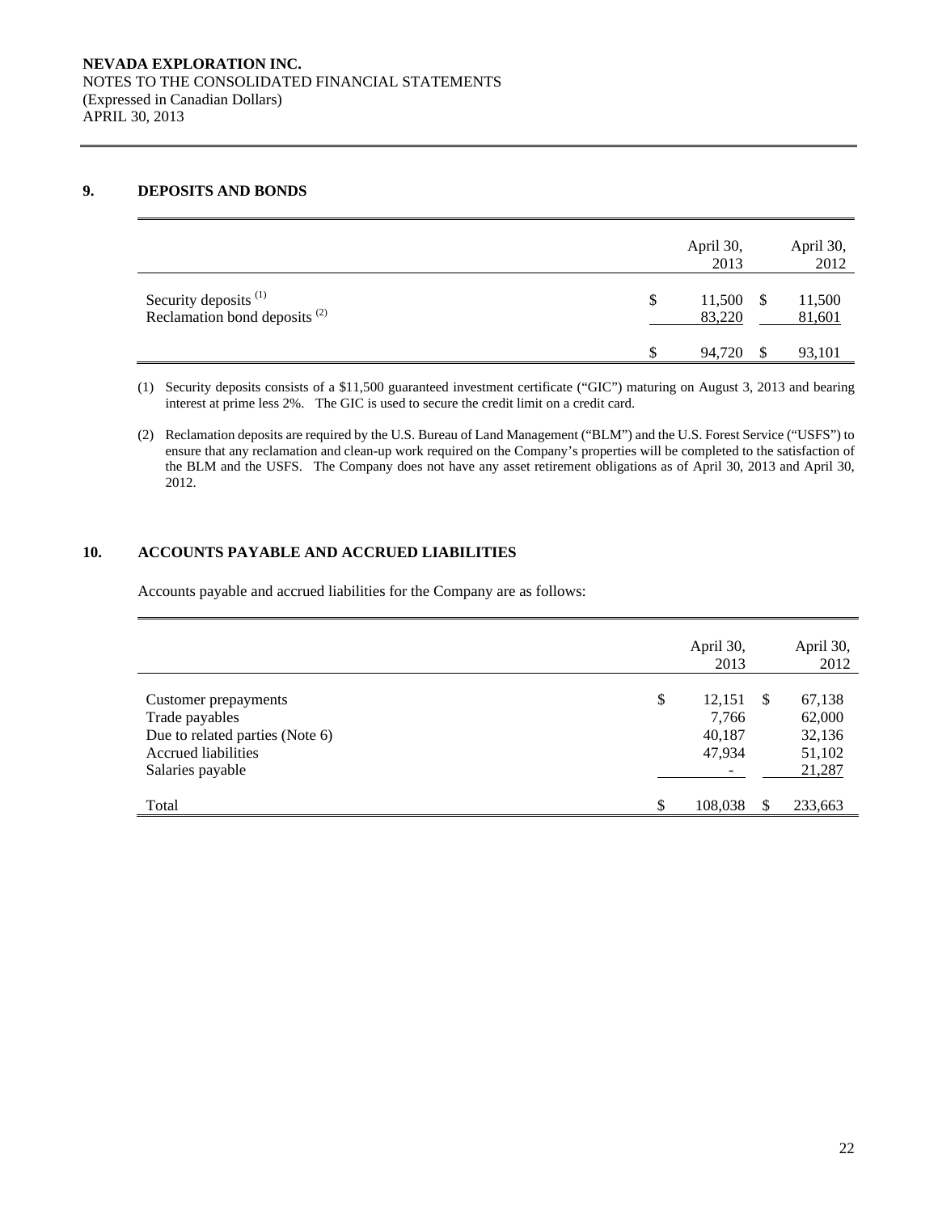**NEVADA EXPLORATION INC.**
NOTES TO THE CONSOLIDATED FINANCIAL STATEMENTS
(Expressed in Canadian Dollars)
APRIL 30, 2013

## 9. DEPOSITS AND BONDS

| | April 30, 2013 | April 30, 2012 |
|---|---|---|
| Security deposits [(1)] | $ 11,500 | $ 11,500 |
| Reclamation bond deposits [(2)] | 83,220 | 81,601 |
| | $ 94,720 | $ 93,101 |

(1) Security deposits consists of a $11,500 guaranteed investment certificate ("GIC") maturing on August 3, 2013 and bearing interest at prime less 2%. The GIC is used to secure the credit limit on a credit card.

(2) Reclamation deposits are required by the U.S. Bureau of Land Management ("BLM") and the U.S. Forest Service ("USFS") to ensure that any reclamation and clean-up work required on the Company's properties will be completed to the satisfaction of the BLM and the USFS. The Company does not have any asset retirement obligations as of April 30, 2013 and April 30, 2012.

## 10. ACCOUNTS PAYABLE AND ACCRUED LIABILITIES

Accounts payable and accrued liabilities for the Company are as follows:

| | April 30, 2013 | April 30, 2012 |
|---|---|---|
| Customer prepayments | $ 12,151 | $ 67,138 |
| Trade payables | 7,766 | 62,000 |
| Due to related parties (Note 6) | 40,187 | 32,136 |
| Accrued liabilities | 47,934 | 51,102 |
| Salaries payable | - | 21,287 |
| Total | $ 108,038 | $ 233,663 |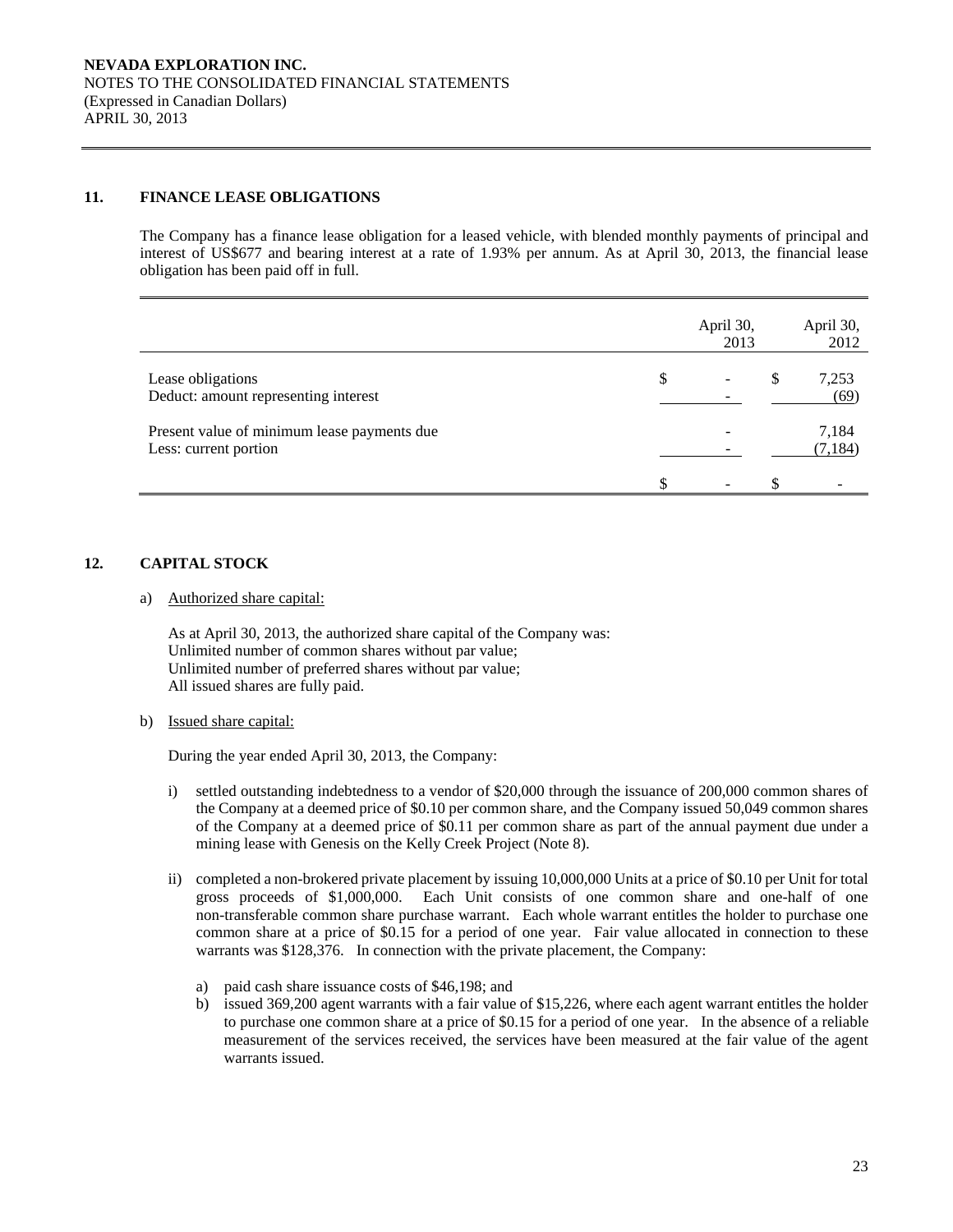## 11. FINANCE LEASE OBLIGATIONS

The Company has a finance lease obligation for a leased vehicle, with blended monthly payments of principal and interest of US$677 and bearing interest at a rate of 1.93% per annum. As at April 30, 2013, the financial lease obligation has been paid off in full.

| | April 30, 2013 | April 30, 2012 |
|---|---|---|
| Lease obligations | $ - | $ 7,253 |
| Deduct: amount representing interest | - | (69) |
| Present value of minimum lease payments due | - | 7,184 |
| Less: current portion | - | (7,184) |
| | $ - | $ - |

## 12. CAPITAL STOCK

a) Authorized share capital:

As at April 30, 2013, the authorized share capital of the Company was:
Unlimited number of common shares without par value;
Unlimited number of preferred shares without par value;
All issued shares are fully paid.

b) Issued share capital:

During the year ended April 30, 2013, the Company:

i) settled outstanding indebtedness to a vendor of $20,000 through the issuance of 200,000 common shares of the Company at a deemed price of $0.10 per common share, and the Company issued 50,049 common shares of the Company at a deemed price of $0.11 per common share as part of the annual payment due under a mining lease with Genesis on the Kelly Creek Project (Note 8).

ii) completed a non-brokered private placement by issuing 10,000,000 Units at a price of $0.10 per Unit for total gross proceeds of $1,000,000. Each Unit consists of one common share and one-half of one non-transferable common share purchase warrant. Each whole warrant entitles the holder to purchase one common share at a price of $0.15 for a period of one year. Fair value allocated in connection to these warrants was $128,376. In connection with the private placement, the Company:

   a) paid cash share issuance costs of $46,198; and
   b) issued 369,200 agent warrants with a fair value of $15,226, where each agent warrant entitles the holder to purchase one common share at a price of $0.15 for a period of one year. In the absence of a reliable measurement of the services received, the services have been measured at the fair value of the agent warrants issued.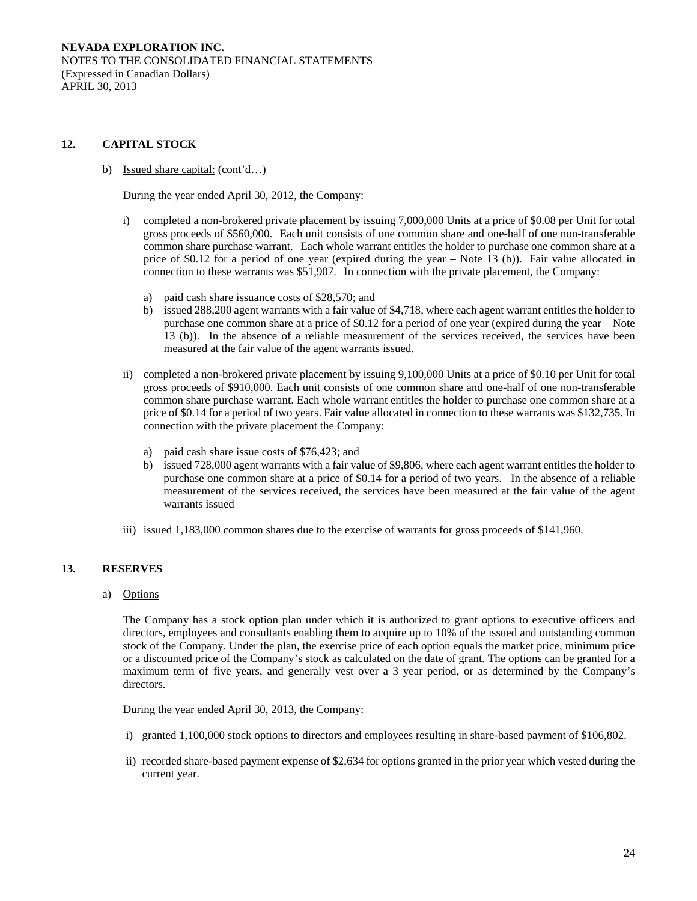## 12. CAPITAL STOCK

b) Issued share capital: (cont'd…)

During the year ended April 30, 2012, the Company:

i) completed a non-brokered private placement by issuing 7,000,000 Units at a price of $0.08 per Unit for total gross proceeds of $560,000. Each unit consists of one common share and one-half of one non-transferable common share purchase warrant. Each whole warrant entitles the holder to purchase one common share at a price of $0.12 for a period of one year (expired during the year – Note 13 (b)). Fair value allocated in connection to these warrants was $51,907. In connection with the private placement, the Company:

   a) paid cash share issuance costs of $28,570; and
   b) issued 288,200 agent warrants with a fair value of $4,718, where each agent warrant entitles the holder to purchase one common share at a price of $0.12 for a period of one year (expired during the year – Note 13 (b)). In the absence of a reliable measurement of the services received, the services have been measured at the fair value of the agent warrants issued.

ii) completed a non-brokered private placement by issuing 9,100,000 Units at a price of $0.10 per Unit for total gross proceeds of $910,000. Each unit consists of one common share and one-half of one non-transferable common share purchase warrant. Each whole warrant entitles the holder to purchase one common share at a price of $0.14 for a period of two years. Fair value allocated in connection to these warrants was $132,735. In connection with the private placement the Company:

   a) paid cash share issue costs of $76,423; and
   b) issued 728,000 agent warrants with a fair value of $9,806, where each agent warrant entitles the holder to purchase one common share at a price of $0.14 for a period of two years. In the absence of a reliable measurement of the services received, the services have been measured at the fair value of the agent warrants issued

iii) issued 1,183,000 common shares due to the exercise of warrants for gross proceeds of $141,960.

## 13. RESERVES

a) Options

The Company has a stock option plan under which it is authorized to grant options to executive officers and directors, employees and consultants enabling them to acquire up to 10% of the issued and outstanding common stock of the Company. Under the plan, the exercise price of each option equals the market price, minimum price or a discounted price of the Company's stock as calculated on the date of grant. The options can be granted for a maximum term of five years, and generally vest over a 3 year period, or as determined by the Company's directors.

During the year ended April 30, 2013, the Company:

i) granted 1,100,000 stock options to directors and employees resulting in share-based payment of $106,802.

ii) recorded share-based payment expense of $2,634 for options granted in the prior year which vested during the current year.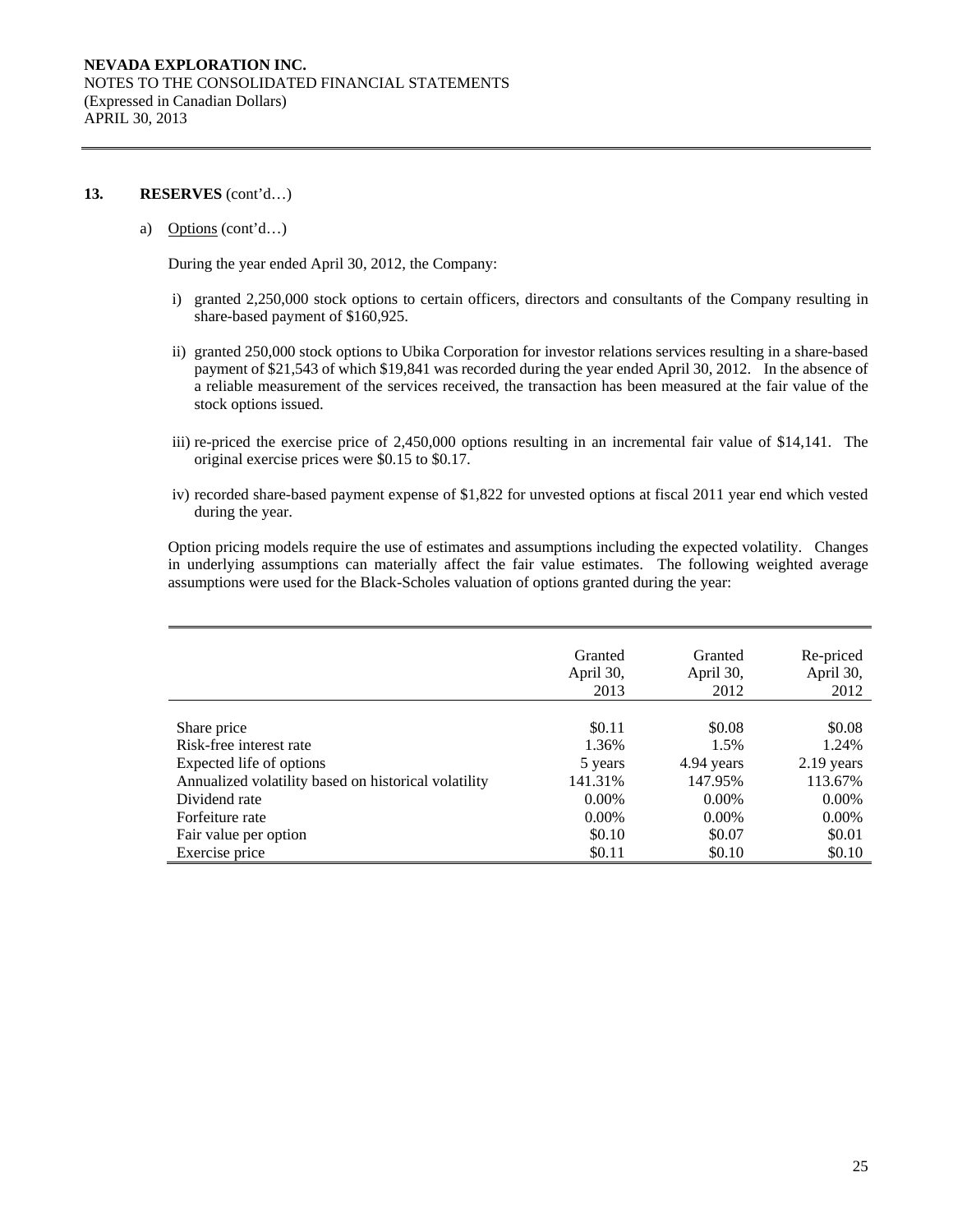**NEVADA EXPLORATION INC.**
NOTES TO THE CONSOLIDATED FINANCIAL STATEMENTS
(Expressed in Canadian Dollars)
APRIL 30, 2013

## 13. RESERVES (cont'd…)

a) Options (cont'd…)

During the year ended April 30, 2012, the Company:

i) granted 2,250,000 stock options to certain officers, directors and consultants of the Company resulting in share-based payment of $160,925.

ii) granted 250,000 stock options to Ubika Corporation for investor relations services resulting in a share-based payment of $21,543 of which $19,841 was recorded during the year ended April 30, 2012. In the absence of a reliable measurement of the services received, the transaction has been measured at the fair value of the stock options issued.

iii) re-priced the exercise price of 2,450,000 options resulting in an incremental fair value of $14,141. The original exercise prices were $0.15 to $0.17.

iv) recorded share-based payment expense of $1,822 for unvested options at fiscal 2011 year end which vested during the year.

Option pricing models require the use of estimates and assumptions including the expected volatility. Changes in underlying assumptions can materially affect the fair value estimates. The following weighted average assumptions were used for the Black-Scholes valuation of options granted during the year:

| | Granted April 30, 2013 | Granted April 30, 2012 | Re-priced April 30, 2012 |
|---|---|---|---|
| Share price | $0.11 | $0.08 | $0.08 |
| Risk-free interest rate | 1.36% | 1.5% | 1.24% |
| Expected life of options | 5 years | 4.94 years | 2.19 years |
| Annualized volatility based on historical volatility | 141.31% | 147.95% | 113.67% |
| Dividend rate | 0.00% | 0.00% | 0.00% |
| Forfeiture rate | 0.00% | 0.00% | 0.00% |
| Fair value per option | $0.10 | $0.07 | $0.01 |
| Exercise price | $0.11 | $0.10 | $0.10 |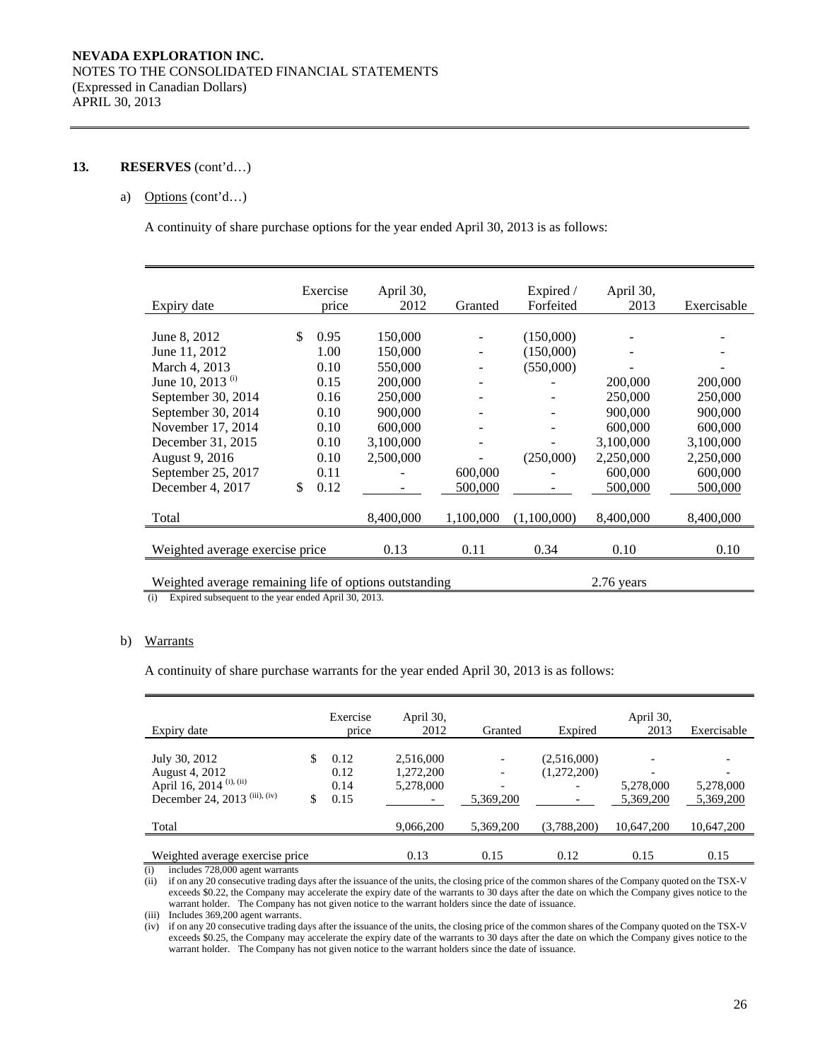NEVADA EXPLORATION INC.
NOTES TO THE CONSOLIDATED FINANCIAL STATEMENTS
(Expressed in Canadian Dollars)
APRIL 30, 2013

**13. RESERVES** (cont'd…)

a) Options (cont'd…)

A continuity of share purchase options for the year ended April 30, 2013 is as follows:

| Expiry date | Exercise price | April 30, 2012 | Granted | Expired / Forfeited | April 30, 2013 | Exercisable |
|---|---|---|---|---|---|---|
| June 8, 2012 | $ 0.95 | 150,000 | - | (150,000) | - | - |
| June 11, 2012 | 1.00 | 150,000 | - | (150,000) | - | - |
| March 4, 2013 | 0.10 | 550,000 | - | (550,000) | - | - |
| June 10, 2013 [(i)] | 0.15 | 200,000 | - | - | 200,000 | 200,000 |
| September 30, 2014 | 0.16 | 250,000 | - | - | 250,000 | 250,000 |
| September 30, 2014 | 0.10 | 900,000 | - | - | 900,000 | 900,000 |
| November 17, 2014 | 0.10 | 600,000 | - | - | 600,000 | 600,000 |
| December 31, 2015 | 0.10 | 3,100,000 | - | - | 3,100,000 | 3,100,000 |
| August 9, 2016 | 0.10 | 2,500,000 | - | (250,000) | 2,250,000 | 2,250,000 |
| September 25, 2017 | 0.11 | - | 600,000 | - | 600,000 | 600,000 |
| December 4, 2017 | $ 0.12 | - | 500,000 | - | 500,000 | 500,000 |
| Total | | 8,400,000 | 1,100,000 | (1,100,000) | 8,400,000 | 8,400,000 |
| Weighted average exercise price | | 0.13 | 0.11 | 0.34 | 0.10 | 0.10 |
| Weighted average remaining life of options outstanding | | | | | 2.76 years | |

(i) Expired subsequent to the year ended April 30, 2013.

b) Warrants

A continuity of share purchase warrants for the year ended April 30, 2013 is as follows:

| Expiry date | Exercise price | April 30, 2012 | Granted | Expired | April 30, 2013 | Exercisable |
|---|---|---|---|---|---|---|
| July 30, 2012 | $ 0.12 | 2,516,000 | - | (2,516,000) | - | - |
| August 4, 2012 | 0.12 | 1,272,200 | - | (1,272,200) | - | - |
| April 16, 2014 [(i), (ii)] | 0.14 | 5,278,000 | - | - | 5,278,000 | 5,278,000 |
| December 24, 2013 [(iii), (iv)] | $ 0.15 | - | 5,369,200 | - | 5,369,200 | 5,369,200 |
| Total | | 9,066,200 | 5,369,200 | (3,788,200) | 10,647,200 | 10,647,200 |
| Weighted average exercise price | | 0.13 | 0.15 | 0.12 | 0.15 | 0.15 |

(i) includes 728,000 agent warrants

(ii) if on any 20 consecutive trading days after the issuance of the units, the closing price of the common shares of the Company quoted on the TSX-V exceeds $0.22, the Company may accelerate the expiry date of the warrants to 30 days after the date on which the Company gives notice to the warrant holder. The Company has not given notice to the warrant holders since the date of issuance.

(iii) Includes 369,200 agent warrants.

(iv) if on any 20 consecutive trading days after the issuance of the units, the closing price of the common shares of the Company quoted on the TSX-V exceeds $0.25, the Company may accelerate the expiry date of the warrants to 30 days after the date on which the Company gives notice to the warrant holder. The Company has not given notice to the warrant holders since the date of issuance.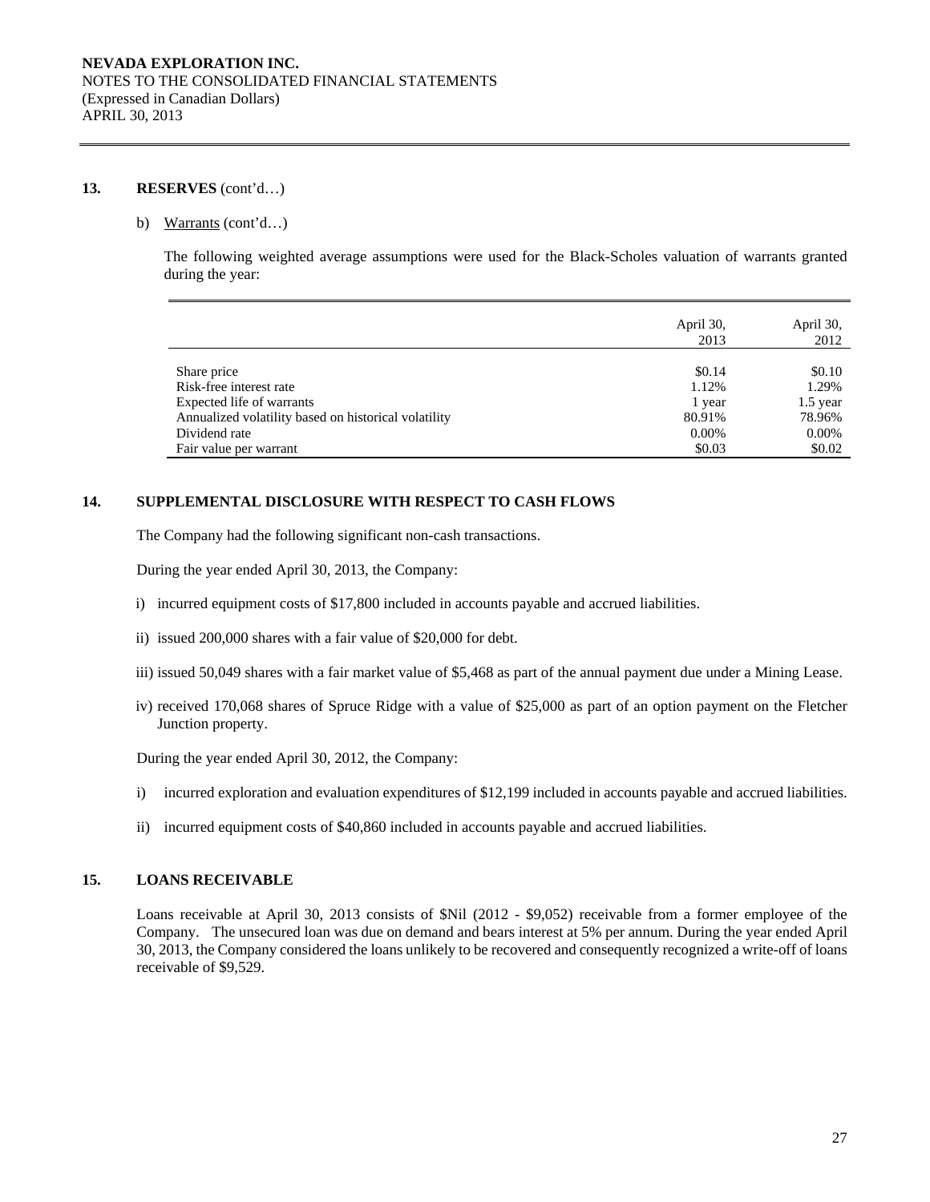## 13. RESERVES (cont'd…)

b) Warrants (cont'd…)

The following weighted average assumptions were used for the Black-Scholes valuation of warrants granted during the year:

| | April 30, 2013 | April 30, 2012 |
|---|---|---|
| Share price | $0.14 | $0.10 |
| Risk-free interest rate | 1.12% | 1.29% |
| Expected life of warrants | 1 year | 1.5 year |
| Annualized volatility based on historical volatility | 80.91% | 78.96% |
| Dividend rate | 0.00% | 0.00% |
| Fair value per warrant | $0.03 | $0.02 |

## 14. SUPPLEMENTAL DISCLOSURE WITH RESPECT TO CASH FLOWS

The Company had the following significant non-cash transactions.

During the year ended April 30, 2013, the Company:

i) incurred equipment costs of $17,800 included in accounts payable and accrued liabilities.

ii) issued 200,000 shares with a fair value of $20,000 for debt.

iii) issued 50,049 shares with a fair market value of $5,468 as part of the annual payment due under a Mining Lease.

iv) received 170,068 shares of Spruce Ridge with a value of $25,000 as part of an option payment on the Fletcher Junction property.

During the year ended April 30, 2012, the Company:

i) incurred exploration and evaluation expenditures of $12,199 included in accounts payable and accrued liabilities.

ii) incurred equipment costs of $40,860 included in accounts payable and accrued liabilities.

## 15. LOANS RECEIVABLE

Loans receivable at April 30, 2013 consists of $Nil (2012 - $9,052) receivable from a former employee of the Company. The unsecured loan was due on demand and bears interest at 5% per annum. During the year ended April 30, 2013, the Company considered the loans unlikely to be recovered and consequently recognized a write-off of loans receivable of $9,529.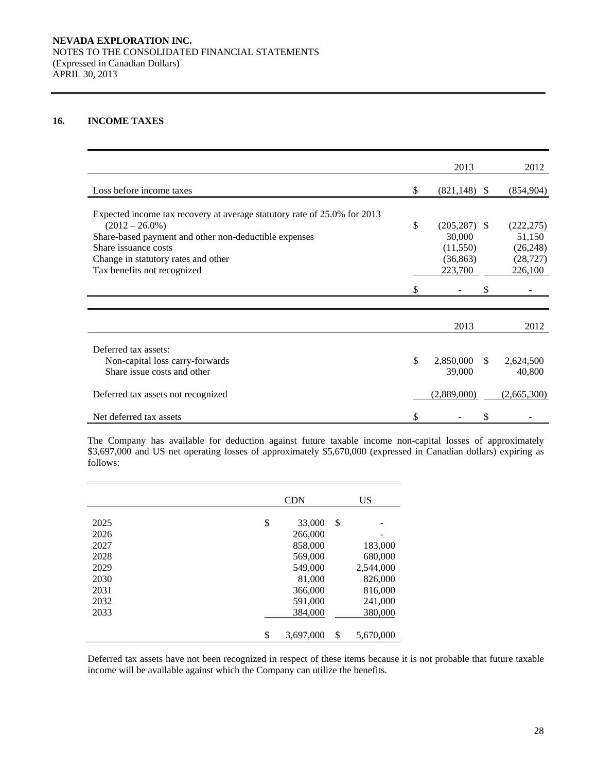**NEVADA EXPLORATION INC.**
NOTES TO THE CONSOLIDATED FINANCIAL STATEMENTS
(Expressed in Canadian Dollars)
APRIL 30, 2013

## 16. INCOME TAXES

| | 2013 | 2012 |
|---|---|---|
| Loss before income taxes | $ (821,148) | $ (854,904) |
| Expected income tax recovery at average statutory rate of 25.0% for 2013 (2012 – 26.0%) | $ (205,287) | $ (222,275) |
| Share-based payment and other non-deductible expenses | 30,000 | 51,150 |
| Share issuance costs | (11,550) | (26,248) |
| Change in statutory rates and other | (36,863) | (28,727) |
| Tax benefits not recognized | 223,700 | 226,100 |
| | $ - | $ - |

| | 2013 | 2012 |
|---|---|---|
| Deferred tax assets: | | |
| Non-capital loss carry-forwards | $ 2,850,000 | $ 2,624,500 |
| Share issue costs and other | 39,000 | 40,800 |
| Deferred tax assets not recognized | (2,889,000) | (2,665,300) |
| Net deferred tax assets | $ - | $ - |

The Company has available for deduction against future taxable income non-capital losses of approximately $3,697,000 and US net operating losses of approximately $5,670,000 (expressed in Canadian dollars) expiring as follows:

| | CDN | US |
|---|---|---|
| 2025 | $ 33,000 | $ - |
| 2026 | 266,000 | - |
| 2027 | 858,000 | 183,000 |
| 2028 | 569,000 | 680,000 |
| 2029 | 549,000 | 2,544,000 |
| 2030 | 81,000 | 826,000 |
| 2031 | 366,000 | 816,000 |
| 2032 | 591,000 | 241,000 |
| 2033 | 384,000 | 380,000 |
| | $ 3,697,000 | $ 5,670,000 |

Deferred tax assets have not been recognized in respect of these items because it is not probable that future taxable income will be available against which the Company can utilize the benefits.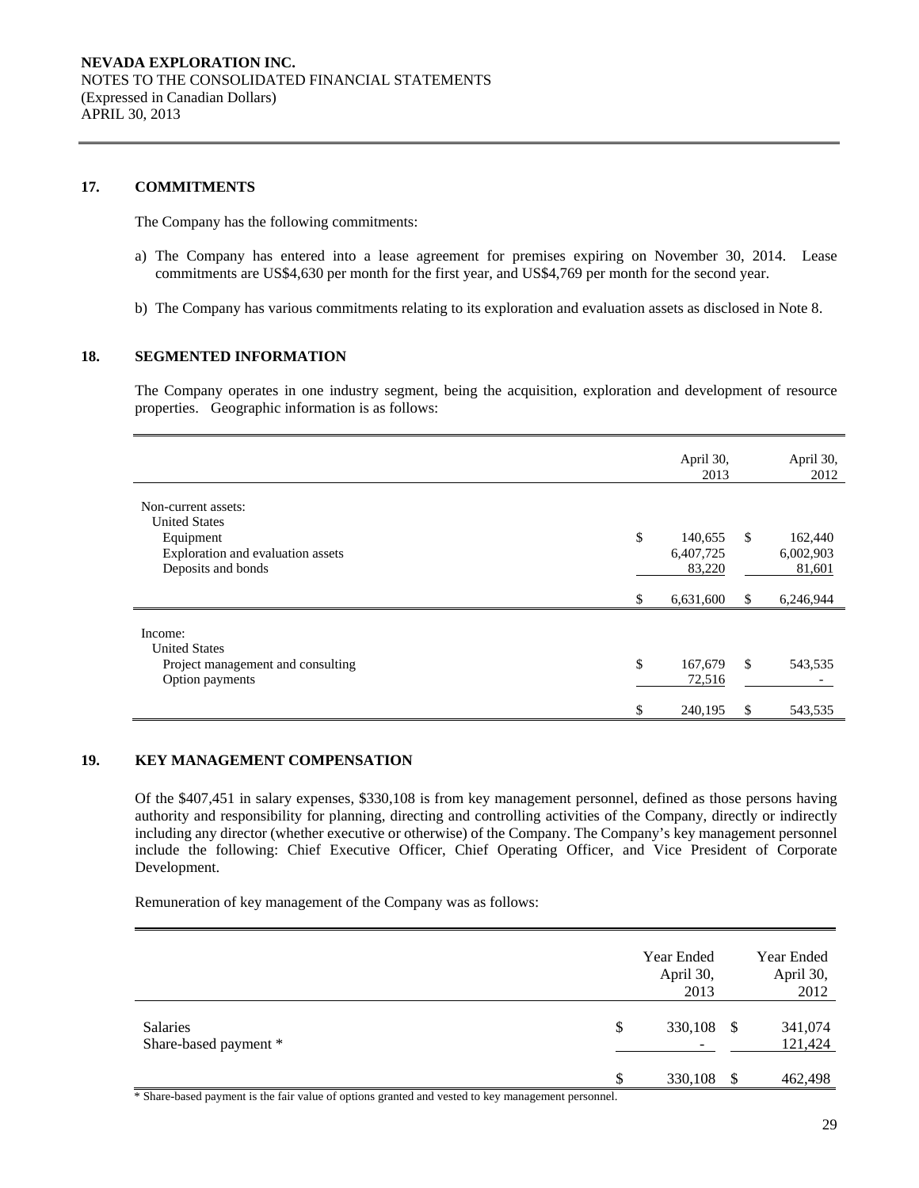NEVADA EXPLORATION INC.
NOTES TO THE CONSOLIDATED FINANCIAL STATEMENTS
(Expressed in Canadian Dollars)
APRIL 30, 2013

## 17. COMMITMENTS

The Company has the following commitments:

a) The Company has entered into a lease agreement for premises expiring on November 30, 2014. Lease commitments are US$4,630 per month for the first year, and US$4,769 per month for the second year.

b) The Company has various commitments relating to its exploration and evaluation assets as disclosed in Note 8.

## 18. SEGMENTED INFORMATION

The Company operates in one industry segment, being the acquisition, exploration and development of resource properties. Geographic information is as follows:

| | | April 30, 2013 | | April 30, 2012 |
|---|---|---|---|---|
| Non-current assets: | | | | |
| United States | | | | |
| Equipment | $ | 140,655 | $ | 162,440 |
| Exploration and evaluation assets | | 6,407,725 | | 6,002,903 |
| Deposits and bonds | | 83,220 | | 81,601 |
| | $ | 6,631,600 | $ | 6,246,944 |
| Income: | | | | |
| United States | | | | |
| Project management and consulting | $ | 167,679 | $ | 543,535 |
| Option payments | | 72,516 | | - |
| | $ | 240,195 | $ | 543,535 |

## 19. KEY MANAGEMENT COMPENSATION

Of the $407,451 in salary expenses, $330,108 is from key management personnel, defined as those persons having authority and responsibility for planning, directing and controlling activities of the Company, directly or indirectly including any director (whether executive or otherwise) of the Company. The Company's key management personnel include the following: Chief Executive Officer, Chief Operating Officer, and Vice President of Corporate Development.

Remuneration of key management of the Company was as follows:

| | | Year Ended April 30, 2013 | | Year Ended April 30, 2012 |
|---|---|---|---|---|
| Salaries | $ | 330,108 | $ | 341,074 |
| Share-based payment * | | - | | 121,424 |
| | $ | 330,108 | $ | 462,498 |

* Share-based payment is the fair value of options granted and vested to key management personnel.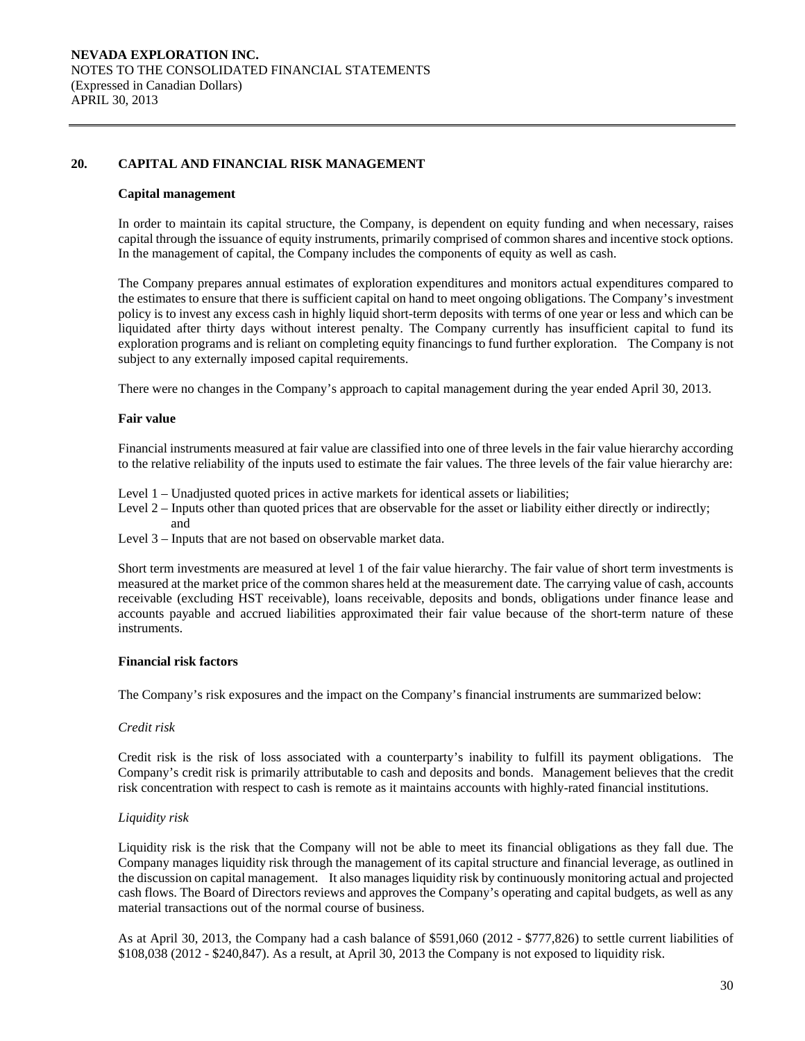## 20. CAPITAL AND FINANCIAL RISK MANAGEMENT

### Capital management

In order to maintain its capital structure, the Company, is dependent on equity funding and when necessary, raises capital through the issuance of equity instruments, primarily comprised of common shares and incentive stock options. In the management of capital, the Company includes the components of equity as well as cash.

The Company prepares annual estimates of exploration expenditures and monitors actual expenditures compared to the estimates to ensure that there is sufficient capital on hand to meet ongoing obligations. The Company's investment policy is to invest any excess cash in highly liquid short-term deposits with terms of one year or less and which can be liquidated after thirty days without interest penalty. The Company currently has insufficient capital to fund its exploration programs and is reliant on completing equity financings to fund further exploration. The Company is not subject to any externally imposed capital requirements.

There were no changes in the Company's approach to capital management during the year ended April 30, 2013.

### Fair value

Financial instruments measured at fair value are classified into one of three levels in the fair value hierarchy according to the relative reliability of the inputs used to estimate the fair values. The three levels of the fair value hierarchy are:

Level 1 – Unadjusted quoted prices in active markets for identical assets or liabilities;
Level 2 – Inputs other than quoted prices that are observable for the asset or liability either directly or indirectly; and
Level 3 – Inputs that are not based on observable market data.

Short term investments are measured at level 1 of the fair value hierarchy. The fair value of short term investments is measured at the market price of the common shares held at the measurement date. The carrying value of cash, accounts receivable (excluding HST receivable), loans receivable, deposits and bonds, obligations under finance lease and accounts payable and accrued liabilities approximated their fair value because of the short-term nature of these instruments.

### Financial risk factors

The Company's risk exposures and the impact on the Company's financial instruments are summarized below:

*Credit risk*

Credit risk is the risk of loss associated with a counterparty's inability to fulfill its payment obligations. The Company's credit risk is primarily attributable to cash and deposits and bonds. Management believes that the credit risk concentration with respect to cash is remote as it maintains accounts with highly-rated financial institutions.

*Liquidity risk*

Liquidity risk is the risk that the Company will not be able to meet its financial obligations as they fall due. The Company manages liquidity risk through the management of its capital structure and financial leverage, as outlined in the discussion on capital management. It also manages liquidity risk by continuously monitoring actual and projected cash flows. The Board of Directors reviews and approves the Company's operating and capital budgets, as well as any material transactions out of the normal course of business.

As at April 30, 2013, the Company had a cash balance of $591,060 (2012 - $777,826) to settle current liabilities of $108,038 (2012 - $240,847). As a result, at April 30, 2013 the Company is not exposed to liquidity risk.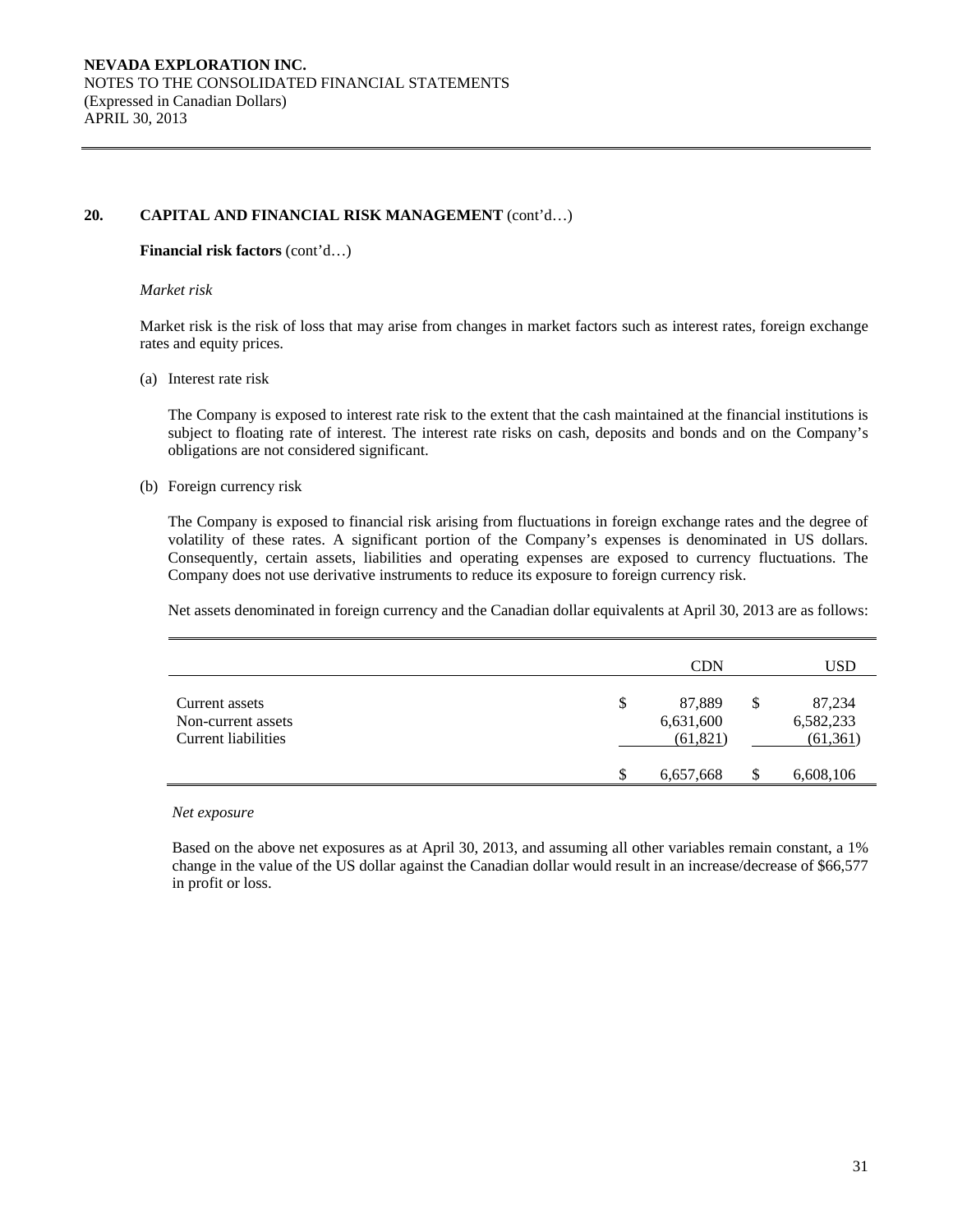NEVADA EXPLORATION INC.
NOTES TO THE CONSOLIDATED FINANCIAL STATEMENTS
(Expressed in Canadian Dollars)
APRIL 30, 2013

## 20. CAPITAL AND FINANCIAL RISK MANAGEMENT (cont'd…)

**Financial risk factors** (cont'd…)

*Market risk*

Market risk is the risk of loss that may arise from changes in market factors such as interest rates, foreign exchange rates and equity prices.

(a) Interest rate risk

The Company is exposed to interest rate risk to the extent that the cash maintained at the financial institutions is subject to floating rate of interest. The interest rate risks on cash, deposits and bonds and on the Company's obligations are not considered significant.

(b) Foreign currency risk

The Company is exposed to financial risk arising from fluctuations in foreign exchange rates and the degree of volatility of these rates. A significant portion of the Company's expenses is denominated in US dollars. Consequently, certain assets, liabilities and operating expenses are exposed to currency fluctuations. The Company does not use derivative instruments to reduce its exposure to foreign currency risk.

Net assets denominated in foreign currency and the Canadian dollar equivalents at April 30, 2013 are as follows:

| | CDN | USD |
|---|---|---|
| Current assets | $ 87,889 | $ 87,234 |
| Non-current assets | 6,631,600 | 6,582,233 |
| Current liabilities | (61,821) | (61,361) |
| | $ 6,657,668 | $ 6,608,106 |

*Net exposure*

Based on the above net exposures as at April 30, 2013, and assuming all other variables remain constant, a 1% change in the value of the US dollar against the Canadian dollar would result in an increase/decrease of $66,577 in profit or loss.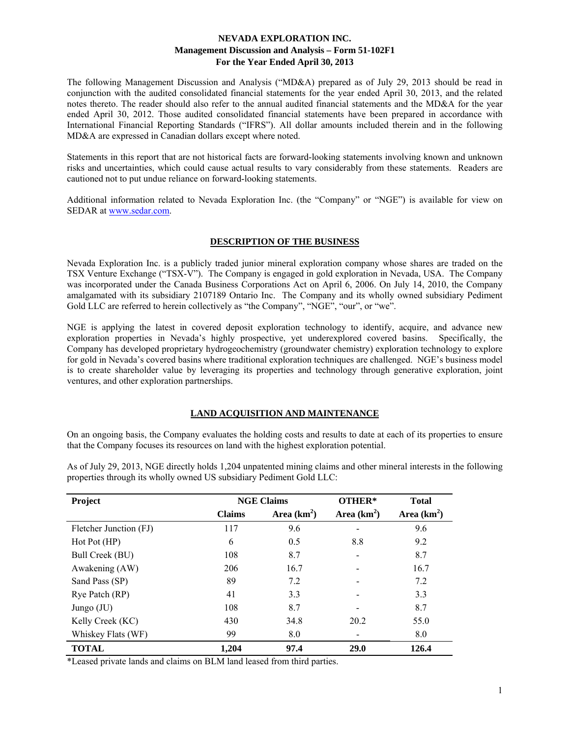# NEVADA EXPLORATION INC.
## Management Discussion and Analysis – Form 51-102F1
## For the Year Ended April 30, 2013

The following Management Discussion and Analysis ("MD&A) prepared as of July 29, 2013 should be read in conjunction with the audited consolidated financial statements for the year ended April 30, 2013, and the related notes thereto. The reader should also refer to the annual audited financial statements and the MD&A for the year ended April 30, 2012. Those audited consolidated financial statements have been prepared in accordance with International Financial Reporting Standards ("IFRS"). All dollar amounts included therein and in the following MD&A are expressed in Canadian dollars except where noted.

Statements in this report that are not historical facts are forward-looking statements involving known and unknown risks and uncertainties, which could cause actual results to vary considerably from these statements. Readers are cautioned not to put undue reliance on forward-looking statements.

Additional information related to Nevada Exploration Inc. (the "Company" or "NGE") is available for view on SEDAR at www.sedar.com.

## DESCRIPTION OF THE BUSINESS

Nevada Exploration Inc. is a publicly traded junior mineral exploration company whose shares are traded on the TSX Venture Exchange ("TSX-V"). The Company is engaged in gold exploration in Nevada, USA. The Company was incorporated under the Canada Business Corporations Act on April 6, 2006. On July 14, 2010, the Company amalgamated with its subsidiary 2107189 Ontario Inc. The Company and its wholly owned subsidiary Pediment Gold LLC are referred to herein collectively as "the Company", "NGE", "our", or "we".

NGE is applying the latest in covered deposit exploration technology to identify, acquire, and advance new exploration properties in Nevada's highly prospective, yet underexplored covered basins. Specifically, the Company has developed proprietary hydrogeochemistry (groundwater chemistry) exploration technology to explore for gold in Nevada's covered basins where traditional exploration techniques are challenged. NGE's business model is to create shareholder value by leveraging its properties and technology through generative exploration, joint ventures, and other exploration partnerships.

## LAND ACQUISITION AND MAINTENANCE

On an ongoing basis, the Company evaluates the holding costs and results to date at each of its properties to ensure that the Company focuses its resources on land with the highest exploration potential.

As of July 29, 2013, NGE directly holds 1,204 unpatented mining claims and other mineral interests in the following properties through its wholly owned US subsidiary Pediment Gold LLC:

| Project | NGE Claims | | OTHER* | Total |
|---|---|---|---|---|
| | Claims | Area ($km^2$) | Area ($km^2$) | Area ($km^2$) |
| Fletcher Junction (FJ) | 117 | 9.6 | - | 9.6 |
| Hot Pot (HP) | 6 | 0.5 | 8.8 | 9.2 |
| Bull Creek (BU) | 108 | 8.7 | - | 8.7 |
| Awakening (AW) | 206 | 16.7 | - | 16.7 |
| Sand Pass (SP) | 89 | 7.2 | - | 7.2 |
| Rye Patch (RP) | 41 | 3.3 | - | 3.3 |
| Jungo (JU) | 108 | 8.7 | - | 8.7 |
| Kelly Creek (KC) | 430 | 34.8 | 20.2 | 55.0 |
| Whiskey Flats (WF) | 99 | 8.0 | - | 8.0 |
| **TOTAL** | **1,204** | **97.4** | **29.0** | **126.4** |

*Leased private lands and claims on BLM land leased from third parties.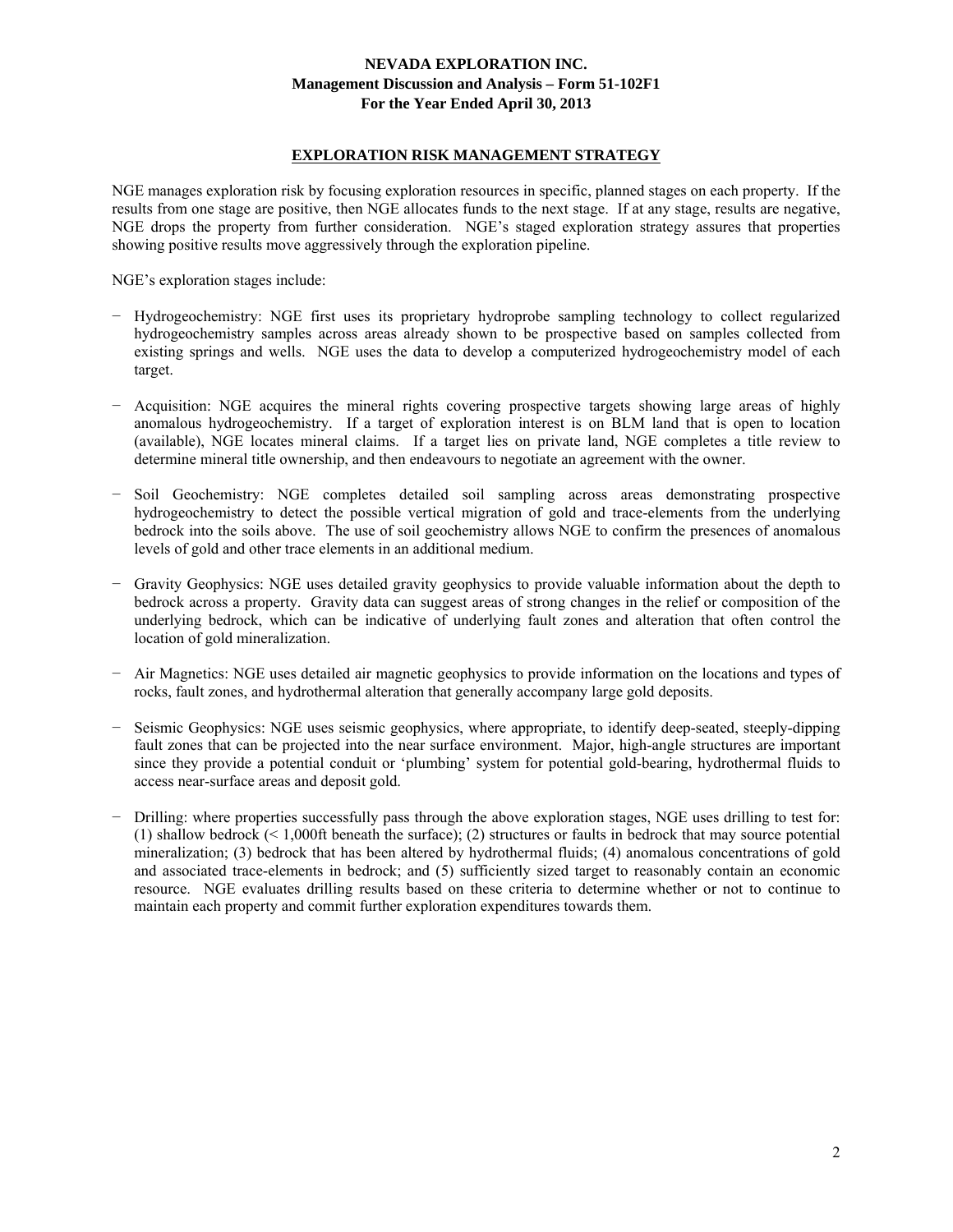## EXPLORATION RISK MANAGEMENT STRATEGY

NGE manages exploration risk by focusing exploration resources in specific, planned stages on each property. If the results from one stage are positive, then NGE allocates funds to the next stage. If at any stage, results are negative, NGE drops the property from further consideration. NGE's staged exploration strategy assures that properties showing positive results move aggressively through the exploration pipeline.

NGE's exploration stages include:

- Hydrogeochemistry: NGE first uses its proprietary hydroprobe sampling technology to collect regularized hydrogeochemistry samples across areas already shown to be prospective based on samples collected from existing springs and wells. NGE uses the data to develop a computerized hydrogeochemistry model of each target.

- Acquisition: NGE acquires the mineral rights covering prospective targets showing large areas of highly anomalous hydrogeochemistry. If a target of exploration interest is on BLM land that is open to location (available), NGE locates mineral claims. If a target lies on private land, NGE completes a title review to determine mineral title ownership, and then endeavours to negotiate an agreement with the owner.

- Soil Geochemistry: NGE completes detailed soil sampling across areas demonstrating prospective hydrogeochemistry to detect the possible vertical migration of gold and trace-elements from the underlying bedrock into the soils above. The use of soil geochemistry allows NGE to confirm the presences of anomalous levels of gold and other trace elements in an additional medium.

- Gravity Geophysics: NGE uses detailed gravity geophysics to provide valuable information about the depth to bedrock across a property. Gravity data can suggest areas of strong changes in the relief or composition of the underlying bedrock, which can be indicative of underlying fault zones and alteration that often control the location of gold mineralization.

- Air Magnetics: NGE uses detailed air magnetic geophysics to provide information on the locations and types of rocks, fault zones, and hydrothermal alteration that generally accompany large gold deposits.

- Seismic Geophysics: NGE uses seismic geophysics, where appropriate, to identify deep-seated, steeply-dipping fault zones that can be projected into the near surface environment. Major, high-angle structures are important since they provide a potential conduit or 'plumbing' system for potential gold-bearing, hydrothermal fluids to access near-surface areas and deposit gold.

- Drilling: where properties successfully pass through the above exploration stages, NGE uses drilling to test for: (1) shallow bedrock (< 1,000ft beneath the surface); (2) structures or faults in bedrock that may source potential mineralization; (3) bedrock that has been altered by hydrothermal fluids; (4) anomalous concentrations of gold and associated trace-elements in bedrock; and (5) sufficiently sized target to reasonably contain an economic resource. NGE evaluates drilling results based on these criteria to determine whether or not to continue to maintain each property and commit further exploration expenditures towards them.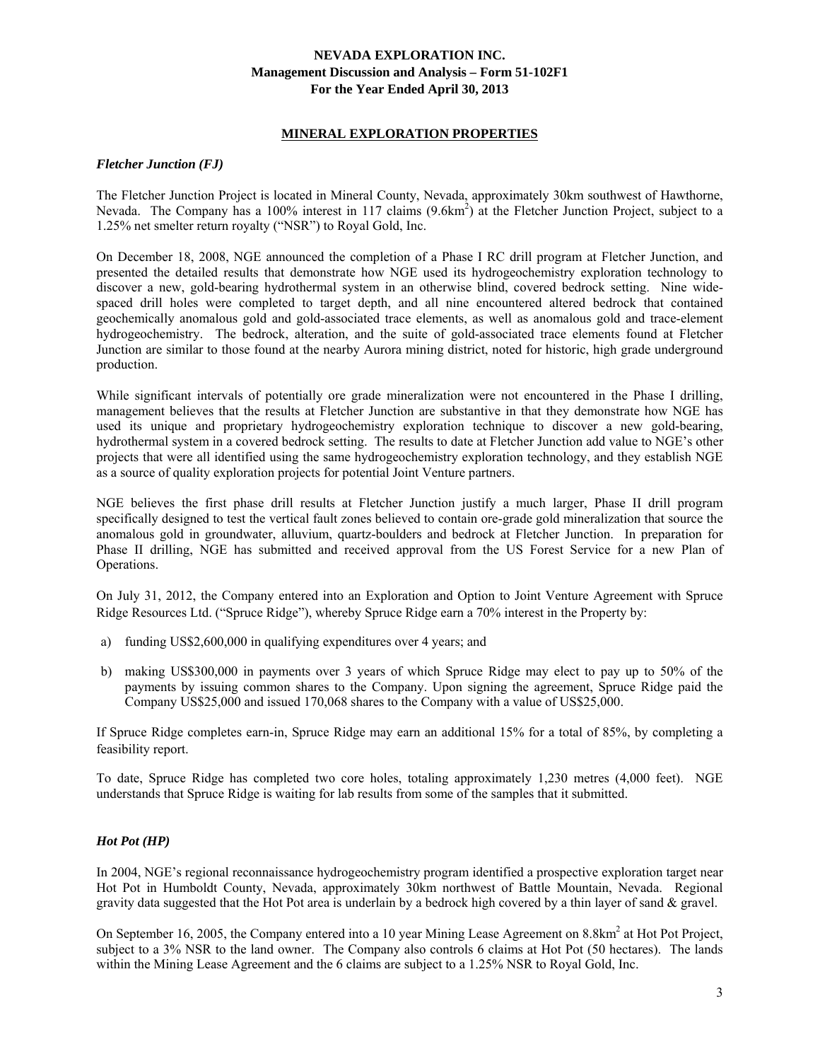## MINERAL EXPLORATION PROPERTIES

### *Fletcher Junction (FJ)*

The Fletcher Junction Project is located in Mineral County, Nevada, approximately 30km southwest of Hawthorne, Nevada. The Company has a 100% interest in 117 claims ($9.6km^2$) at the Fletcher Junction Project, subject to a 1.25% net smelter return royalty ("NSR") to Royal Gold, Inc.

On December 18, 2008, NGE announced the completion of a Phase I RC drill program at Fletcher Junction, and presented the detailed results that demonstrate how NGE used its hydrogeochemistry exploration technology to discover a new, gold-bearing hydrothermal system in an otherwise blind, covered bedrock setting. Nine wide-spaced drill holes were completed to target depth, and all nine encountered altered bedrock that contained geochemically anomalous gold and gold-associated trace elements, as well as anomalous gold and trace-element hydrogeochemistry. The bedrock, alteration, and the suite of gold-associated trace elements found at Fletcher Junction are similar to those found at the nearby Aurora mining district, noted for historic, high grade underground production.

While significant intervals of potentially ore grade mineralization were not encountered in the Phase I drilling, management believes that the results at Fletcher Junction are substantive in that they demonstrate how NGE has used its unique and proprietary hydrogeochemistry exploration technique to discover a new gold-bearing, hydrothermal system in a covered bedrock setting. The results to date at Fletcher Junction add value to NGE's other projects that were all identified using the same hydrogeochemistry exploration technology, and they establish NGE as a source of quality exploration projects for potential Joint Venture partners.

NGE believes the first phase drill results at Fletcher Junction justify a much larger, Phase II drill program specifically designed to test the vertical fault zones believed to contain ore-grade gold mineralization that source the anomalous gold in groundwater, alluvium, quartz-boulders and bedrock at Fletcher Junction. In preparation for Phase II drilling, NGE has submitted and received approval from the US Forest Service for a new Plan of Operations.

On July 31, 2012, the Company entered into an Exploration and Option to Joint Venture Agreement with Spruce Ridge Resources Ltd. ("Spruce Ridge"), whereby Spruce Ridge earn a 70% interest in the Property by:

a) funding US$2,600,000 in qualifying expenditures over 4 years; and
b) making US$300,000 in payments over 3 years of which Spruce Ridge may elect to pay up to 50% of the payments by issuing common shares to the Company. Upon signing the agreement, Spruce Ridge paid the Company US$25,000 and issued 170,068 shares to the Company with a value of US$25,000.

If Spruce Ridge completes earn-in, Spruce Ridge may earn an additional 15% for a total of 85%, by completing a feasibility report.

To date, Spruce Ridge has completed two core holes, totaling approximately 1,230 metres (4,000 feet). NGE understands that Spruce Ridge is waiting for lab results from some of the samples that it submitted.

### *Hot Pot (HP)*

In 2004, NGE's regional reconnaissance hydrogeochemistry program identified a prospective exploration target near Hot Pot in Humboldt County, Nevada, approximately 30km northwest of Battle Mountain, Nevada. Regional gravity data suggested that the Hot Pot area is underlain by a bedrock high covered by a thin layer of sand & gravel.

On September 16, 2005, the Company entered into a 10 year Mining Lease Agreement on $8.8km^2$ at Hot Pot Project, subject to a 3% NSR to the land owner. The Company also controls 6 claims at Hot Pot (50 hectares). The lands within the Mining Lease Agreement and the 6 claims are subject to a 1.25% NSR to Royal Gold, Inc.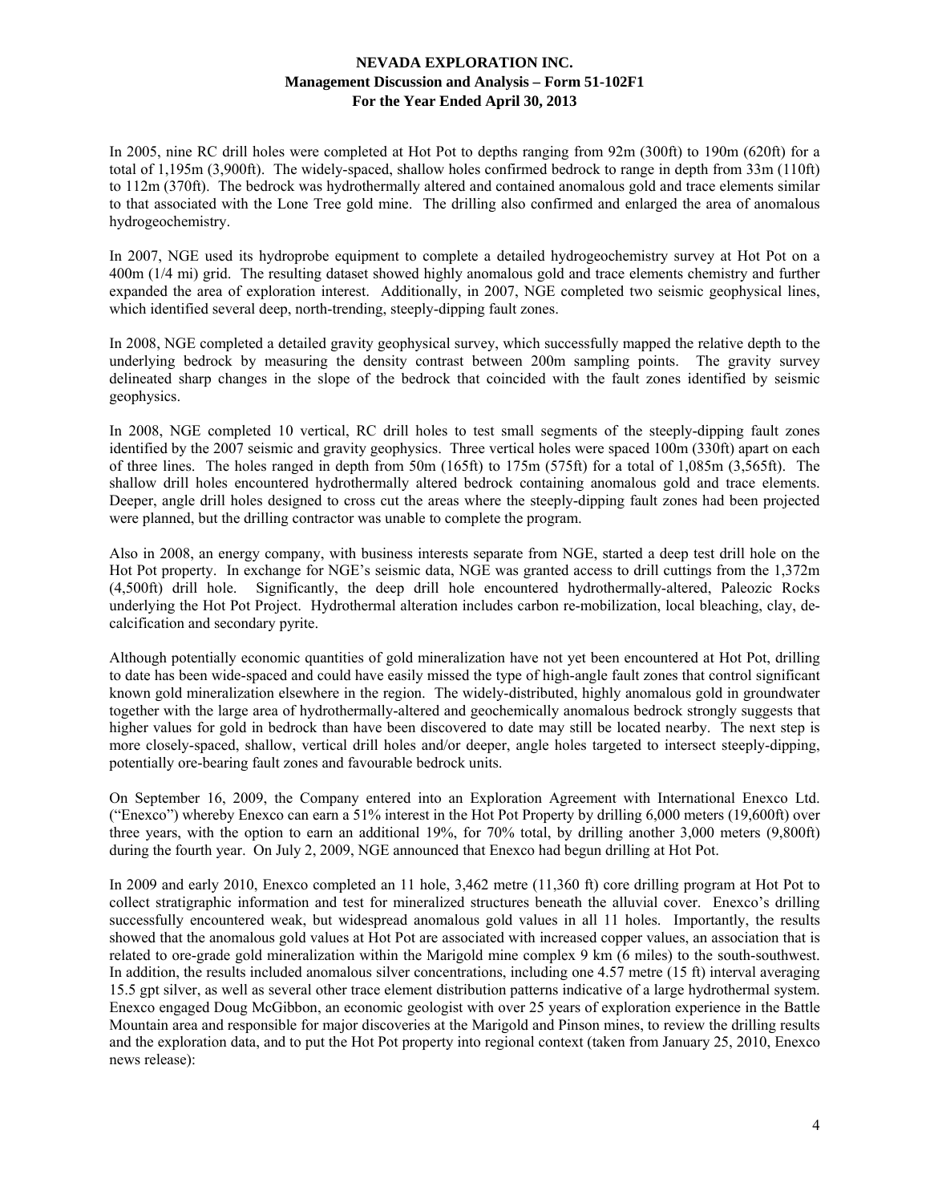In 2005, nine RC drill holes were completed at Hot Pot to depths ranging from 92m (300ft) to 190m (620ft) for a total of 1,195m (3,900ft). The widely-spaced, shallow holes confirmed bedrock to range in depth from 33m (110ft) to 112m (370ft). The bedrock was hydrothermally altered and contained anomalous gold and trace elements similar to that associated with the Lone Tree gold mine. The drilling also confirmed and enlarged the area of anomalous hydrogeochemistry.

In 2007, NGE used its hydroprobe equipment to complete a detailed hydrogeochemistry survey at Hot Pot on a 400m (1/4 mi) grid. The resulting dataset showed highly anomalous gold and trace elements chemistry and further expanded the area of exploration interest. Additionally, in 2007, NGE completed two seismic geophysical lines, which identified several deep, north-trending, steeply-dipping fault zones.

In 2008, NGE completed a detailed gravity geophysical survey, which successfully mapped the relative depth to the underlying bedrock by measuring the density contrast between 200m sampling points. The gravity survey delineated sharp changes in the slope of the bedrock that coincided with the fault zones identified by seismic geophysics.

In 2008, NGE completed 10 vertical, RC drill holes to test small segments of the steeply-dipping fault zones identified by the 2007 seismic and gravity geophysics. Three vertical holes were spaced 100m (330ft) apart on each of three lines. The holes ranged in depth from 50m (165ft) to 175m (575ft) for a total of 1,085m (3,565ft). The shallow drill holes encountered hydrothermally altered bedrock containing anomalous gold and trace elements. Deeper, angle drill holes designed to cross cut the areas where the steeply-dipping fault zones had been projected were planned, but the drilling contractor was unable to complete the program.

Also in 2008, an energy company, with business interests separate from NGE, started a deep test drill hole on the Hot Pot property. In exchange for NGE's seismic data, NGE was granted access to drill cuttings from the 1,372m (4,500ft) drill hole. Significantly, the deep drill hole encountered hydrothermally-altered, Paleozic Rocks underlying the Hot Pot Project. Hydrothermal alteration includes carbon re-mobilization, local bleaching, clay, de-calcification and secondary pyrite.

Although potentially economic quantities of gold mineralization have not yet been encountered at Hot Pot, drilling to date has been wide-spaced and could have easily missed the type of high-angle fault zones that control significant known gold mineralization elsewhere in the region. The widely-distributed, highly anomalous gold in groundwater together with the large area of hydrothermally-altered and geochemically anomalous bedrock strongly suggests that higher values for gold in bedrock than have been discovered to date may still be located nearby. The next step is more closely-spaced, shallow, vertical drill holes and/or deeper, angle holes targeted to intersect steeply-dipping, potentially ore-bearing fault zones and favourable bedrock units.

On September 16, 2009, the Company entered into an Exploration Agreement with International Enexco Ltd. ("Enexco") whereby Enexco can earn a 51% interest in the Hot Pot Property by drilling 6,000 meters (19,600ft) over three years, with the option to earn an additional 19%, for 70% total, by drilling another 3,000 meters (9,800ft) during the fourth year. On July 2, 2009, NGE announced that Enexco had begun drilling at Hot Pot.

In 2009 and early 2010, Enexco completed an 11 hole, 3,462 metre (11,360 ft) core drilling program at Hot Pot to collect stratigraphic information and test for mineralized structures beneath the alluvial cover. Enexco's drilling successfully encountered weak, but widespread anomalous gold values in all 11 holes. Importantly, the results showed that the anomalous gold values at Hot Pot are associated with increased copper values, an association that is related to ore-grade gold mineralization within the Marigold mine complex 9 km (6 miles) to the south-southwest. In addition, the results included anomalous silver concentrations, including one 4.57 metre (15 ft) interval averaging 15.5 gpt silver, as well as several other trace element distribution patterns indicative of a large hydrothermal system. Enexco engaged Doug McGibbon, an economic geologist with over 25 years of exploration experience in the Battle Mountain area and responsible for major discoveries at the Marigold and Pinson mines, to review the drilling results and the exploration data, and to put the Hot Pot property into regional context (taken from January 25, 2010, Enexco news release):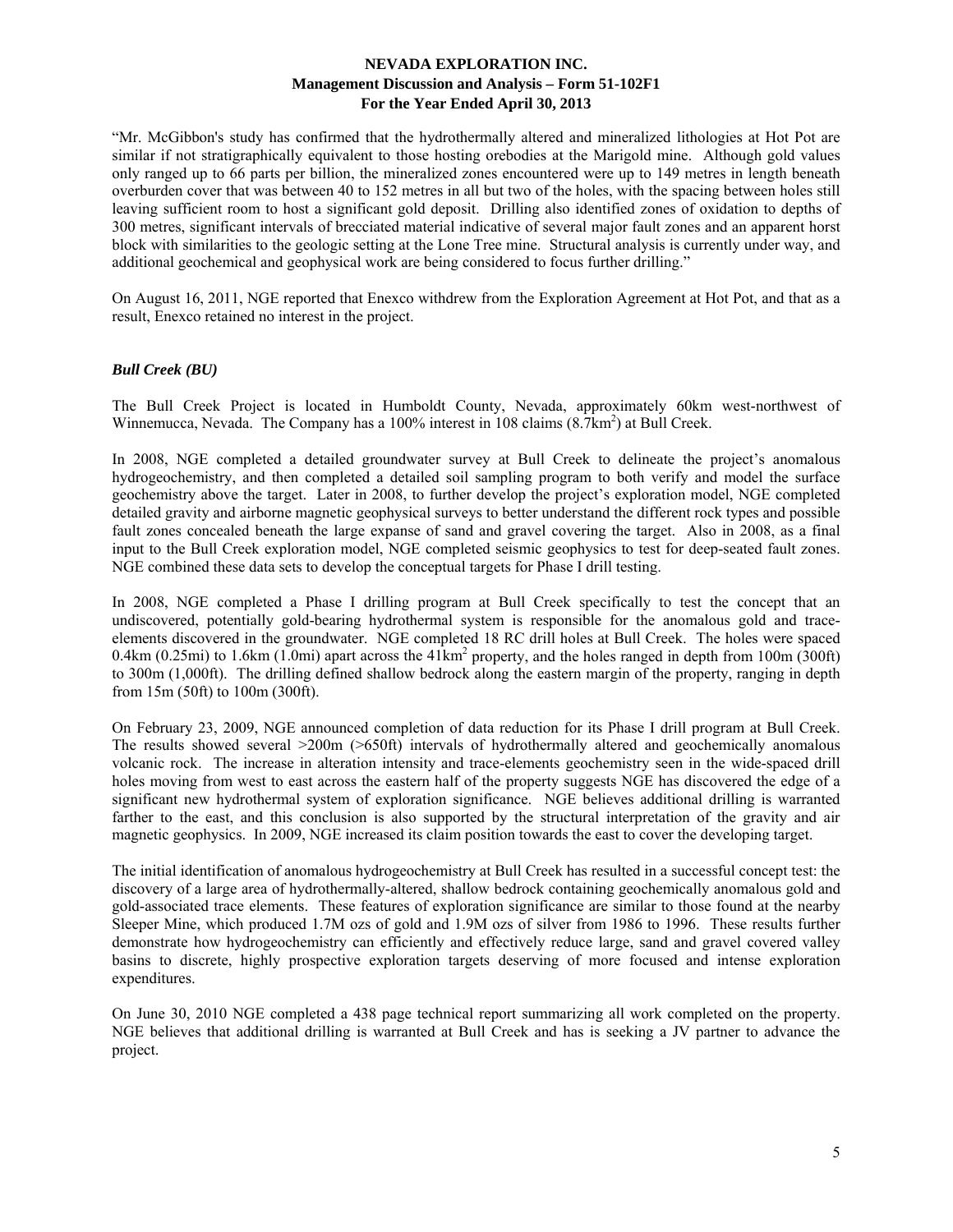"Mr. McGibbon's study has confirmed that the hydrothermally altered and mineralized lithologies at Hot Pot are similar if not stratigraphically equivalent to those hosting orebodies at the Marigold mine. Although gold values only ranged up to 66 parts per billion, the mineralized zones encountered were up to 149 metres in length beneath overburden cover that was between 40 to 152 metres in all but two of the holes, with the spacing between holes still leaving sufficient room to host a significant gold deposit. Drilling also identified zones of oxidation to depths of 300 metres, significant intervals of brecciated material indicative of several major fault zones and an apparent horst block with similarities to the geologic setting at the Lone Tree mine. Structural analysis is currently under way, and additional geochemical and geophysical work are being considered to focus further drilling."

On August 16, 2011, NGE reported that Enexco withdrew from the Exploration Agreement at Hot Pot, and that as a result, Enexco retained no interest in the project.

### *Bull Creek (BU)*

The Bull Creek Project is located in Humboldt County, Nevada, approximately 60km west-northwest of Winnemucca, Nevada. The Company has a 100% interest in 108 claims (8.7km$^2$) at Bull Creek.

In 2008, NGE completed a detailed groundwater survey at Bull Creek to delineate the project's anomalous hydrogeochemistry, and then completed a detailed soil sampling program to both verify and model the surface geochemistry above the target. Later in 2008, to further develop the project's exploration model, NGE completed detailed gravity and airborne magnetic geophysical surveys to better understand the different rock types and possible fault zones concealed beneath the large expanse of sand and gravel covering the target. Also in 2008, as a final input to the Bull Creek exploration model, NGE completed seismic geophysics to test for deep-seated fault zones. NGE combined these data sets to develop the conceptual targets for Phase I drill testing.

In 2008, NGE completed a Phase I drilling program at Bull Creek specifically to test the concept that an undiscovered, potentially gold-bearing hydrothermal system is responsible for the anomalous gold and trace-elements discovered in the groundwater. NGE completed 18 RC drill holes at Bull Creek. The holes were spaced 0.4km (0.25mi) to 1.6km (1.0mi) apart across the 41km$^2$ property, and the holes ranged in depth from 100m (300ft) to 300m (1,000ft). The drilling defined shallow bedrock along the eastern margin of the property, ranging in depth from 15m (50ft) to 100m (300ft).

On February 23, 2009, NGE announced completion of data reduction for its Phase I drill program at Bull Creek. The results showed several >200m (>650ft) intervals of hydrothermally altered and geochemically anomalous volcanic rock. The increase in alteration intensity and trace-elements geochemistry seen in the wide-spaced drill holes moving from west to east across the eastern half of the property suggests NGE has discovered the edge of a significant new hydrothermal system of exploration significance. NGE believes additional drilling is warranted farther to the east, and this conclusion is also supported by the structural interpretation of the gravity and air magnetic geophysics. In 2009, NGE increased its claim position towards the east to cover the developing target.

The initial identification of anomalous hydrogeochemistry at Bull Creek has resulted in a successful concept test: the discovery of a large area of hydrothermally-altered, shallow bedrock containing geochemically anomalous gold and gold-associated trace elements. These features of exploration significance are similar to those found at the nearby Sleeper Mine, which produced 1.7M ozs of gold and 1.9M ozs of silver from 1986 to 1996. These results further demonstrate how hydrogeochemistry can efficiently and effectively reduce large, sand and gravel covered valley basins to discrete, highly prospective exploration targets deserving of more focused and intense exploration expenditures.

On June 30, 2010 NGE completed a 438 page technical report summarizing all work completed on the property. NGE believes that additional drilling is warranted at Bull Creek and has is seeking a JV partner to advance the project.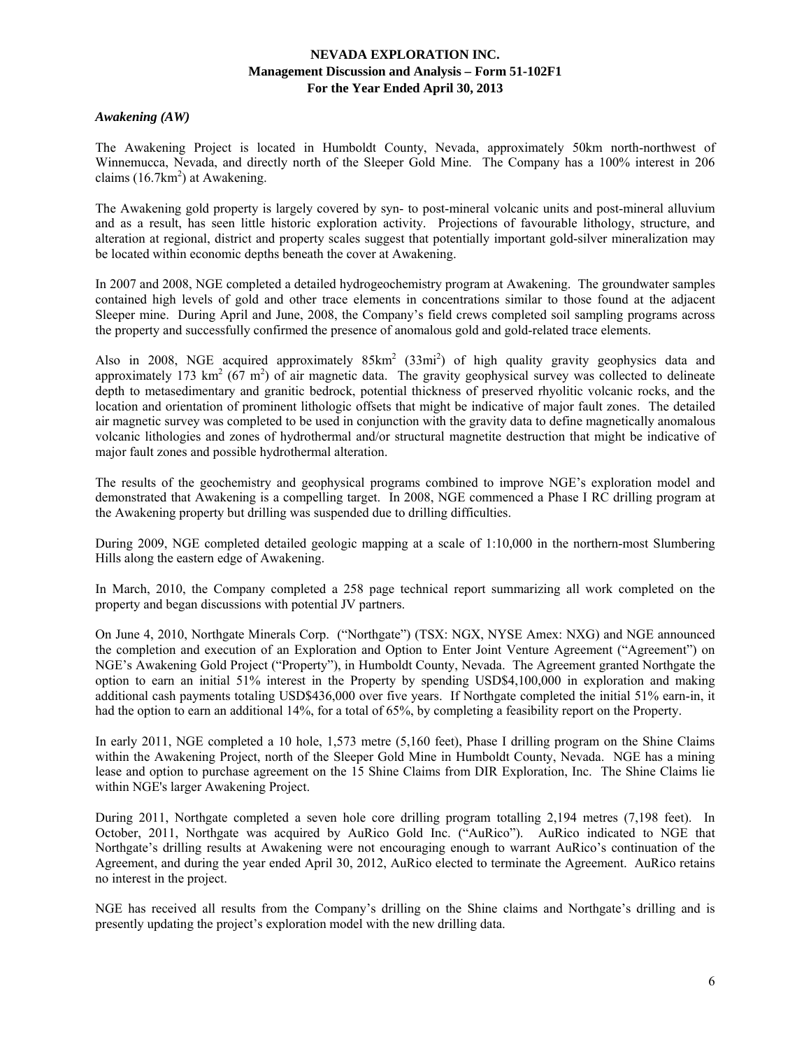### *Awakening (AW)*

The Awakening Project is located in Humboldt County, Nevada, approximately 50km north-northwest of Winnemucca, Nevada, and directly north of the Sleeper Gold Mine. The Company has a 100% interest in 206 claims ($16.7km^2$) at Awakening.

The Awakening gold property is largely covered by syn- to post-mineral volcanic units and post-mineral alluvium and as a result, has seen little historic exploration activity. Projections of favourable lithology, structure, and alteration at regional, district and property scales suggest that potentially important gold-silver mineralization may be located within economic depths beneath the cover at Awakening.

In 2007 and 2008, NGE completed a detailed hydrogeochemistry program at Awakening. The groundwater samples contained high levels of gold and other trace elements in concentrations similar to those found at the adjacent Sleeper mine. During April and June, 2008, the Company's field crews completed soil sampling programs across the property and successfully confirmed the presence of anomalous gold and gold-related trace elements.

Also in 2008, NGE acquired approximately $85km^2$ ($33mi^2$) of high quality gravity geophysics data and approximately 173 $km^2$ (67 $m^2$) of air magnetic data. The gravity geophysical survey was collected to delineate depth to metasedimentary and granitic bedrock, potential thickness of preserved rhyolitic volcanic rocks, and the location and orientation of prominent lithologic offsets that might be indicative of major fault zones. The detailed air magnetic survey was completed to be used in conjunction with the gravity data to define magnetically anomalous volcanic lithologies and zones of hydrothermal and/or structural magnetite destruction that might be indicative of major fault zones and possible hydrothermal alteration.

The results of the geochemistry and geophysical programs combined to improve NGE's exploration model and demonstrated that Awakening is a compelling target. In 2008, NGE commenced a Phase I RC drilling program at the Awakening property but drilling was suspended due to drilling difficulties.

During 2009, NGE completed detailed geologic mapping at a scale of 1:10,000 in the northern-most Slumbering Hills along the eastern edge of Awakening.

In March, 2010, the Company completed a 258 page technical report summarizing all work completed on the property and began discussions with potential JV partners.

On June 4, 2010, Northgate Minerals Corp. ("Northgate") (TSX: NGX, NYSE Amex: NXG) and NGE announced the completion and execution of an Exploration and Option to Enter Joint Venture Agreement ("Agreement") on NGE's Awakening Gold Project ("Property"), in Humboldt County, Nevada. The Agreement granted Northgate the option to earn an initial 51% interest in the Property by spending USD$4,100,000 in exploration and making additional cash payments totaling USD$436,000 over five years. If Northgate completed the initial 51% earn-in, it had the option to earn an additional 14%, for a total of 65%, by completing a feasibility report on the Property.

In early 2011, NGE completed a 10 hole, 1,573 metre (5,160 feet), Phase I drilling program on the Shine Claims within the Awakening Project, north of the Sleeper Gold Mine in Humboldt County, Nevada. NGE has a mining lease and option to purchase agreement on the 15 Shine Claims from DIR Exploration, Inc. The Shine Claims lie within NGE's larger Awakening Project.

During 2011, Northgate completed a seven hole core drilling program totalling 2,194 metres (7,198 feet). In October, 2011, Northgate was acquired by AuRico Gold Inc. ("AuRico"). AuRico indicated to NGE that Northgate's drilling results at Awakening were not encouraging enough to warrant AuRico's continuation of the Agreement, and during the year ended April 30, 2012, AuRico elected to terminate the Agreement. AuRico retains no interest in the project.

NGE has received all results from the Company's drilling on the Shine claims and Northgate's drilling and is presently updating the project's exploration model with the new drilling data.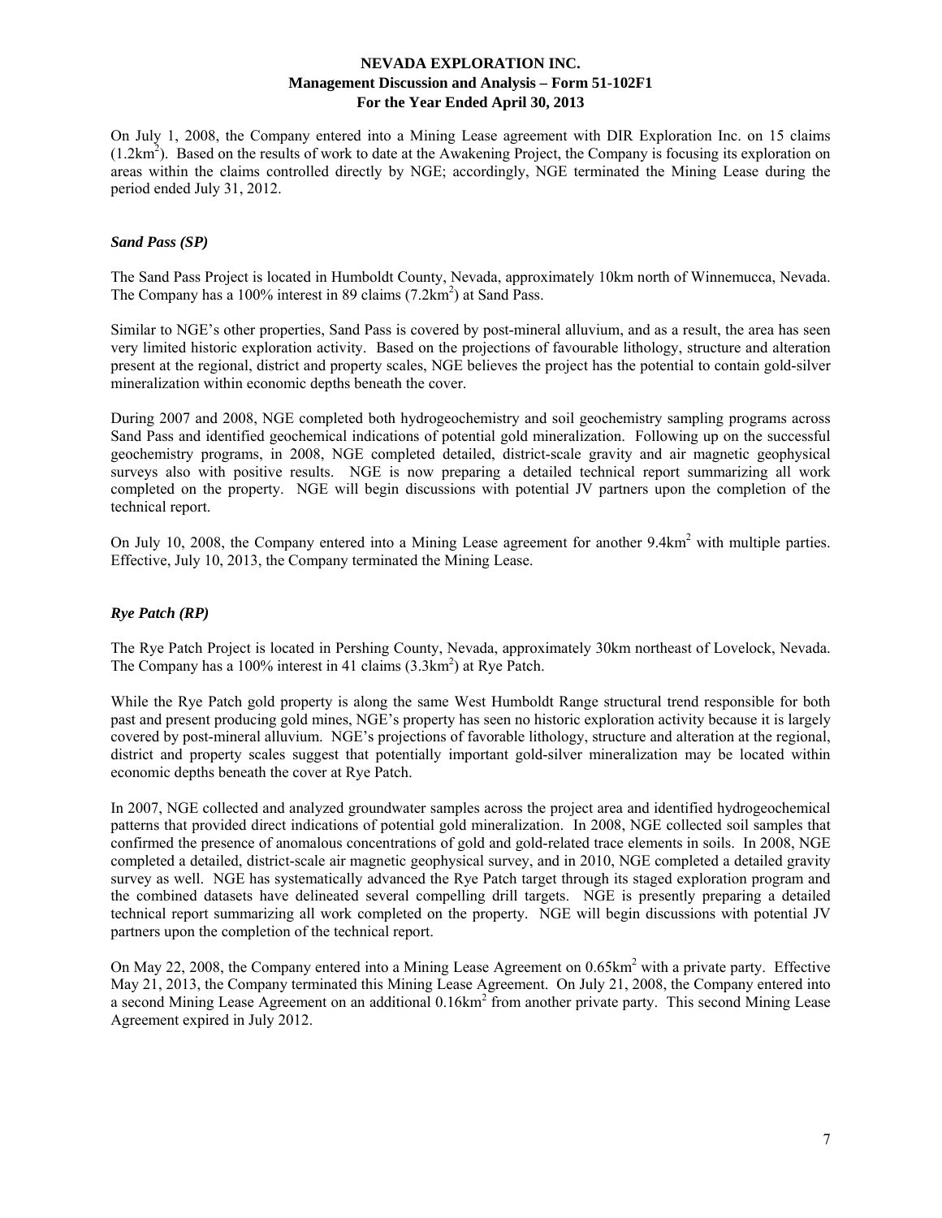On July 1, 2008, the Company entered into a Mining Lease agreement with DIR Exploration Inc. on 15 claims ($1.2km^2$). Based on the results of work to date at the Awakening Project, the Company is focusing its exploration on areas within the claims controlled directly by NGE; accordingly, NGE terminated the Mining Lease during the period ended July 31, 2012.

### *Sand Pass (SP)*

The Sand Pass Project is located in Humboldt County, Nevada, approximately 10km north of Winnemucca, Nevada. The Company has a 100% interest in 89 claims ($7.2km^2$) at Sand Pass.

Similar to NGE's other properties, Sand Pass is covered by post-mineral alluvium, and as a result, the area has seen very limited historic exploration activity. Based on the projections of favourable lithology, structure and alteration present at the regional, district and property scales, NGE believes the project has the potential to contain gold-silver mineralization within economic depths beneath the cover.

During 2007 and 2008, NGE completed both hydrogeochemistry and soil geochemistry sampling programs across Sand Pass and identified geochemical indications of potential gold mineralization. Following up on the successful geochemistry programs, in 2008, NGE completed detailed, district-scale gravity and air magnetic geophysical surveys also with positive results. NGE is now preparing a detailed technical report summarizing all work completed on the property. NGE will begin discussions with potential JV partners upon the completion of the technical report.

On July 10, 2008, the Company entered into a Mining Lease agreement for another $9.4km^2$ with multiple parties. Effective, July 10, 2013, the Company terminated the Mining Lease.

### *Rye Patch (RP)*

The Rye Patch Project is located in Pershing County, Nevada, approximately 30km northeast of Lovelock, Nevada. The Company has a 100% interest in 41 claims ($3.3km^2$) at Rye Patch.

While the Rye Patch gold property is along the same West Humboldt Range structural trend responsible for both past and present producing gold mines, NGE's property has seen no historic exploration activity because it is largely covered by post-mineral alluvium. NGE's projections of favorable lithology, structure and alteration at the regional, district and property scales suggest that potentially important gold-silver mineralization may be located within economic depths beneath the cover at Rye Patch.

In 2007, NGE collected and analyzed groundwater samples across the project area and identified hydrogeochemical patterns that provided direct indications of potential gold mineralization. In 2008, NGE collected soil samples that confirmed the presence of anomalous concentrations of gold and gold-related trace elements in soils. In 2008, NGE completed a detailed, district-scale air magnetic geophysical survey, and in 2010, NGE completed a detailed gravity survey as well. NGE has systematically advanced the Rye Patch target through its staged exploration program and the combined datasets have delineated several compelling drill targets. NGE is presently preparing a detailed technical report summarizing all work completed on the property. NGE will begin discussions with potential JV partners upon the completion of the technical report.

On May 22, 2008, the Company entered into a Mining Lease Agreement on $0.65km^2$ with a private party. Effective May 21, 2013, the Company terminated this Mining Lease Agreement. On July 21, 2008, the Company entered into a second Mining Lease Agreement on an additional $0.16km^2$ from another private party. This second Mining Lease Agreement expired in July 2012.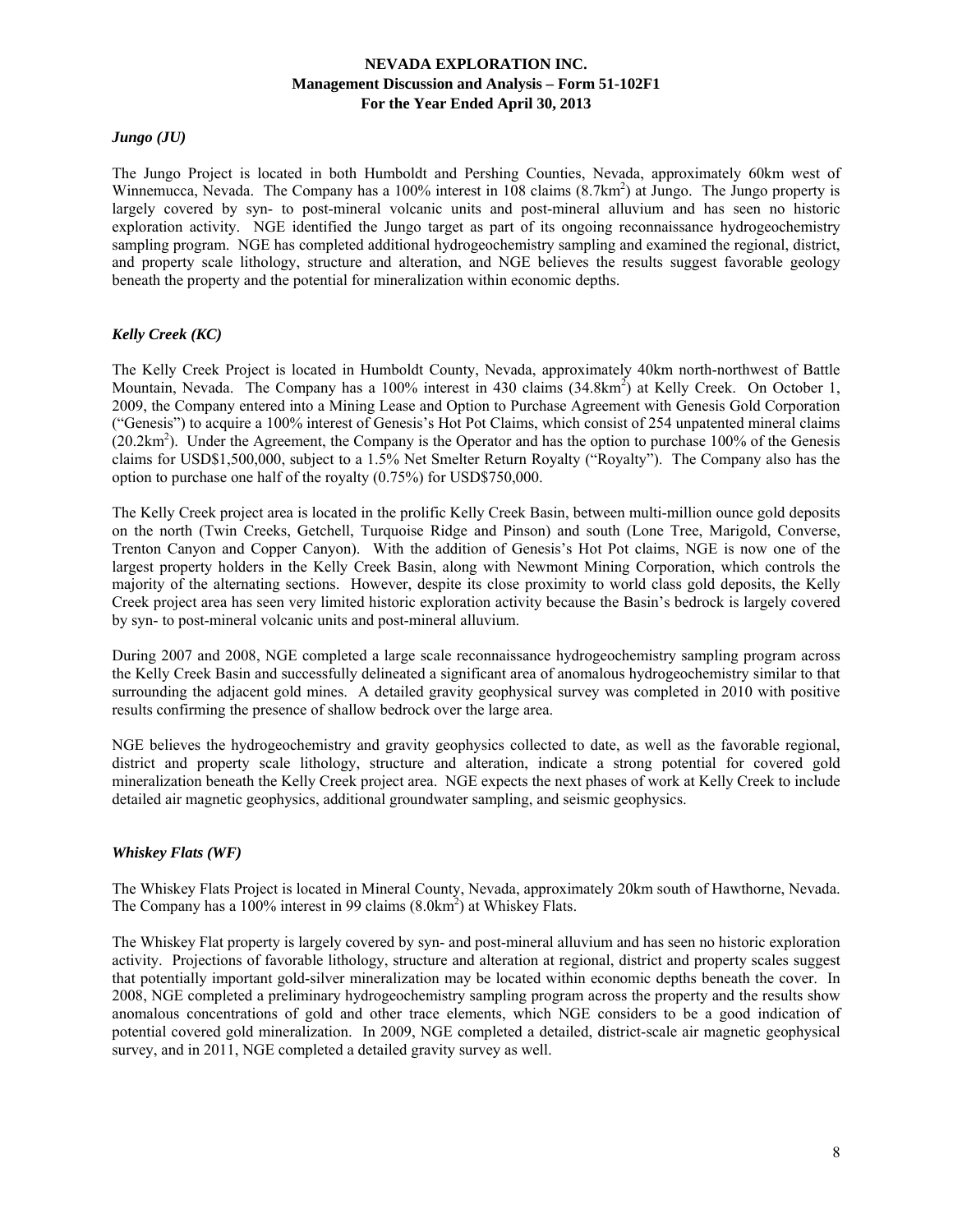### *Jungo (JU)*

The Jungo Project is located in both Humboldt and Pershing Counties, Nevada, approximately 60km west of Winnemucca, Nevada. The Company has a 100% interest in 108 claims ($8.7km^2$) at Jungo. The Jungo property is largely covered by syn- to post-mineral volcanic units and post-mineral alluvium and has seen no historic exploration activity. NGE identified the Jungo target as part of its ongoing reconnaissance hydrogeochemistry sampling program. NGE has completed additional hydrogeochemistry sampling and examined the regional, district, and property scale lithology, structure and alteration, and NGE believes the results suggest favorable geology beneath the property and the potential for mineralization within economic depths.

### *Kelly Creek (KC)*

The Kelly Creek Project is located in Humboldt County, Nevada, approximately 40km north-northwest of Battle Mountain, Nevada. The Company has a 100% interest in 430 claims ($34.8km^2$) at Kelly Creek. On October 1, 2009, the Company entered into a Mining Lease and Option to Purchase Agreement with Genesis Gold Corporation ("Genesis") to acquire a 100% interest of Genesis's Hot Pot Claims, which consist of 254 unpatented mineral claims ($20.2km^2$). Under the Agreement, the Company is the Operator and has the option to purchase 100% of the Genesis claims for USD$1,500,000, subject to a 1.5% Net Smelter Return Royalty ("Royalty"). The Company also has the option to purchase one half of the royalty (0.75%) for USD$750,000.

The Kelly Creek project area is located in the prolific Kelly Creek Basin, between multi-million ounce gold deposits on the north (Twin Creeks, Getchell, Turquoise Ridge and Pinson) and south (Lone Tree, Marigold, Converse, Trenton Canyon and Copper Canyon). With the addition of Genesis's Hot Pot claims, NGE is now one of the largest property holders in the Kelly Creek Basin, along with Newmont Mining Corporation, which controls the majority of the alternating sections. However, despite its close proximity to world class gold deposits, the Kelly Creek project area has seen very limited historic exploration activity because the Basin's bedrock is largely covered by syn- to post-mineral volcanic units and post-mineral alluvium.

During 2007 and 2008, NGE completed a large scale reconnaissance hydrogeochemistry sampling program across the Kelly Creek Basin and successfully delineated a significant area of anomalous hydrogeochemistry similar to that surrounding the adjacent gold mines. A detailed gravity geophysical survey was completed in 2010 with positive results confirming the presence of shallow bedrock over the large area.

NGE believes the hydrogeochemistry and gravity geophysics collected to date, as well as the favorable regional, district and property scale lithology, structure and alteration, indicate a strong potential for covered gold mineralization beneath the Kelly Creek project area. NGE expects the next phases of work at Kelly Creek to include detailed air magnetic geophysics, additional groundwater sampling, and seismic geophysics.

### *Whiskey Flats (WF)*

The Whiskey Flats Project is located in Mineral County, Nevada, approximately 20km south of Hawthorne, Nevada. The Company has a 100% interest in 99 claims ($8.0km^2$) at Whiskey Flats.

The Whiskey Flat property is largely covered by syn- and post-mineral alluvium and has seen no historic exploration activity. Projections of favorable lithology, structure and alteration at regional, district and property scales suggest that potentially important gold-silver mineralization may be located within economic depths beneath the cover. In 2008, NGE completed a preliminary hydrogeochemistry sampling program across the property and the results show anomalous concentrations of gold and other trace elements, which NGE considers to be a good indication of potential covered gold mineralization. In 2009, NGE completed a detailed, district-scale air magnetic geophysical survey, and in 2011, NGE completed a detailed gravity survey as well.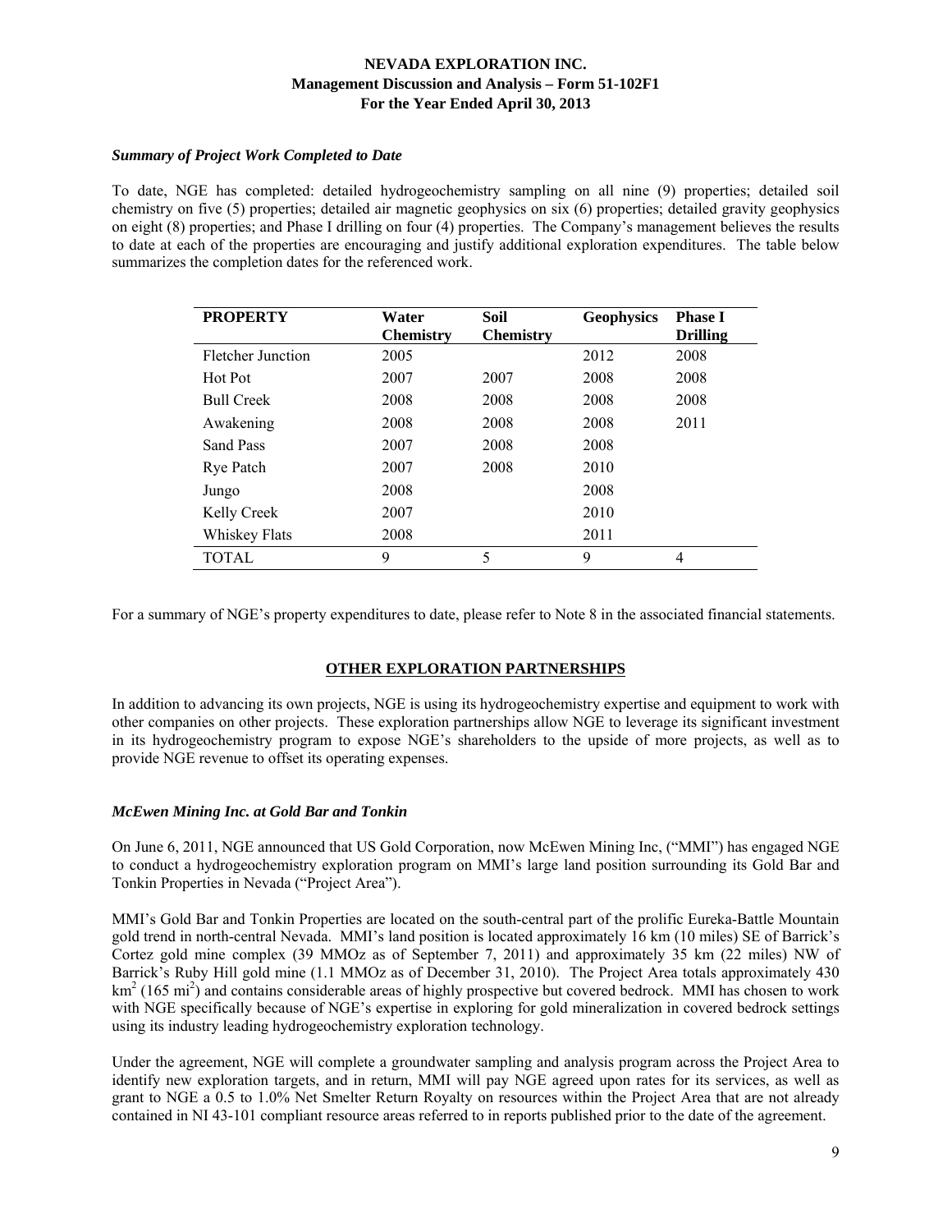#### *Summary of Project Work Completed to Date*

To date, NGE has completed: detailed hydrogeochemistry sampling on all nine (9) properties; detailed soil chemistry on five (5) properties; detailed air magnetic geophysics on six (6) properties; detailed gravity geophysics on eight (8) properties; and Phase I drilling on four (4) properties. The Company's management believes the results to date at each of the properties are encouraging and justify additional exploration expenditures. The table below summarizes the completion dates for the referenced work.

| PROPERTY | Water Chemistry | Soil Chemistry | Geophysics | Phase I Drilling |
|---|---|---|---|---|
| Fletcher Junction | 2005 | | 2012 | 2008 |
| Hot Pot | 2007 | 2007 | 2008 | 2008 |
| Bull Creek | 2008 | 2008 | 2008 | 2008 |
| Awakening | 2008 | 2008 | 2008 | 2011 |
| Sand Pass | 2007 | 2008 | 2008 | |
| Rye Patch | 2007 | 2008 | 2010 | |
| Jungo | 2008 | | 2008 | |
| Kelly Creek | 2007 | | 2010 | |
| Whiskey Flats | 2008 | | 2011 | |
| TOTAL | 9 | 5 | 9 | 4 |

For a summary of NGE's property expenditures to date, please refer to Note 8 in the associated financial statements.

## OTHER EXPLORATION PARTNERSHIPS

In addition to advancing its own projects, NGE is using its hydrogeochemistry expertise and equipment to work with other companies on other projects. These exploration partnerships allow NGE to leverage its significant investment in its hydrogeochemistry program to expose NGE's shareholders to the upside of more projects, as well as to provide NGE revenue to offset its operating expenses.

#### *McEwen Mining Inc. at Gold Bar and Tonkin*

On June 6, 2011, NGE announced that US Gold Corporation, now McEwen Mining Inc, ("MMI") has engaged NGE to conduct a hydrogeochemistry exploration program on MMI's large land position surrounding its Gold Bar and Tonkin Properties in Nevada ("Project Area").

MMI's Gold Bar and Tonkin Properties are located on the south-central part of the prolific Eureka-Battle Mountain gold trend in north-central Nevada. MMI's land position is located approximately 16 km (10 miles) SE of Barrick's Cortez gold mine complex (39 MMOz as of September 7, 2011) and approximately 35 km (22 miles) NW of Barrick's Ruby Hill gold mine (1.1 MMOz as of December 31, 2010). The Project Area totals approximately 430 $km^2$ (165 $mi^2$) and contains considerable areas of highly prospective but covered bedrock. MMI has chosen to work with NGE specifically because of NGE's expertise in exploring for gold mineralization in covered bedrock settings using its industry leading hydrogeochemistry exploration technology.

Under the agreement, NGE will complete a groundwater sampling and analysis program across the Project Area to identify new exploration targets, and in return, MMI will pay NGE agreed upon rates for its services, as well as grant to NGE a 0.5 to 1.0% Net Smelter Return Royalty on resources within the Project Area that are not already contained in NI 43-101 compliant resource areas referred to in reports published prior to the date of the agreement.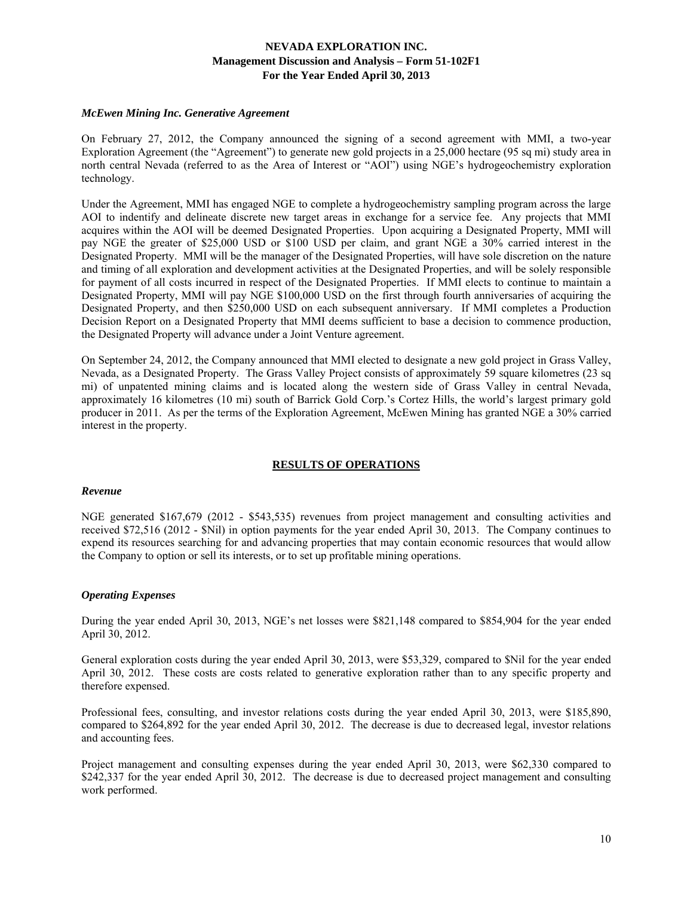### *McEwen Mining Inc. Generative Agreement*

On February 27, 2012, the Company announced the signing of a second agreement with MMI, a two-year Exploration Agreement (the "Agreement") to generate new gold projects in a 25,000 hectare (95 sq mi) study area in north central Nevada (referred to as the Area of Interest or "AOI") using NGE's hydrogeochemistry exploration technology.

Under the Agreement, MMI has engaged NGE to complete a hydrogeochemistry sampling program across the large AOI to indentify and delineate discrete new target areas in exchange for a service fee. Any projects that MMI acquires within the AOI will be deemed Designated Properties. Upon acquiring a Designated Property, MMI will pay NGE the greater of $25,000 USD or $100 USD per claim, and grant NGE a 30% carried interest in the Designated Property. MMI will be the manager of the Designated Properties, will have sole discretion on the nature and timing of all exploration and development activities at the Designated Properties, and will be solely responsible for payment of all costs incurred in respect of the Designated Properties. If MMI elects to continue to maintain a Designated Property, MMI will pay NGE $100,000 USD on the first through fourth anniversaries of acquiring the Designated Property, and then $250,000 USD on each subsequent anniversary. If MMI completes a Production Decision Report on a Designated Property that MMI deems sufficient to base a decision to commence production, the Designated Property will advance under a Joint Venture agreement.

On September 24, 2012, the Company announced that MMI elected to designate a new gold project in Grass Valley, Nevada, as a Designated Property. The Grass Valley Project consists of approximately 59 square kilometres (23 sq mi) of unpatented mining claims and is located along the western side of Grass Valley in central Nevada, approximately 16 kilometres (10 mi) south of Barrick Gold Corp.'s Cortez Hills, the world's largest primary gold producer in 2011. As per the terms of the Exploration Agreement, McEwen Mining has granted NGE a 30% carried interest in the property.

## RESULTS OF OPERATIONS

### *Revenue*

NGE generated $167,679 (2012 - $543,535) revenues from project management and consulting activities and received $72,516 (2012 - $Nil) in option payments for the year ended April 30, 2013. The Company continues to expend its resources searching for and advancing properties that may contain economic resources that would allow the Company to option or sell its interests, or to set up profitable mining operations.

### *Operating Expenses*

During the year ended April 30, 2013, NGE's net losses were $821,148 compared to $854,904 for the year ended April 30, 2012.

General exploration costs during the year ended April 30, 2013, were $53,329, compared to $Nil for the year ended April 30, 2012. These costs are costs related to generative exploration rather than to any specific property and therefore expensed.

Professional fees, consulting, and investor relations costs during the year ended April 30, 2013, were $185,890, compared to $264,892 for the year ended April 30, 2012. The decrease is due to decreased legal, investor relations and accounting fees.

Project management and consulting expenses during the year ended April 30, 2013, were $62,330 compared to $242,337 for the year ended April 30, 2012. The decrease is due to decreased project management and consulting work performed.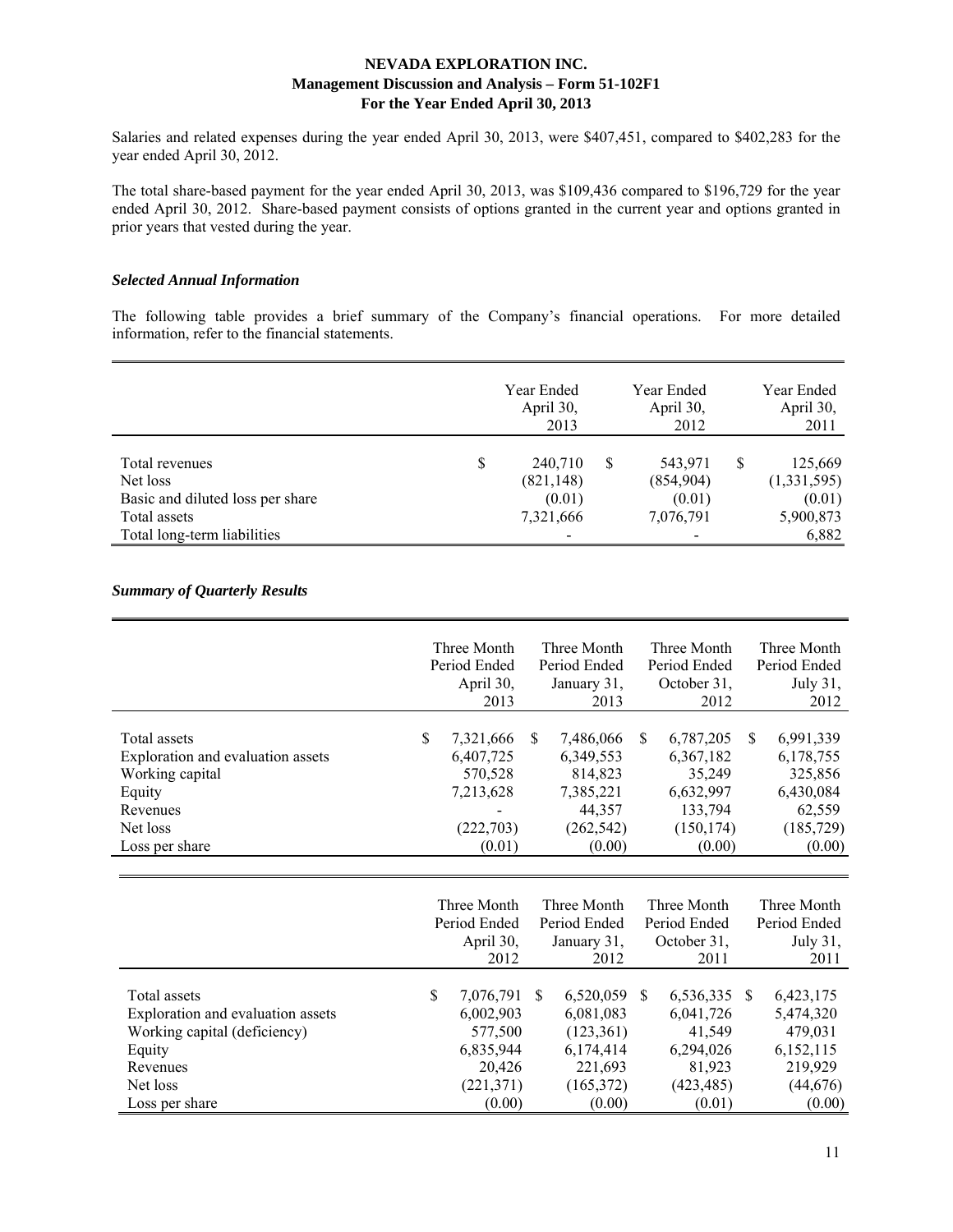Salaries and related expenses during the year ended April 30, 2013, were $407,451, compared to $402,283 for the year ended April 30, 2012.

The total share-based payment for the year ended April 30, 2013, was $109,436 compared to $196,729 for the year ended April 30, 2012. Share-based payment consists of options granted in the current year and options granted in prior years that vested during the year.

### *Selected Annual Information*

The following table provides a brief summary of the Company's financial operations. For more detailed information, refer to the financial statements.

| | Year Ended April 30, 2013 | Year Ended April 30, 2012 | Year Ended April 30, 2011 |
|---|---|---|---|
| Total revenues | $ 240,710 | $ 543,971 | $ 125,669 |
| Net loss | (821,148) | (854,904) | (1,331,595) |
| Basic and diluted loss per share | (0.01) | (0.01) | (0.01) |
| Total assets | 7,321,666 | 7,076,791 | 5,900,873 |
| Total long-term liabilities | - | - | 6,882 |

### *Summary of Quarterly Results*

| | Three Month Period Ended April 30, 2013 | Three Month Period Ended January 31, 2013 | Three Month Period Ended October 31, 2012 | Three Month Period Ended July 31, 2012 |
|---|---|---|---|---|
| Total assets | $ 7,321,666 | $ 7,486,066 | $ 6,787,205 | $ 6,991,339 |
| Exploration and evaluation assets | 6,407,725 | 6,349,553 | 6,367,182 | 6,178,755 |
| Working capital | 570,528 | 814,823 | 35,249 | 325,856 |
| Equity | 7,213,628 | 7,385,221 | 6,632,997 | 6,430,084 |
| Revenues | - | 44,357 | 133,794 | 62,559 |
| Net loss | (222,703) | (262,542) | (150,174) | (185,729) |
| Loss per share | (0.01) | (0.00) | (0.00) | (0.00) |

| | Three Month Period Ended April 30, 2012 | Three Month Period Ended January 31, 2012 | Three Month Period Ended October 31, 2011 | Three Month Period Ended July 31, 2011 |
|---|---|---|---|---|
| Total assets | $ 7,076,791 | $ 6,520,059 | $ 6,536,335 | $ 6,423,175 |
| Exploration and evaluation assets | 6,002,903 | 6,081,083 | 6,041,726 | 5,474,320 |
| Working capital (deficiency) | 577,500 | (123,361) | 41,549 | 479,031 |
| Equity | 6,835,944 | 6,174,414 | 6,294,026 | 6,152,115 |
| Revenues | 20,426 | 221,693 | 81,923 | 219,929 |
| Net loss | (221,371) | (165,372) | (423,485) | (44,676) |
| Loss per share | (0.00) | (0.00) | (0.01) | (0.00) |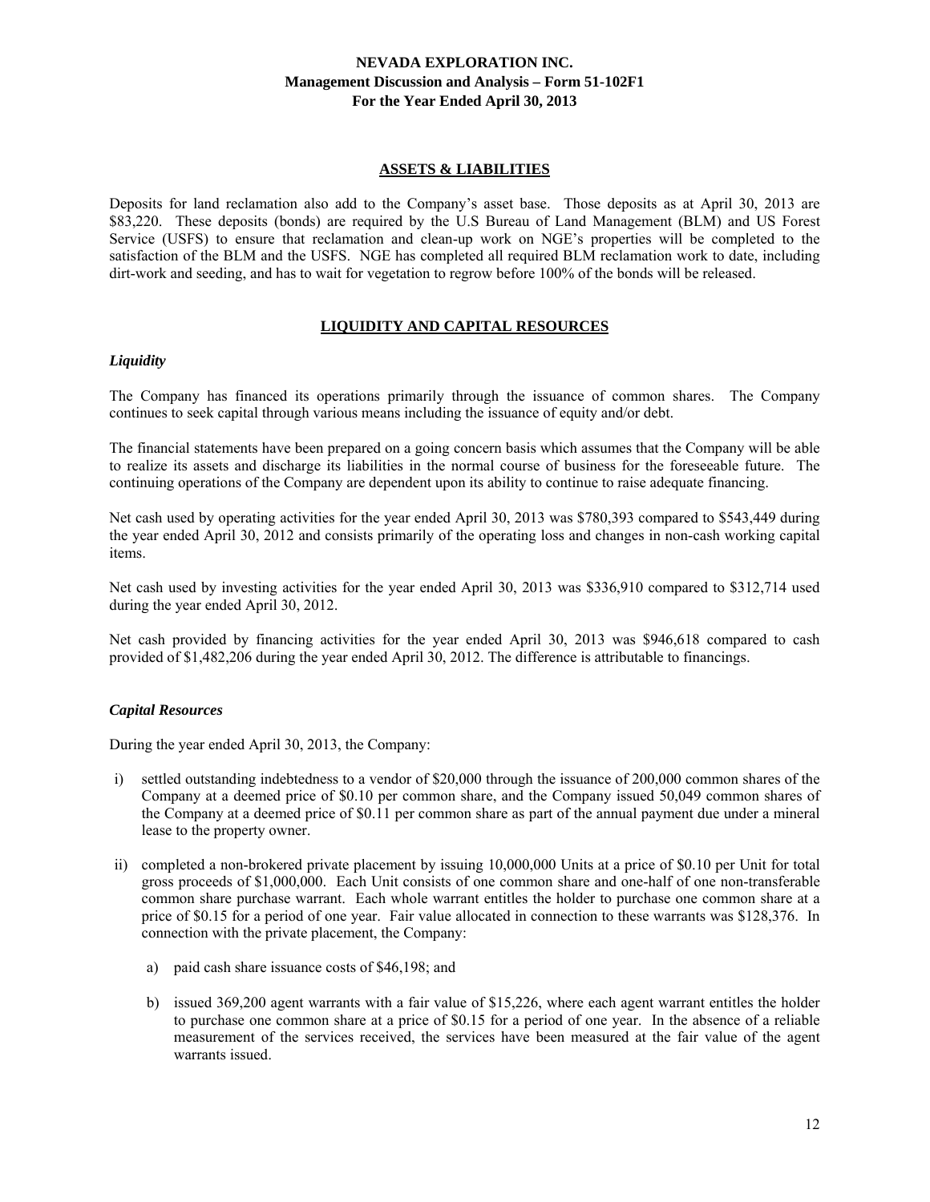## ASSETS & LIABILITIES

Deposits for land reclamation also add to the Company's asset base. Those deposits as at April 30, 2013 are $83,220. These deposits (bonds) are required by the U.S Bureau of Land Management (BLM) and US Forest Service (USFS) to ensure that reclamation and clean-up work on NGE's properties will be completed to the satisfaction of the BLM and the USFS. NGE has completed all required BLM reclamation work to date, including dirt-work and seeding, and has to wait for vegetation to regrow before 100% of the bonds will be released.

## LIQUIDITY AND CAPITAL RESOURCES

### *Liquidity*

The Company has financed its operations primarily through the issuance of common shares. The Company continues to seek capital through various means including the issuance of equity and/or debt.

The financial statements have been prepared on a going concern basis which assumes that the Company will be able to realize its assets and discharge its liabilities in the normal course of business for the foreseeable future. The continuing operations of the Company are dependent upon its ability to continue to raise adequate financing.

Net cash used by operating activities for the year ended April 30, 2013 was $780,393 compared to $543,449 during the year ended April 30, 2012 and consists primarily of the operating loss and changes in non-cash working capital items.

Net cash used by investing activities for the year ended April 30, 2013 was $336,910 compared to $312,714 used during the year ended April 30, 2012.

Net cash provided by financing activities for the year ended April 30, 2013 was $946,618 compared to cash provided of $1,482,206 during the year ended April 30, 2012. The difference is attributable to financings.

### *Capital Resources*

During the year ended April 30, 2013, the Company:

i) settled outstanding indebtedness to a vendor of $20,000 through the issuance of 200,000 common shares of the Company at a deemed price of $0.10 per common share, and the Company issued 50,049 common shares of the Company at a deemed price of $0.11 per common share as part of the annual payment due under a mineral lease to the property owner.

ii) completed a non-brokered private placement by issuing 10,000,000 Units at a price of $0.10 per Unit for total gross proceeds of $1,000,000. Each Unit consists of one common share and one-half of one non-transferable common share purchase warrant. Each whole warrant entitles the holder to purchase one common share at a price of $0.15 for a period of one year. Fair value allocated in connection to these warrants was $128,376. In connection with the private placement, the Company:

   a) paid cash share issuance costs of $46,198; and

   b) issued 369,200 agent warrants with a fair value of $15,226, where each agent warrant entitles the holder to purchase one common share at a price of $0.15 for a period of one year. In the absence of a reliable measurement of the services received, the services have been measured at the fair value of the agent warrants issued.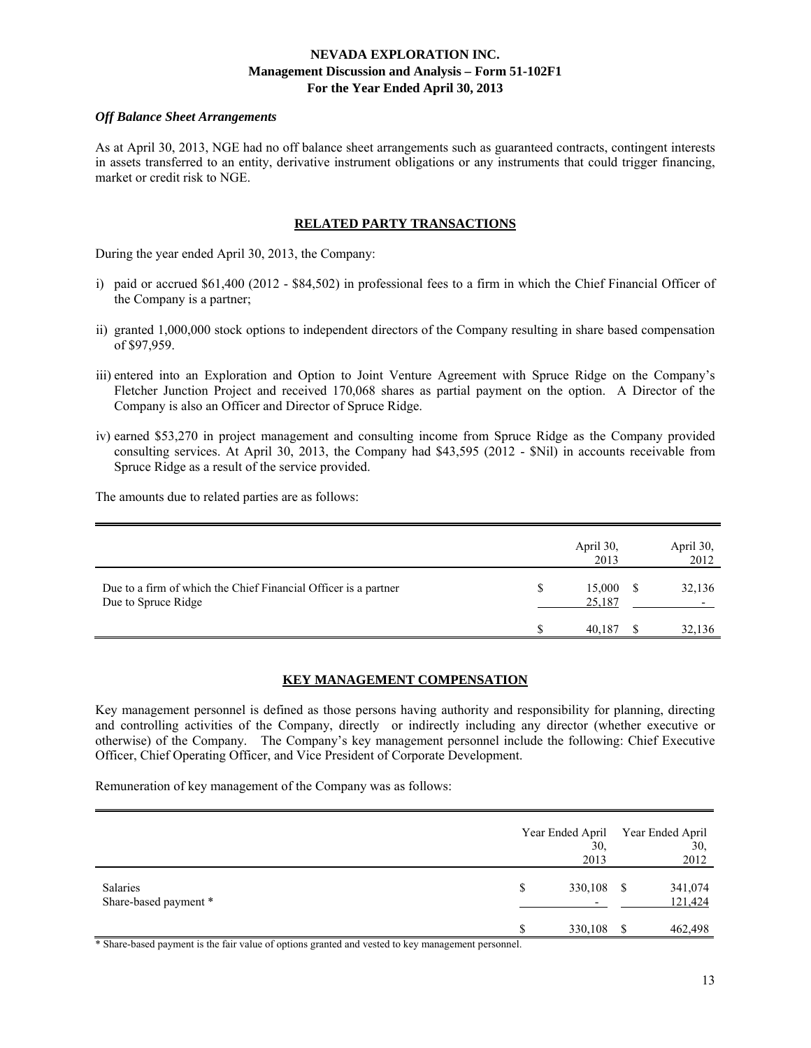*Off Balance Sheet Arrangements*

As at April 30, 2013, NGE had no off balance sheet arrangements such as guaranteed contracts, contingent interests in assets transferred to an entity, derivative instrument obligations or any instruments that could trigger financing, market or credit risk to NGE.

## RELATED PARTY TRANSACTIONS

During the year ended April 30, 2013, the Company:

i) paid or accrued $61,400 (2012 - $84,502) in professional fees to a firm in which the Chief Financial Officer of the Company is a partner;

ii) granted 1,000,000 stock options to independent directors of the Company resulting in share based compensation of $97,959.

iii) entered into an Exploration and Option to Joint Venture Agreement with Spruce Ridge on the Company's Fletcher Junction Project and received 170,068 shares as partial payment on the option. A Director of the Company is also an Officer and Director of Spruce Ridge.

iv) earned $53,270 in project management and consulting income from Spruce Ridge as the Company provided consulting services. At April 30, 2013, the Company had $43,595 (2012 - $Nil) in accounts receivable from Spruce Ridge as a result of the service provided.

The amounts due to related parties are as follows:

| | April 30, 2013 | April 30, 2012 |
|---|---|---|
| Due to a firm of which the Chief Financial Officer is a partner | $ 15,000 | $ 32,136 |
| Due to Spruce Ridge | 25,187 | - |
| | $ 40,187 | $ 32,136 |

## KEY MANAGEMENT COMPENSATION

Key management personnel is defined as those persons having authority and responsibility for planning, directing and controlling activities of the Company, directly or indirectly including any director (whether executive or otherwise) of the Company. The Company's key management personnel include the following: Chief Executive Officer, Chief Operating Officer, and Vice President of Corporate Development.

Remuneration of key management of the Company was as follows:

| | Year Ended April 30, 2013 | Year Ended April 30, 2012 |
|---|---|---|
| Salaries | $ 330,108 | $ 341,074 |
| Share-based payment * | - | 121,424 |
| | $ 330,108 | $ 462,498 |

\* Share-based payment is the fair value of options granted and vested to key management personnel.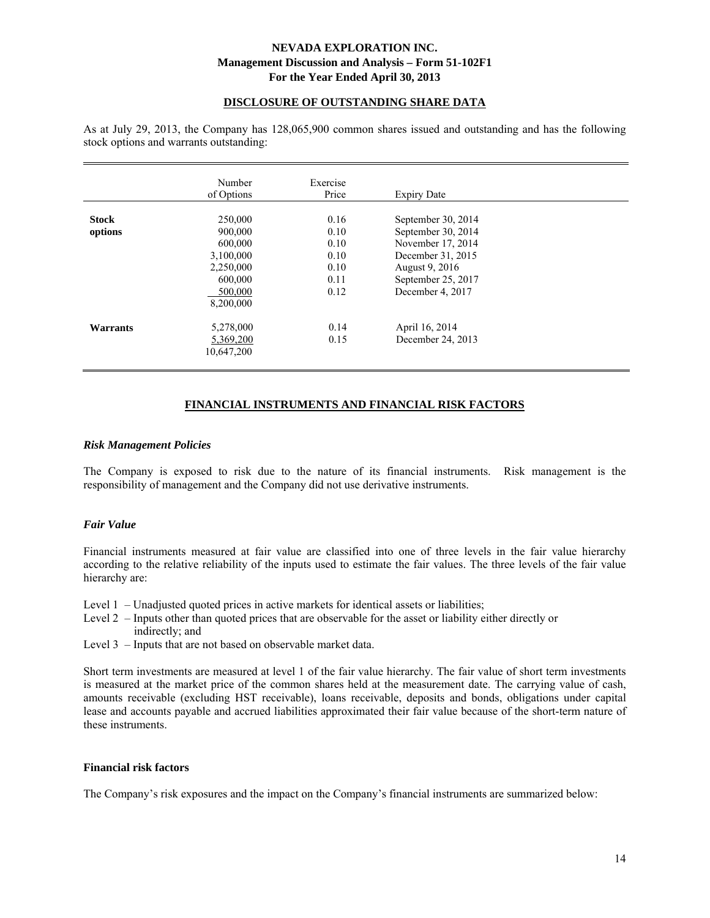## DISCLOSURE OF OUTSTANDING SHARE DATA

As at July 29, 2013, the Company has 128,065,900 common shares issued and outstanding and has the following stock options and warrants outstanding:

| | Number of Options | Exercise Price | Expiry Date |
|---|---|---|---|
| **Stock options** | 250,000 | 0.16 | September 30, 2014 |
| | 900,000 | 0.10 | September 30, 2014 |
| | 600,000 | 0.10 | November 17, 2014 |
| | 3,100,000 | 0.10 | December 31, 2015 |
| | 2,250,000 | 0.10 | August 9, 2016 |
| | 600,000 | 0.11 | September 25, 2017 |
| | 500,000 | 0.12 | December 4, 2017 |
| | 8,200,000 | | |
| **Warrants** | 5,278,000 | 0.14 | April 16, 2014 |
| | 5,369,200 | 0.15 | December 24, 2013 |
| | 10,647,200 | | |

## FINANCIAL INSTRUMENTS AND FINANCIAL RISK FACTORS

### *Risk Management Policies*

The Company is exposed to risk due to the nature of its financial instruments. Risk management is the responsibility of management and the Company did not use derivative instruments.

### *Fair Value*

Financial instruments measured at fair value are classified into one of three levels in the fair value hierarchy according to the relative reliability of the inputs used to estimate the fair values. The three levels of the fair value hierarchy are:

- Level 1 – Unadjusted quoted prices in active markets for identical assets or liabilities;
- Level 2 – Inputs other than quoted prices that are observable for the asset or liability either directly or indirectly; and
- Level 3 – Inputs that are not based on observable market data.

Short term investments are measured at level 1 of the fair value hierarchy. The fair value of short term investments is measured at the market price of the common shares held at the measurement date. The carrying value of cash, amounts receivable (excluding HST receivable), loans receivable, deposits and bonds, obligations under capital lease and accounts payable and accrued liabilities approximated their fair value because of the short-term nature of these instruments.

### **Financial risk factors**

The Company's risk exposures and the impact on the Company's financial instruments are summarized below: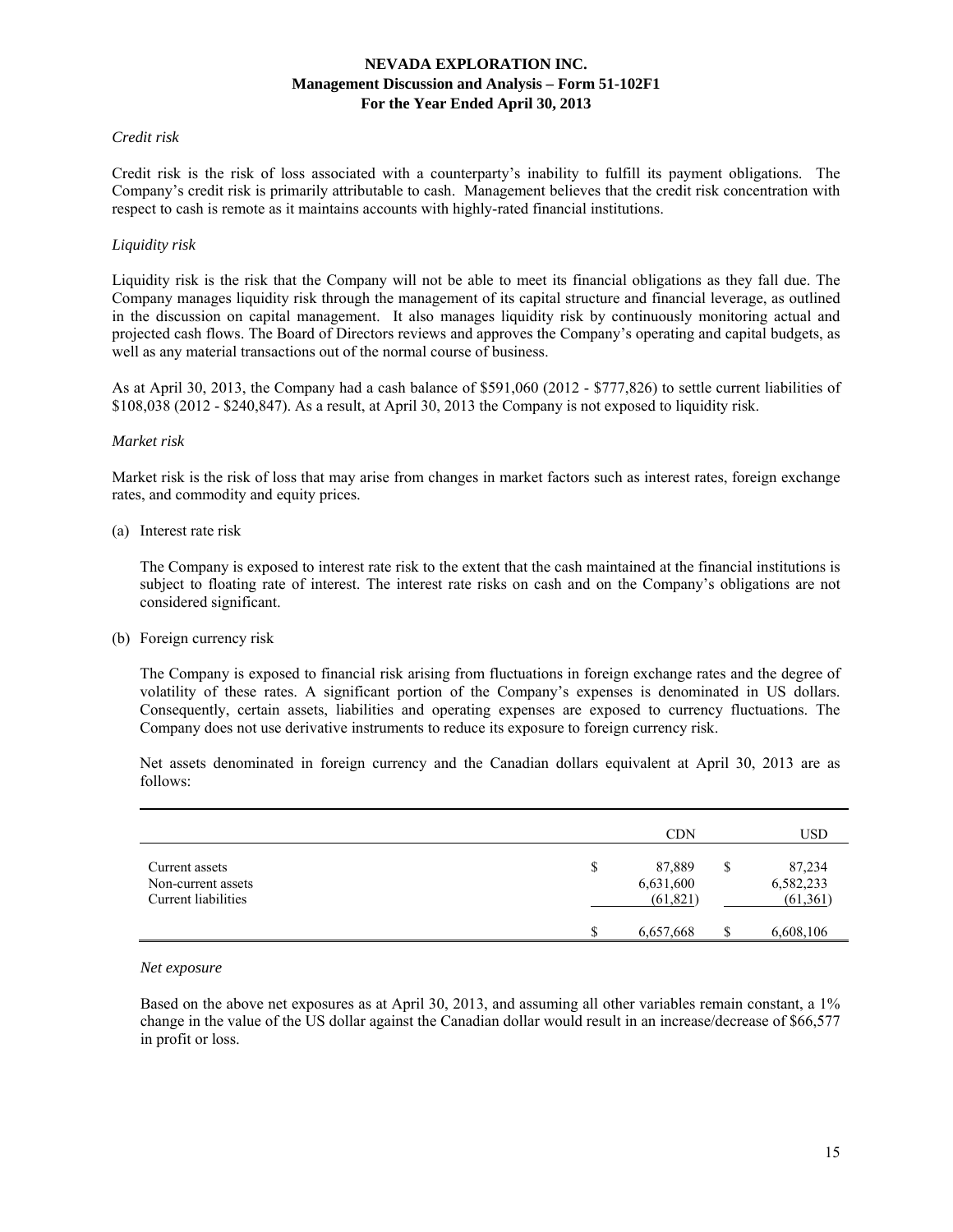*Credit risk*

Credit risk is the risk of loss associated with a counterparty's inability to fulfill its payment obligations. The Company's credit risk is primarily attributable to cash. Management believes that the credit risk concentration with respect to cash is remote as it maintains accounts with highly-rated financial institutions.

*Liquidity risk*

Liquidity risk is the risk that the Company will not be able to meet its financial obligations as they fall due. The Company manages liquidity risk through the management of its capital structure and financial leverage, as outlined in the discussion on capital management. It also manages liquidity risk by continuously monitoring actual and projected cash flows. The Board of Directors reviews and approves the Company's operating and capital budgets, as well as any material transactions out of the normal course of business.

As at April 30, 2013, the Company had a cash balance of $591,060 (2012 - $777,826) to settle current liabilities of $108,038 (2012 - $240,847). As a result, at April 30, 2013 the Company is not exposed to liquidity risk.

*Market risk*

Market risk is the risk of loss that may arise from changes in market factors such as interest rates, foreign exchange rates, and commodity and equity prices.

(a) Interest rate risk

The Company is exposed to interest rate risk to the extent that the cash maintained at the financial institutions is subject to floating rate of interest. The interest rate risks on cash and on the Company's obligations are not considered significant.

(b) Foreign currency risk

The Company is exposed to financial risk arising from fluctuations in foreign exchange rates and the degree of volatility of these rates. A significant portion of the Company's expenses is denominated in US dollars. Consequently, certain assets, liabilities and operating expenses are exposed to currency fluctuations. The Company does not use derivative instruments to reduce its exposure to foreign currency risk.

Net assets denominated in foreign currency and the Canadian dollars equivalent at April 30, 2013 are as follows:

| | CDN | USD |
|---|---|---|
| Current assets | $ 87,889 | $ 87,234 |
| Non-current assets | 6,631,600 | 6,582,233 |
| Current liabilities | (61,821) | (61,361) |
| | $ 6,657,668 | $ 6,608,106 |

*Net exposure*

Based on the above net exposures as at April 30, 2013, and assuming all other variables remain constant, a 1% change in the value of the US dollar against the Canadian dollar would result in an increase/decrease of $66,577 in profit or loss.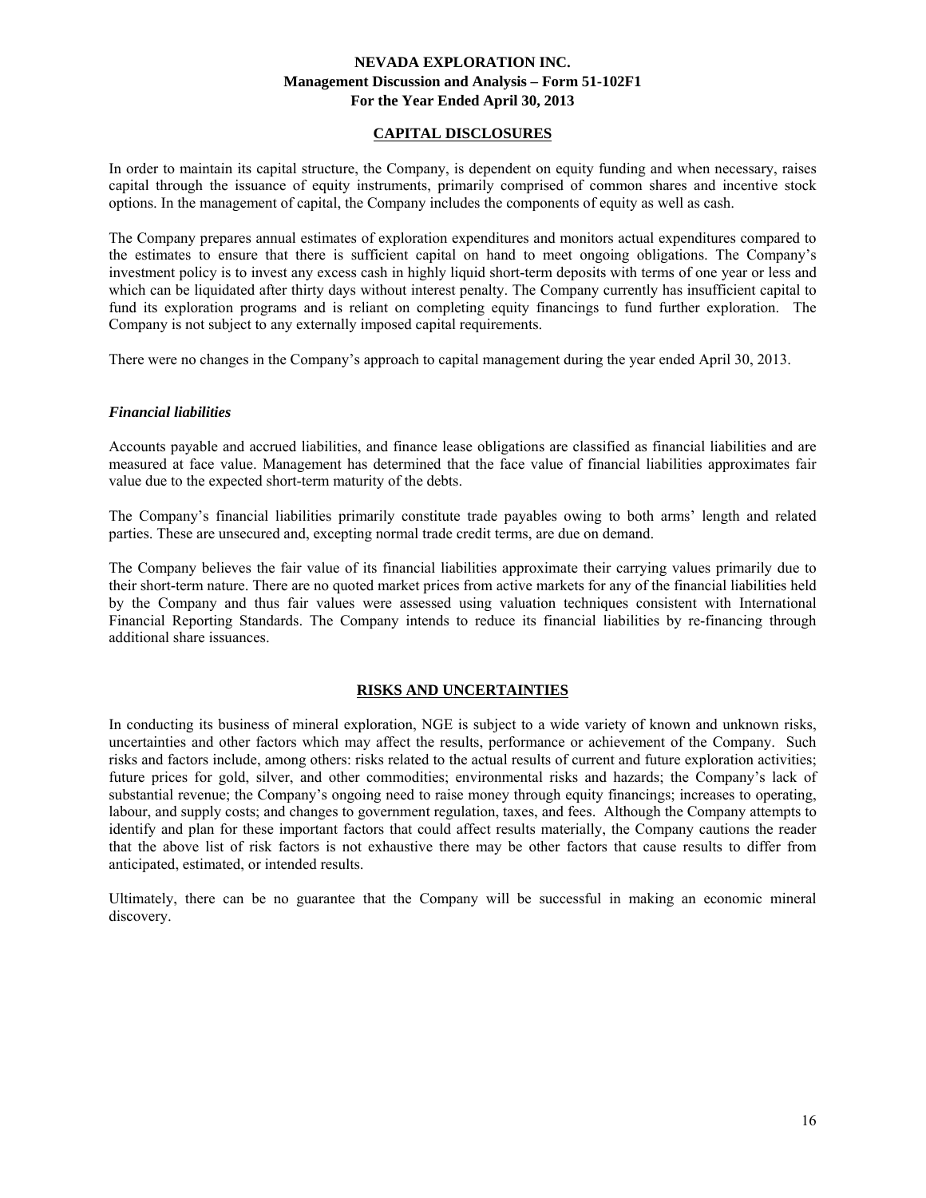## CAPITAL DISCLOSURES

In order to maintain its capital structure, the Company, is dependent on equity funding and when necessary, raises capital through the issuance of equity instruments, primarily comprised of common shares and incentive stock options. In the management of capital, the Company includes the components of equity as well as cash.

The Company prepares annual estimates of exploration expenditures and monitors actual expenditures compared to the estimates to ensure that there is sufficient capital on hand to meet ongoing obligations. The Company's investment policy is to invest any excess cash in highly liquid short-term deposits with terms of one year or less and which can be liquidated after thirty days without interest penalty. The Company currently has insufficient capital to fund its exploration programs and is reliant on completing equity financings to fund further exploration. The Company is not subject to any externally imposed capital requirements.

There were no changes in the Company's approach to capital management during the year ended April 30, 2013.

### *Financial liabilities*

Accounts payable and accrued liabilities, and finance lease obligations are classified as financial liabilities and are measured at face value. Management has determined that the face value of financial liabilities approximates fair value due to the expected short-term maturity of the debts.

The Company's financial liabilities primarily constitute trade payables owing to both arms' length and related parties. These are unsecured and, excepting normal trade credit terms, are due on demand.

The Company believes the fair value of its financial liabilities approximate their carrying values primarily due to their short-term nature. There are no quoted market prices from active markets for any of the financial liabilities held by the Company and thus fair values were assessed using valuation techniques consistent with International Financial Reporting Standards. The Company intends to reduce its financial liabilities by re-financing through additional share issuances.

## RISKS AND UNCERTAINTIES

In conducting its business of mineral exploration, NGE is subject to a wide variety of known and unknown risks, uncertainties and other factors which may affect the results, performance or achievement of the Company. Such risks and factors include, among others: risks related to the actual results of current and future exploration activities; future prices for gold, silver, and other commodities; environmental risks and hazards; the Company's lack of substantial revenue; the Company's ongoing need to raise money through equity financings; increases to operating, labour, and supply costs; and changes to government regulation, taxes, and fees. Although the Company attempts to identify and plan for these important factors that could affect results materially, the Company cautions the reader that the above list of risk factors is not exhaustive there may be other factors that cause results to differ from anticipated, estimated, or intended results.

Ultimately, there can be no guarantee that the Company will be successful in making an economic mineral discovery.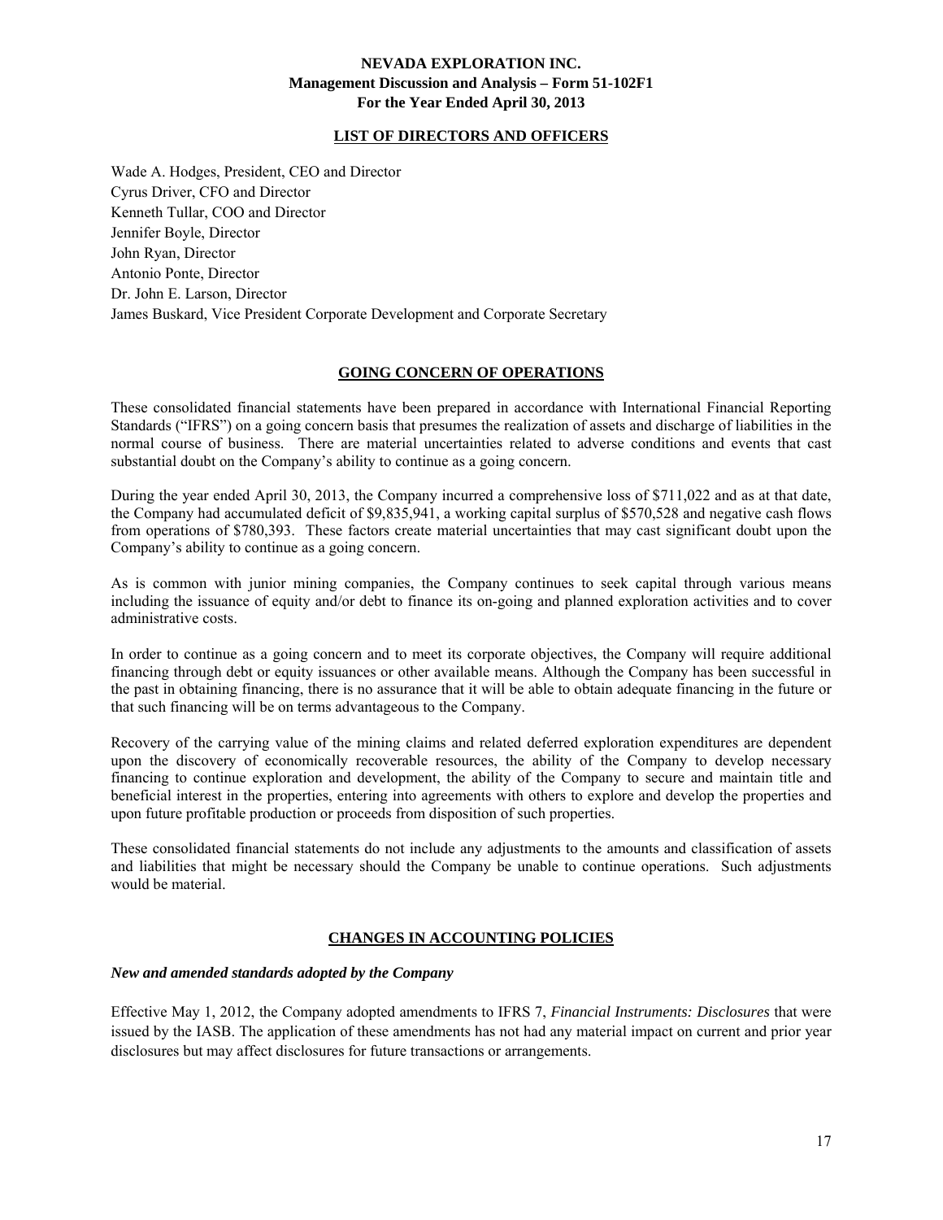## LIST OF DIRECTORS AND OFFICERS

Wade A. Hodges, President, CEO and Director
Cyrus Driver, CFO and Director
Kenneth Tullar, COO and Director
Jennifer Boyle, Director
John Ryan, Director
Antonio Ponte, Director
Dr. John E. Larson, Director
James Buskard, Vice President Corporate Development and Corporate Secretary

## GOING CONCERN OF OPERATIONS

These consolidated financial statements have been prepared in accordance with International Financial Reporting Standards ("IFRS") on a going concern basis that presumes the realization of assets and discharge of liabilities in the normal course of business. There are material uncertainties related to adverse conditions and events that cast substantial doubt on the Company's ability to continue as a going concern.

During the year ended April 30, 2013, the Company incurred a comprehensive loss of $711,022 and as at that date, the Company had accumulated deficit of $9,835,941, a working capital surplus of $570,528 and negative cash flows from operations of $780,393. These factors create material uncertainties that may cast significant doubt upon the Company's ability to continue as a going concern.

As is common with junior mining companies, the Company continues to seek capital through various means including the issuance of equity and/or debt to finance its on-going and planned exploration activities and to cover administrative costs.

In order to continue as a going concern and to meet its corporate objectives, the Company will require additional financing through debt or equity issuances or other available means. Although the Company has been successful in the past in obtaining financing, there is no assurance that it will be able to obtain adequate financing in the future or that such financing will be on terms advantageous to the Company.

Recovery of the carrying value of the mining claims and related deferred exploration expenditures are dependent upon the discovery of economically recoverable resources, the ability of the Company to develop necessary financing to continue exploration and development, the ability of the Company to secure and maintain title and beneficial interest in the properties, entering into agreements with others to explore and develop the properties and upon future profitable production or proceeds from disposition of such properties.

These consolidated financial statements do not include any adjustments to the amounts and classification of assets and liabilities that might be necessary should the Company be unable to continue operations. Such adjustments would be material.

## CHANGES IN ACCOUNTING POLICIES

### *New and amended standards adopted by the Company*

Effective May 1, 2012, the Company adopted amendments to IFRS 7, *Financial Instruments: Disclosures* that were issued by the IASB. The application of these amendments has not had any material impact on current and prior year disclosures but may affect disclosures for future transactions or arrangements.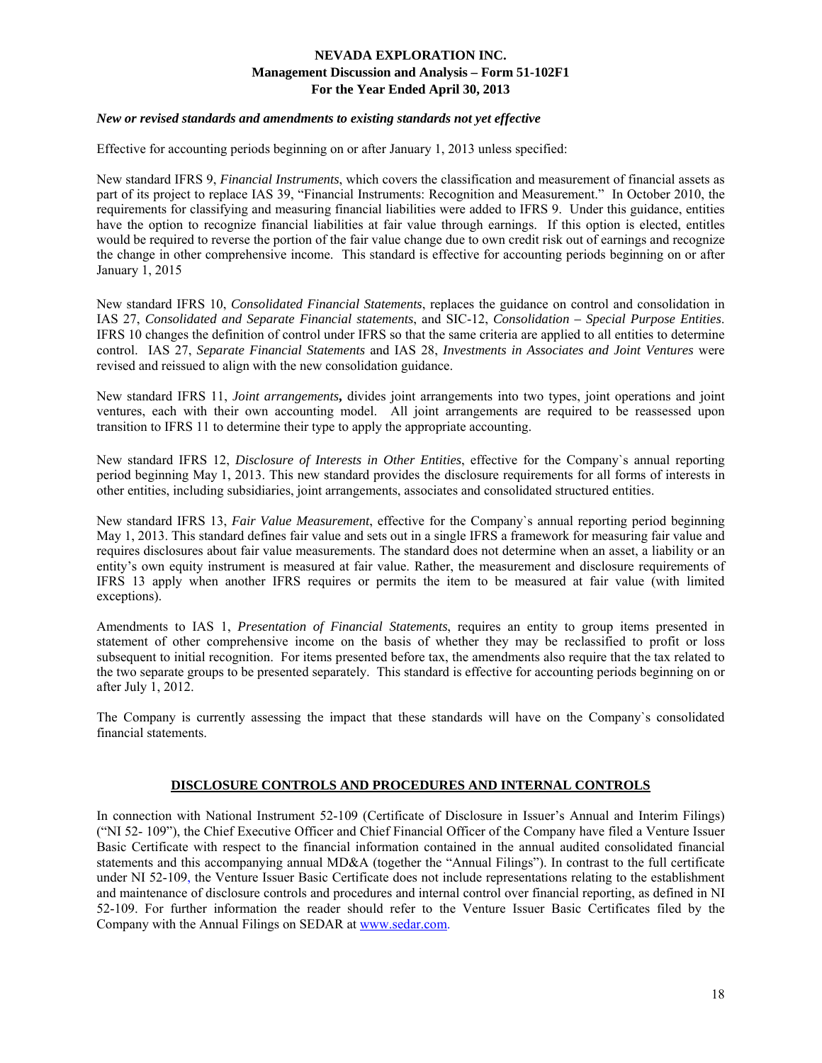### *New or revised standards and amendments to existing standards not yet effective*

Effective for accounting periods beginning on or after January 1, 2013 unless specified:

New standard IFRS 9, *Financial Instruments*, which covers the classification and measurement of financial assets as part of its project to replace IAS 39, "Financial Instruments: Recognition and Measurement." In October 2010, the requirements for classifying and measuring financial liabilities were added to IFRS 9. Under this guidance, entities have the option to recognize financial liabilities at fair value through earnings. If this option is elected, entitles would be required to reverse the portion of the fair value change due to own credit risk out of earnings and recognize the change in other comprehensive income. This standard is effective for accounting periods beginning on or after January 1, 2015

New standard IFRS 10, *Consolidated Financial Statements*, replaces the guidance on control and consolidation in IAS 27, *Consolidated and Separate Financial statements*, and SIC-12, *Consolidation – Special Purpose Entities*. IFRS 10 changes the definition of control under IFRS so that the same criteria are applied to all entities to determine control. IAS 27, *Separate Financial Statements* and IAS 28, *Investments in Associates and Joint Ventures* were revised and reissued to align with the new consolidation guidance.

New standard IFRS 11, *Joint arrangements***,** divides joint arrangements into two types, joint operations and joint ventures, each with their own accounting model. All joint arrangements are required to be reassessed upon transition to IFRS 11 to determine their type to apply the appropriate accounting.

New standard IFRS 12, *Disclosure of Interests in Other Entities*, effective for the Company`s annual reporting period beginning May 1, 2013. This new standard provides the disclosure requirements for all forms of interests in other entities, including subsidiaries, joint arrangements, associates and consolidated structured entities.

New standard IFRS 13, *Fair Value Measurement*, effective for the Company`s annual reporting period beginning May 1, 2013. This standard defines fair value and sets out in a single IFRS a framework for measuring fair value and requires disclosures about fair value measurements. The standard does not determine when an asset, a liability or an entity's own equity instrument is measured at fair value. Rather, the measurement and disclosure requirements of IFRS 13 apply when another IFRS requires or permits the item to be measured at fair value (with limited exceptions).

Amendments to IAS 1, *Presentation of Financial Statements*, requires an entity to group items presented in statement of other comprehensive income on the basis of whether they may be reclassified to profit or loss subsequent to initial recognition. For items presented before tax, the amendments also require that the tax related to the two separate groups to be presented separately. This standard is effective for accounting periods beginning on or after July 1, 2012.

The Company is currently assessing the impact that these standards will have on the Company`s consolidated financial statements.

## DISCLOSURE CONTROLS AND PROCEDURES AND INTERNAL CONTROLS

In connection with National Instrument 52-109 (Certificate of Disclosure in Issuer's Annual and Interim Filings) ("NI 52- 109"), the Chief Executive Officer and Chief Financial Officer of the Company have filed a Venture Issuer Basic Certificate with respect to the financial information contained in the annual audited consolidated financial statements and this accompanying annual MD&A (together the "Annual Filings"). In contrast to the full certificate under NI 52-109, the Venture Issuer Basic Certificate does not include representations relating to the establishment and maintenance of disclosure controls and procedures and internal control over financial reporting, as defined in NI 52-109. For further information the reader should refer to the Venture Issuer Basic Certificates filed by the Company with the Annual Filings on SEDAR at www.sedar.com.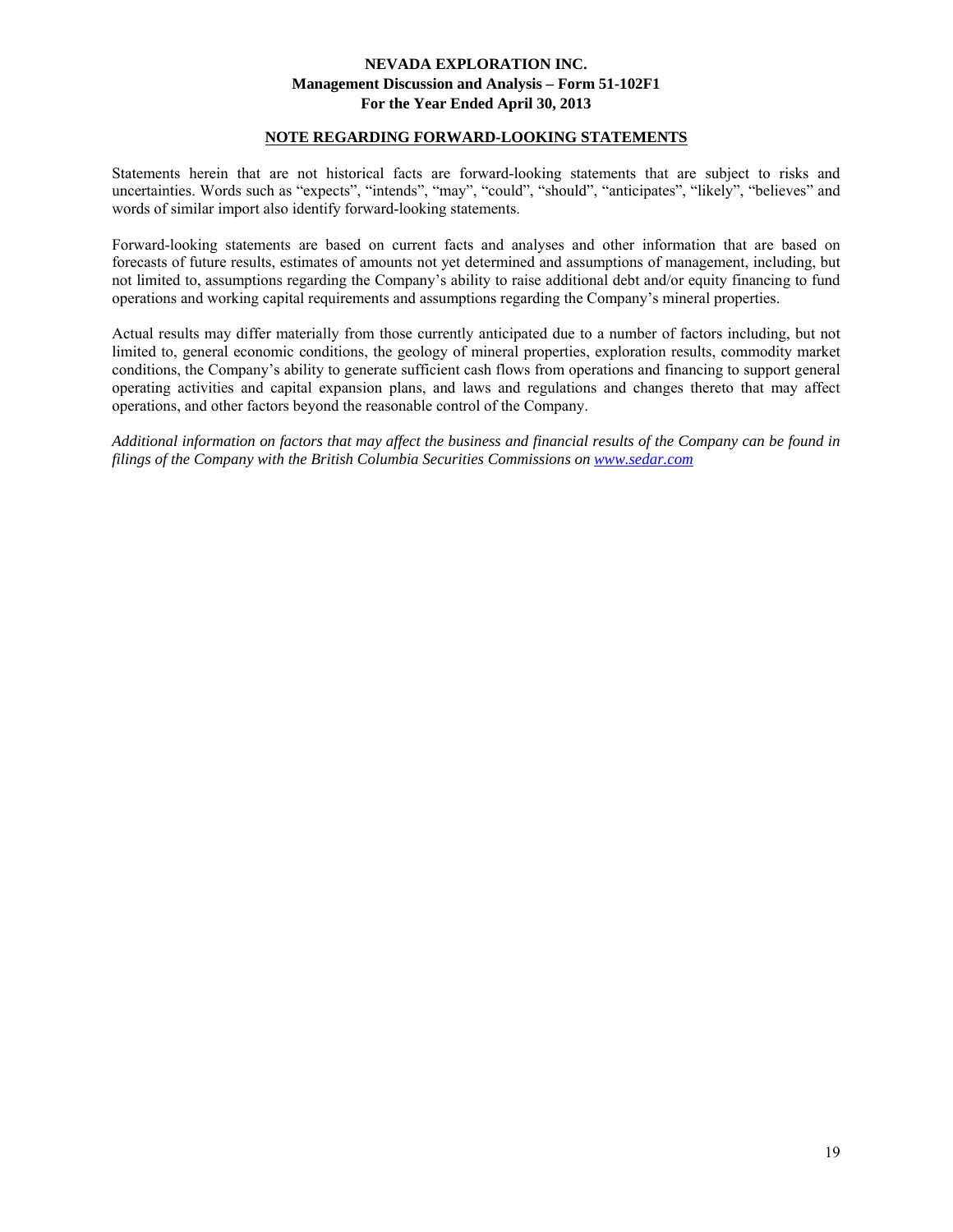## NOTE REGARDING FORWARD-LOOKING STATEMENTS

Statements herein that are not historical facts are forward-looking statements that are subject to risks and uncertainties. Words such as "expects", "intends", "may", "could", "should", "anticipates", "likely", "believes" and words of similar import also identify forward-looking statements.

Forward-looking statements are based on current facts and analyses and other information that are based on forecasts of future results, estimates of amounts not yet determined and assumptions of management, including, but not limited to, assumptions regarding the Company's ability to raise additional debt and/or equity financing to fund operations and working capital requirements and assumptions regarding the Company's mineral properties.

Actual results may differ materially from those currently anticipated due to a number of factors including, but not limited to, general economic conditions, the geology of mineral properties, exploration results, commodity market conditions, the Company's ability to generate sufficient cash flows from operations and financing to support general operating activities and capital expansion plans, and laws and regulations and changes thereto that may affect operations, and other factors beyond the reasonable control of the Company.

*Additional information on factors that may affect the business and financial results of the Company can be found in filings of the Company with the British Columbia Securities Commissions on [www.sedar.com](www.sedar.com)*